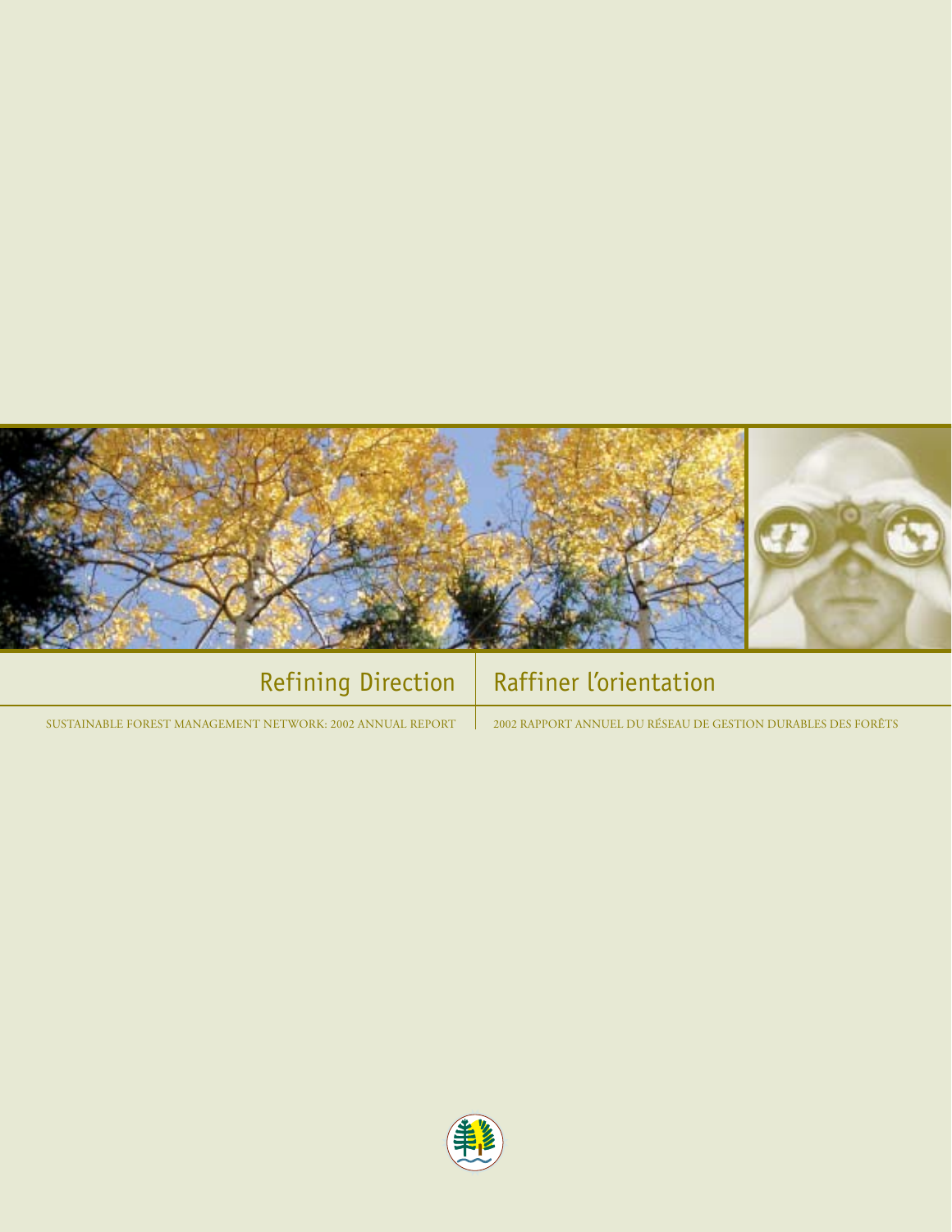# Refining Direction | Raffiner l'orientation

SUSTAINABLE FOREST MANAGEMENT NETWORK: 2002 ANNUAL REPORT | 2002 RAPPORT ANNUEL DU RÉSEAU DE GESTION DURABLES DES FORÊTS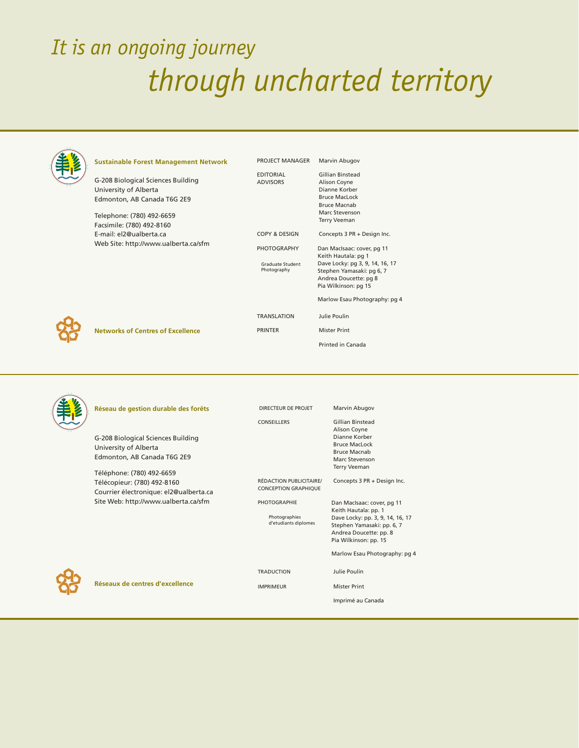*It is an ongoing journey*
*through uncharted territory*

**Sustainable Forest Management Network**

G-208 Biological Sciences Building
University of Alberta
Edmonton, AB Canada T6G 2E9

Telephone: (780) 492-6659
Facsimile: (780) 492-8160
E-mail: el2@ualberta.ca
Web Site: http://www.ualberta.ca/sfm

**Networks of Centres of Excellence**

| | |
|---|---|
| PROJECT MANAGER | Marvin Abugov |
| EDITORIAL ADVISORS | Gillian Binstead<br>Alison Coyne<br>Dianne Korber<br>Bruce MacLock<br>Bruce Macnab<br>Marc Stevenson<br>Terry Veeman |
| COPY & DESIGN | Concepts 3 PR + Design Inc. |
| PHOTOGRAPHY<br><br>Graduate Student Photography | Dan MacIsaac: cover, pg 11<br>Keith Hautala: pg 1<br>Dave Locky: pg 3, 9, 14, 16, 17<br>Stephen Yamasaki: pg 6, 7<br>Andrea Doucette: pg 8<br>Pia Wilkinson: pg 15<br><br>Marlow Esau Photography: pg 4 |
| TRANSLATION | Julie Poulin |
| PRINTER | Mister Print |
| | Printed in Canada |

**Réseau de gestion durable des forêts**

G-208 Biological Sciences Building
University of Alberta
Edmonton, AB Canada T6G 2E9

Téléphone: (780) 492-6659
Télécopieur: (780) 492-8160
Courrier électronique: el2@ualberta.ca
Site Web: http://www.ualberta.ca/sfm

**Réseaux de centres d'excellence**

| | |
|---|---|
| DIRECTEUR DE PROJET | Marvin Abugov |
| CONSEILLERS | Gillian Binstead<br>Alison Coyne<br>Dianne Korber<br>Bruce MacLock<br>Bruce Macnab<br>Marc Stevenson<br>Terry Veeman |
| RÉDACTION PUBLICITAIRE/ CONCEPTION GRAPHIQUE | Concepts 3 PR + Design Inc. |
| PHOTOGRAPHIE<br><br>Photographies d'etudiants diplomes | Dan MacIsaac: cover, pg 11<br>Keith Hautala: pp. 1<br>Dave Locky: pp. 3, 9, 14, 16, 17<br>Stephen Yamasaki: pp. 6, 7<br>Andrea Doucette: pp. 8<br>Pia Wilkinson: pp. 15<br><br>Marlow Esau Photography: pg 4 |
| TRADUCTION | Julie Poulin |
| IMPRIMEUR | Mister Print |
| | Imprimé au Canada |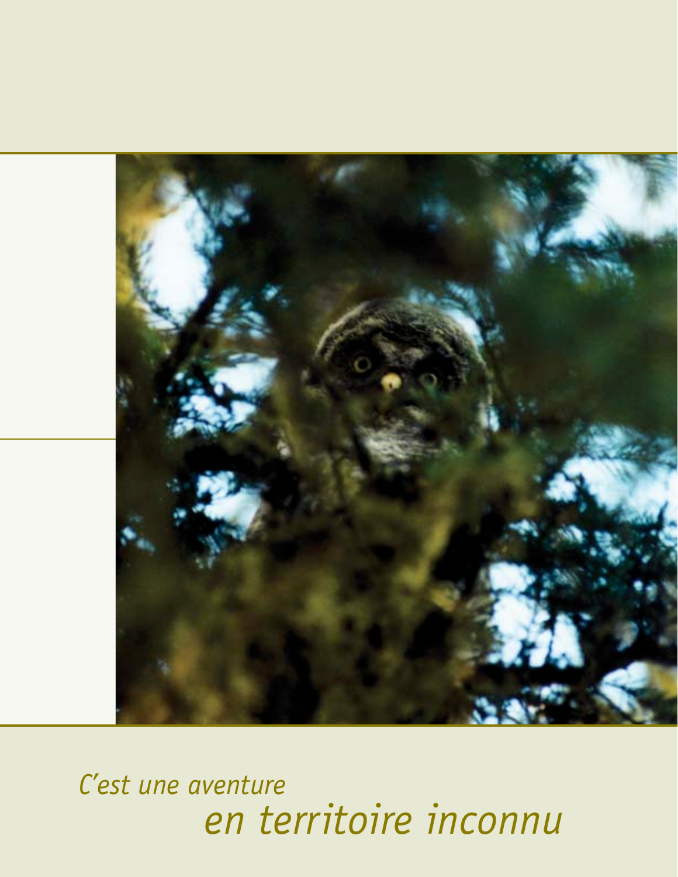*C'est une aventure*
*en territoire inconnu*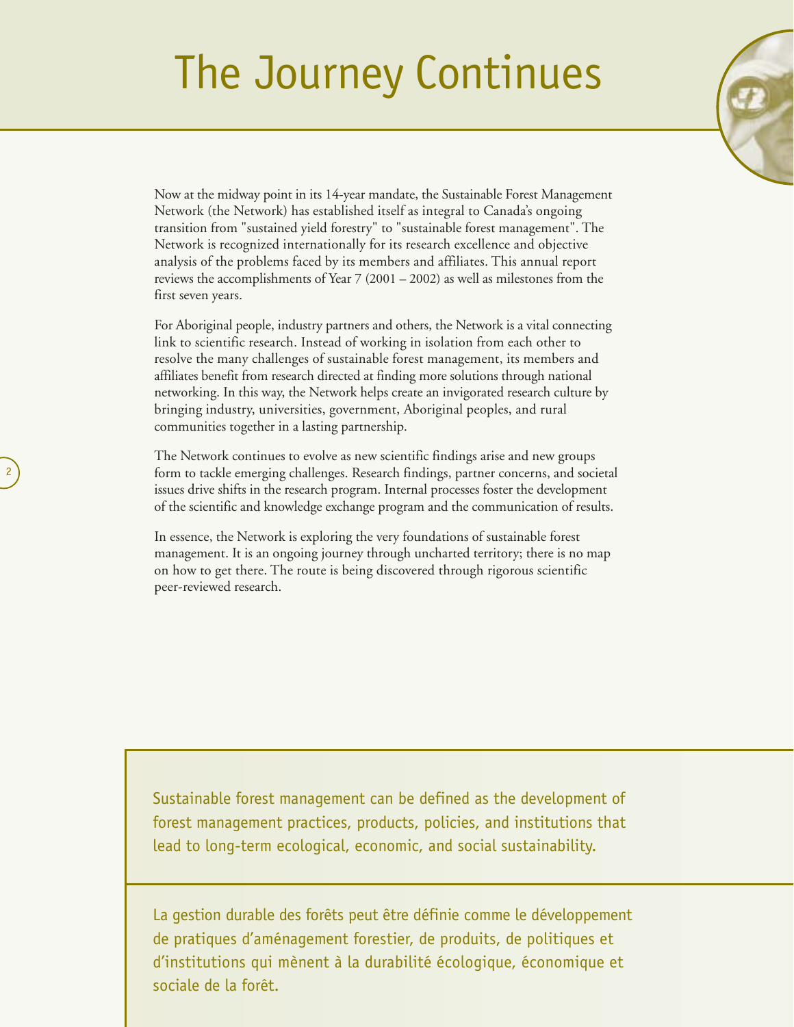# The Journey Continues

Now at the midway point in its 14-year mandate, the Sustainable Forest Management Network (the Network) has established itself as integral to Canada's ongoing transition from "sustained yield forestry" to "sustainable forest management". The Network is recognized internationally for its research excellence and objective analysis of the problems faced by its members and affiliates. This annual report reviews the accomplishments of Year 7 (2001 – 2002) as well as milestones from the first seven years.

For Aboriginal people, industry partners and others, the Network is a vital connecting link to scientific research. Instead of working in isolation from each other to resolve the many challenges of sustainable forest management, its members and affiliates benefit from research directed at finding more solutions through national networking. In this way, the Network helps create an invigorated research culture by bringing industry, universities, government, Aboriginal peoples, and rural communities together in a lasting partnership.

The Network continues to evolve as new scientific findings arise and new groups form to tackle emerging challenges. Research findings, partner concerns, and societal issues drive shifts in the research program. Internal processes foster the development of the scientific and knowledge exchange program and the communication of results.

In essence, the Network is exploring the very foundations of sustainable forest management. It is an ongoing journey through uncharted territory; there is no map on how to get there. The route is being discovered through rigorous scientific peer-reviewed research.

Sustainable forest management can be defined as the development of forest management practices, products, policies, and institutions that lead to long-term ecological, economic, and social sustainability.

La gestion durable des forêts peut être définie comme le développement de pratiques d'aménagement forestier, de produits, de politiques et d'institutions qui mènent à la durabilité écologique, économique et sociale de la forêt.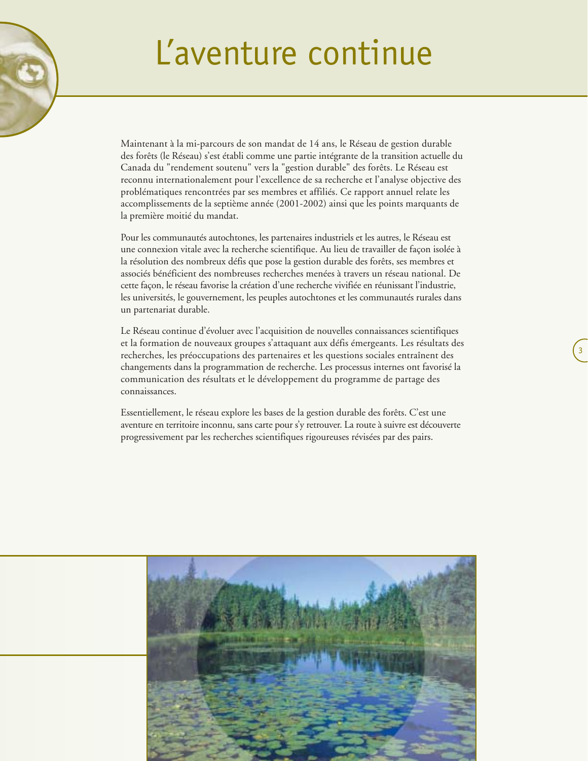# L'aventure continue

Maintenant à la mi-parcours de son mandat de 14 ans, le Réseau de gestion durable des forêts (le Réseau) s'est établi comme une partie intégrante de la transition actuelle du Canada du "rendement soutenu" vers la "gestion durable" des forêts. Le Réseau est reconnu internationalement pour l'excellence de sa recherche et l'analyse objective des problématiques rencontrées par ses membres et affiliés. Ce rapport annuel relate les accomplissements de la septième année (2001-2002) ainsi que les points marquants de la première moitié du mandat.

Pour les communautés autochtones, les partenaires industriels et les autres, le Réseau est une connexion vitale avec la recherche scientifique. Au lieu de travailler de façon isolée à la résolution des nombreux défis que pose la gestion durable des forêts, ses membres et associés bénéficient des nombreuses recherches menées à travers un réseau national. De cette façon, le réseau favorise la création d'une recherche vivifiée en réunissant l'industrie, les universités, le gouvernement, les peuples autochtones et les communautés rurales dans un partenariat durable.

Le Réseau continue d'évoluer avec l'acquisition de nouvelles connaissances scientifiques et la formation de nouveaux groupes s'attaquant aux défis émergeants. Les résultats des recherches, les préoccupations des partenaires et les questions sociales entraînent des changements dans la programmation de recherche. Les processus internes ont favorisé la communication des résultats et le développement du programme de partage des connaissances.

Essentiellement, le réseau explore les bases de la gestion durable des forêts. C'est une aventure en territoire inconnu, sans carte pour s'y retrouver. La route à suivre est découverte progressivement par les recherches scientifiques rigoureuses révisées par des pairs.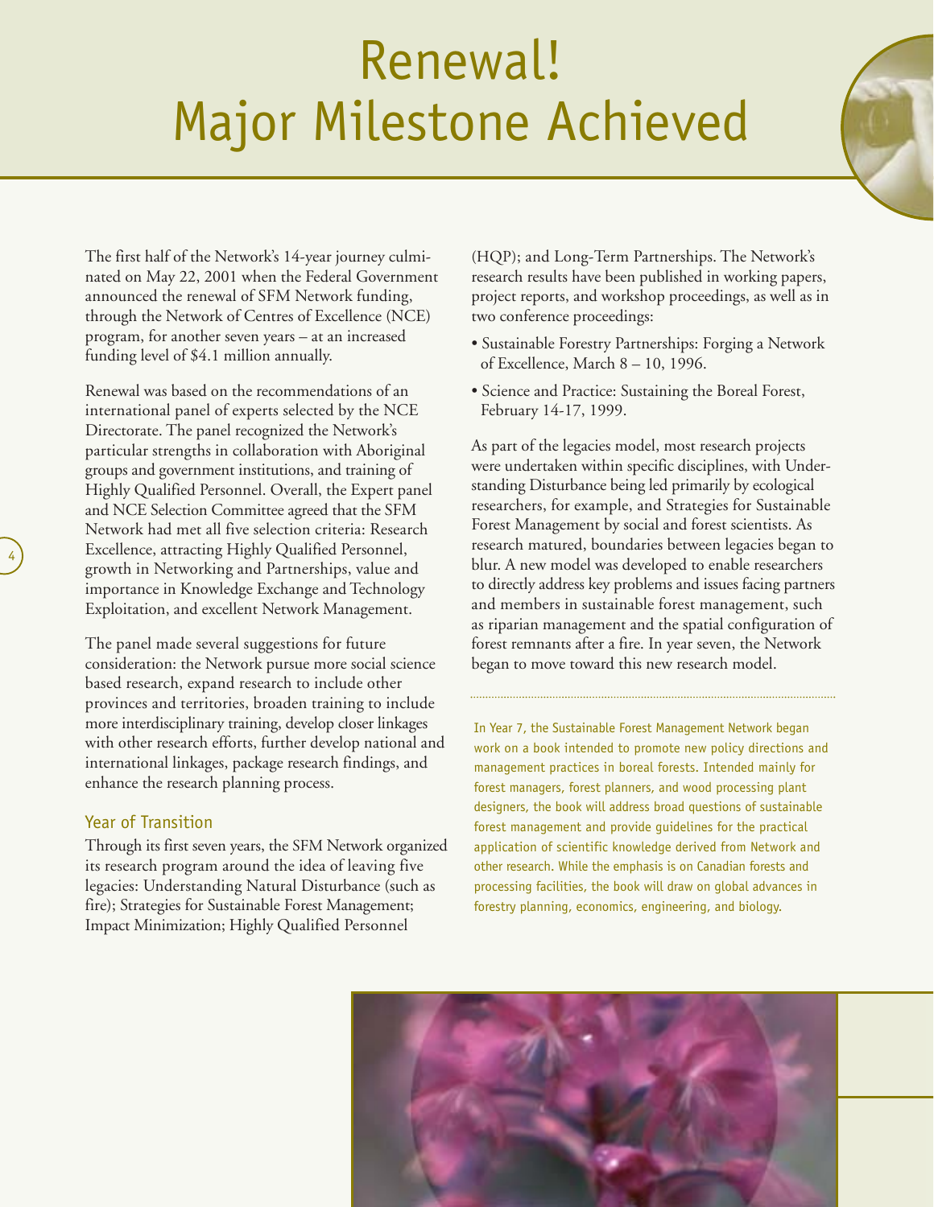# Renewal! Major Milestone Achieved

The first half of the Network's 14-year journey culminated on May 22, 2001 when the Federal Government announced the renewal of SFM Network funding, through the Network of Centres of Excellence (NCE) program, for another seven years – at an increased funding level of $4.1 million annually.

Renewal was based on the recommendations of an international panel of experts selected by the NCE Directorate. The panel recognized the Network's particular strengths in collaboration with Aboriginal groups and government institutions, and training of Highly Qualified Personnel. Overall, the Expert panel and NCE Selection Committee agreed that the SFM Network had met all five selection criteria: Research Excellence, attracting Highly Qualified Personnel, growth in Networking and Partnerships, value and importance in Knowledge Exchange and Technology Exploitation, and excellent Network Management.

The panel made several suggestions for future consideration: the Network pursue more social science based research, expand research to include other provinces and territories, broaden training to include more interdisciplinary training, develop closer linkages with other research efforts, further develop national and international linkages, package research findings, and enhance the research planning process.

## Year of Transition

Through its first seven years, the SFM Network organized its research program around the idea of leaving five legacies: Understanding Natural Disturbance (such as fire); Strategies for Sustainable Forest Management; Impact Minimization; Highly Qualified Personnel (HQP); and Long-Term Partnerships. The Network's research results have been published in working papers, project reports, and workshop proceedings, as well as in two conference proceedings:

- Sustainable Forestry Partnerships: Forging a Network of Excellence, March 8 – 10, 1996.
- Science and Practice: Sustaining the Boreal Forest, February 14-17, 1999.

As part of the legacies model, most research projects were undertaken within specific disciplines, with Understanding Disturbance being led primarily by ecological researchers, for example, and Strategies for Sustainable Forest Management by social and forest scientists. As research matured, boundaries between legacies began to blur. A new model was developed to enable researchers to directly address key problems and issues facing partners and members in sustainable forest management, such as riparian management and the spatial configuration of forest remnants after a fire. In year seven, the Network began to move toward this new research model.

In Year 7, the Sustainable Forest Management Network began work on a book intended to promote new policy directions and management practices in boreal forests. Intended mainly for forest managers, forest planners, and wood processing plant designers, the book will address broad questions of sustainable forest management and provide guidelines for the practical application of scientific knowledge derived from Network and other research. While the emphasis is on Canadian forests and processing facilities, the book will draw on global advances in forestry planning, economics, engineering, and biology.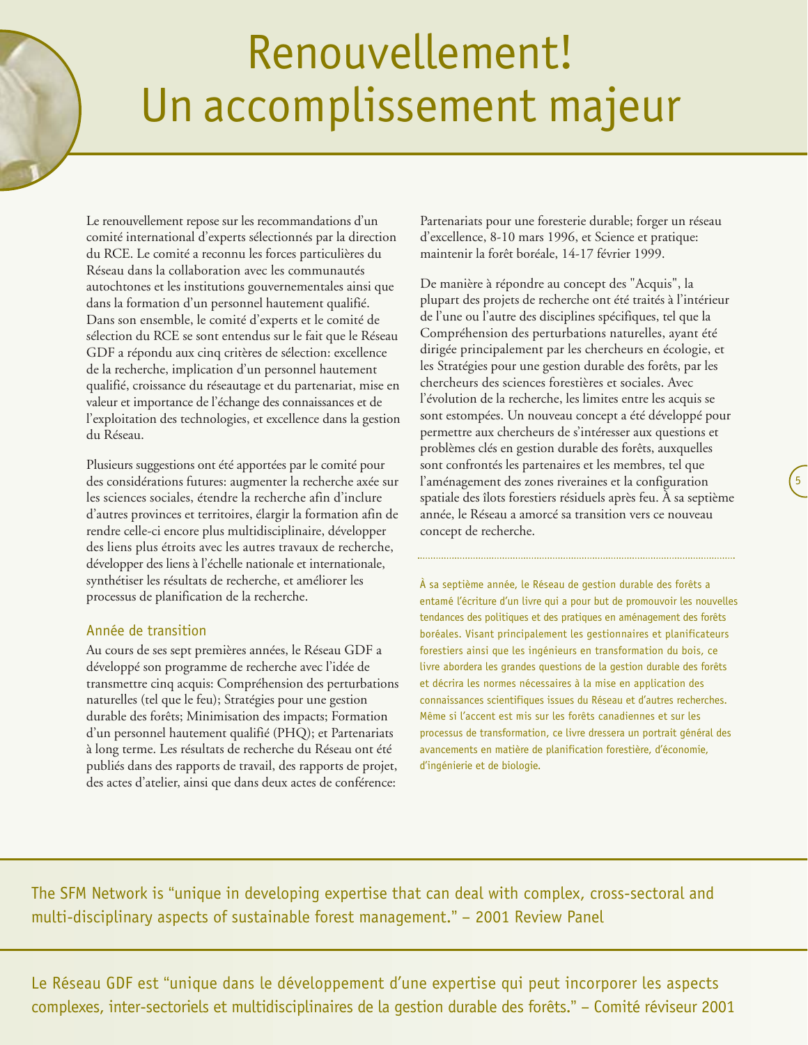# Renouvellement! Un accomplissement majeur

Le renouvellement repose sur les recommandations d'un comité international d'experts sélectionnés par la direction du RCE. Le comité a reconnu les forces particulières du Réseau dans la collaboration avec les communautés autochtones et les institutions gouvernementales ainsi que dans la formation d'un personnel hautement qualifié. Dans son ensemble, le comité d'experts et le comité de sélection du RCE se sont entendus sur le fait que le Réseau GDF a répondu aux cinq critères de sélection: excellence de la recherche, implication d'un personnel hautement qualifié, croissance du réseautage et du partenariat, mise en valeur et importance de l'échange des connaissances et de l'exploitation des technologies, et excellence dans la gestion du Réseau.

Plusieurs suggestions ont été apportées par le comité pour des considérations futures: augmenter la recherche axée sur les sciences sociales, étendre la recherche afin d'inclure d'autres provinces et territoires, élargir la formation afin de rendre celle-ci encore plus multidisciplinaire, développer des liens plus étroits avec les autres travaux de recherche, développer des liens à l'échelle nationale et internationale, synthétiser les résultats de recherche, et améliorer les processus de planification de la recherche.

## Année de transition

Au cours de ses sept premières années, le Réseau GDF a développé son programme de recherche avec l'idée de transmettre cinq acquis: Compréhension des perturbations naturelles (tel que le feu); Stratégies pour une gestion durable des forêts; Minimisation des impacts; Formation d'un personnel hautement qualifié (PHQ); et Partenariats à long terme. Les résultats de recherche du Réseau ont été publiés dans des rapports de travail, des rapports de projet, des actes d'atelier, ainsi que dans deux actes de conférence: Partenariats pour une foresterie durable; forger un réseau d'excellence, 8-10 mars 1996, et Science et pratique: maintenir la forêt boréale, 14-17 février 1999.

De manière à répondre au concept des "Acquis", la plupart des projets de recherche ont été traités à l'intérieur de l'une ou l'autre des disciplines spécifiques, tel que la Compréhension des perturbations naturelles, ayant été dirigée principalement par les chercheurs en écologie, et les Stratégies pour une gestion durable des forêts, par les chercheurs des sciences forestières et sociales. Avec l'évolution de la recherche, les limites entre les acquis se sont estompées. Un nouveau concept a été développé pour permettre aux chercheurs de s'intéresser aux questions et problèmes clés en gestion durable des forêts, auxquelles sont confrontés les partenaires et les membres, tel que l'aménagement des zones riveraines et la configuration spatiale des îlots forestiers résiduels après feu. À sa septième année, le Réseau a amorcé sa transition vers ce nouveau concept de recherche.

À sa septième année, le Réseau de gestion durable des forêts a entamé l'écriture d'un livre qui a pour but de promouvoir les nouvelles tendances des politiques et des pratiques en aménagement des forêts boréales. Visant principalement les gestionnaires et planificateurs forestiers ainsi que les ingénieurs en transformation du bois, ce livre abordera les grandes questions de la gestion durable des forêts et décrira les normes nécessaires à la mise en application des connaissances scientifiques issues du Réseau et d'autres recherches. Même si l'accent est mis sur les forêts canadiennes et sur les processus de transformation, ce livre dressera un portrait général des avancements en matière de planification forestière, d'économie, d'ingénierie et de biologie.

The SFM Network is "unique in developing expertise that can deal with complex, cross-sectoral and multi-disciplinary aspects of sustainable forest management." – 2001 Review Panel

Le Réseau GDF est "unique dans le développement d'une expertise qui peut incorporer les aspects complexes, inter-sectoriels et multidisciplinaires de la gestion durable des forêts." – Comité réviseur 2001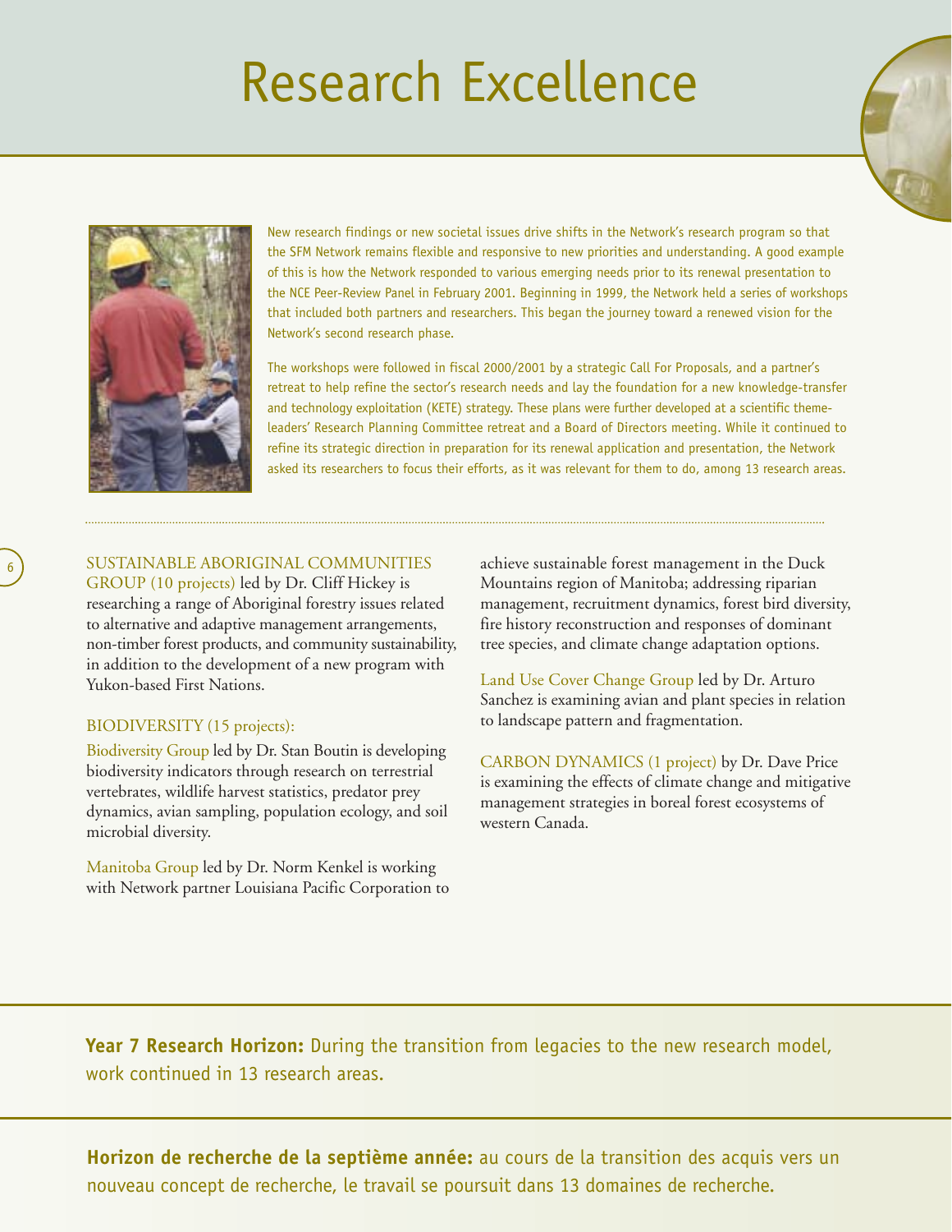# Research Excellence

New research findings or new societal issues drive shifts in the Network's research program so that the SFM Network remains flexible and responsive to new priorities and understanding. A good example of this is how the Network responded to various emerging needs prior to its renewal presentation to the NCE Peer-Review Panel in February 2001. Beginning in 1999, the Network held a series of workshops that included both partners and researchers. This began the journey toward a renewed vision for the Network's second research phase.

The workshops were followed in fiscal 2000/2001 by a strategic Call For Proposals, and a partner's retreat to help refine the sector's research needs and lay the foundation for a new knowledge-transfer and technology exploitation (KETE) strategy. These plans were further developed at a scientific theme-leaders' Research Planning Committee retreat and a Board of Directors meeting. While it continued to refine its strategic direction in preparation for its renewal application and presentation, the Network asked its researchers to focus their efforts, as it was relevant for them to do, among 13 research areas.

SUSTAINABLE ABORIGINAL COMMUNITIES GROUP (10 projects) led by Dr. Cliff Hickey is researching a range of Aboriginal forestry issues related to alternative and adaptive management arrangements, non-timber forest products, and community sustainability, in addition to the development of a new program with Yukon-based First Nations.

BIODIVERSITY (15 projects):

Biodiversity Group led by Dr. Stan Boutin is developing biodiversity indicators through research on terrestrial vertebrates, wildlife harvest statistics, predator prey dynamics, avian sampling, population ecology, and soil microbial diversity.

Manitoba Group led by Dr. Norm Kenkel is working with Network partner Louisiana Pacific Corporation to achieve sustainable forest management in the Duck Mountains region of Manitoba; addressing riparian management, recruitment dynamics, forest bird diversity, fire history reconstruction and responses of dominant tree species, and climate change adaptation options.

Land Use Cover Change Group led by Dr. Arturo Sanchez is examining avian and plant species in relation to landscape pattern and fragmentation.

CARBON DYNAMICS (1 project) by Dr. Dave Price is examining the effects of climate change and mitigative management strategies in boreal forest ecosystems of western Canada.

**Year 7 Research Horizon:** During the transition from legacies to the new research model, work continued in 13 research areas.

**Horizon de recherche de la septième année:** au cours de la transition des acquis vers un nouveau concept de recherche, le travail se poursuit dans 13 domaines de recherche.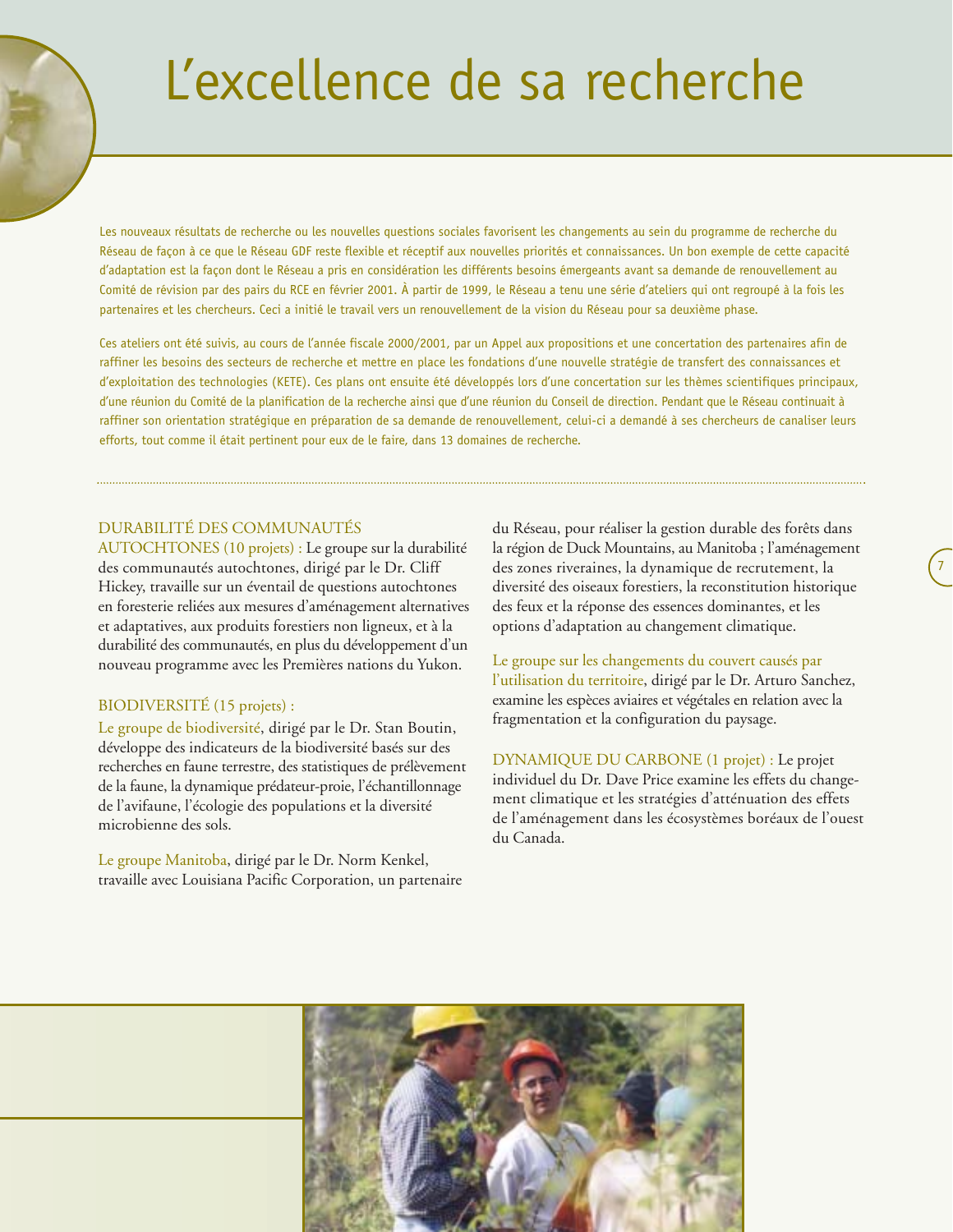# L'excellence de sa recherche

Les nouveaux résultats de recherche ou les nouvelles questions sociales favorisent les changements au sein du programme de recherche du Réseau de façon à ce que le Réseau GDF reste flexible et réceptif aux nouvelles priorités et connaissances. Un bon exemple de cette capacité d'adaptation est la façon dont le Réseau a pris en considération les différents besoins émergeants avant sa demande de renouvellement au Comité de révision par des pairs du RCE en février 2001. À partir de 1999, le Réseau a tenu une série d'ateliers qui ont regroupé à la fois les partenaires et les chercheurs. Ceci a initié le travail vers un renouvellement de la vision du Réseau pour sa deuxième phase.

Ces ateliers ont été suivis, au cours de l'année fiscale 2000/2001, par un Appel aux propositions et une concertation des partenaires afin de raffiner les besoins des secteurs de recherche et mettre en place les fondations d'une nouvelle stratégie de transfert des connaissances et d'exploitation des technologies (KETE). Ces plans ont ensuite été développés lors d'une concertation sur les thèmes scientifiques principaux, d'une réunion du Comité de la planification de la recherche ainsi que d'une réunion du Conseil de direction. Pendant que le Réseau continuait à raffiner son orientation stratégique en préparation de sa demande de renouvellement, celui-ci a demandé à ses chercheurs de canaliser leurs efforts, tout comme il était pertinent pour eux de le faire, dans 13 domaines de recherche.

DURABILITÉ DES COMMUNAUTÉS AUTOCHTONES (10 projets) : Le groupe sur la durabilité des communautés autochtones, dirigé par le Dr. Cliff Hickey, travaille sur un éventail de questions autochtones en foresterie reliées aux mesures d'aménagement alternatives et adaptatives, aux produits forestiers non ligneux, et à la durabilité des communautés, en plus du développement d'un nouveau programme avec les Premières nations du Yukon.

BIODIVERSITÉ (15 projets) :

Le groupe de biodiversité, dirigé par le Dr. Stan Boutin, développe des indicateurs de la biodiversité basés sur des recherches en faune terrestre, des statistiques de prélèvement de la faune, la dynamique prédateur-proie, l'échantillonnage de l'avifaune, l'écologie des populations et la diversité microbienne des sols.

Le groupe Manitoba, dirigé par le Dr. Norm Kenkel, travaille avec Louisiana Pacific Corporation, un partenaire du Réseau, pour réaliser la gestion durable des forêts dans la région de Duck Mountains, au Manitoba ; l'aménagement des zones riveraines, la dynamique de recrutement, la diversité des oiseaux forestiers, la reconstitution historique des feux et la réponse des essences dominantes, et les options d'adaptation au changement climatique.

Le groupe sur les changements du couvert causés par l'utilisation du territoire, dirigé par le Dr. Arturo Sanchez, examine les espèces aviaires et végétales en relation avec la fragmentation et la configuration du paysage.

DYNAMIQUE DU CARBONE (1 projet) : Le projet individuel du Dr. Dave Price examine les effets du changement climatique et les stratégies d'atténuation des effets de l'aménagement dans les écosystèmes boréaux de l'ouest du Canada.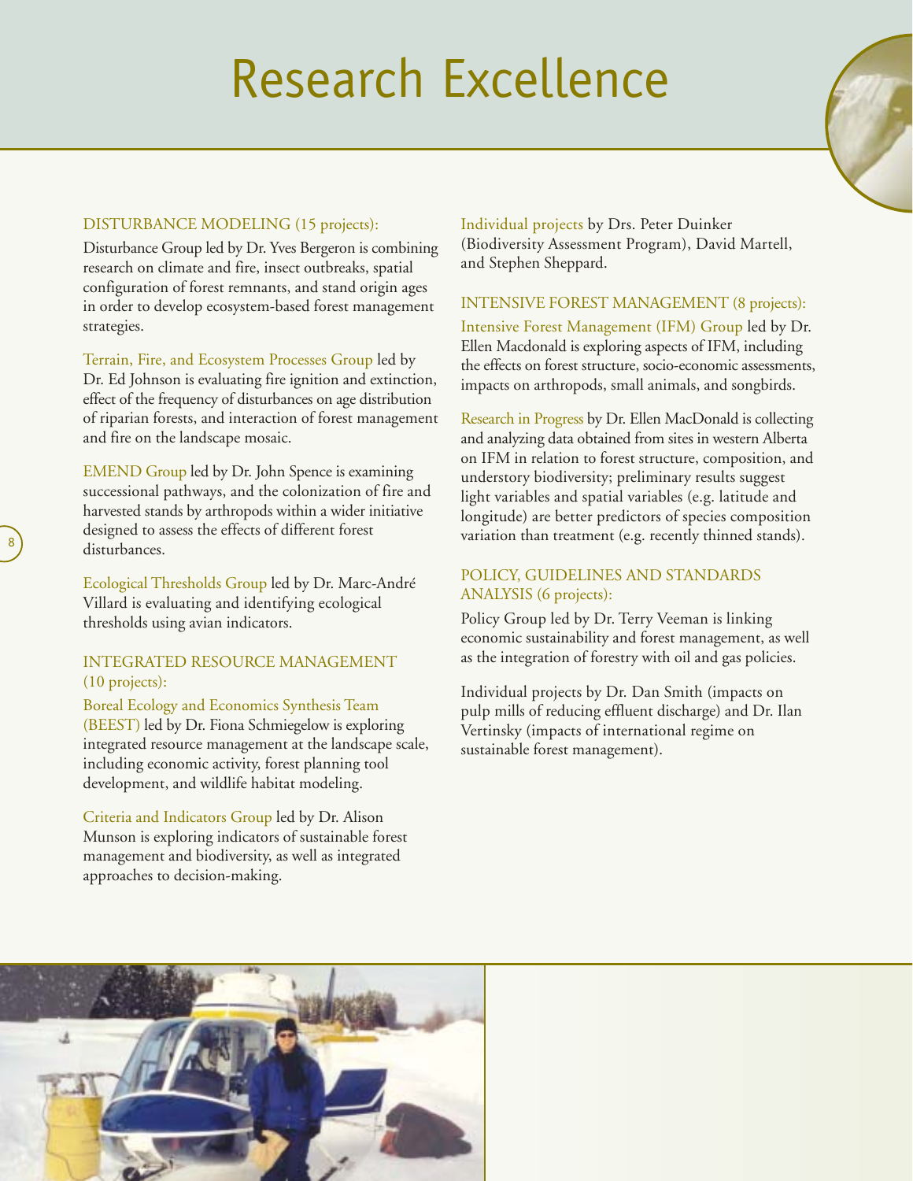# Research Excellence

## DISTURBANCE MODELING (15 projects):

Disturbance Group led by Dr. Yves Bergeron is combining research on climate and fire, insect outbreaks, spatial configuration of forest remnants, and stand origin ages in order to develop ecosystem-based forest management strategies.

Terrain, Fire, and Ecosystem Processes Group led by Dr. Ed Johnson is evaluating fire ignition and extinction, effect of the frequency of disturbances on age distribution of riparian forests, and interaction of forest management and fire on the landscape mosaic.

EMEND Group led by Dr. John Spence is examining successional pathways, and the colonization of fire and harvested stands by arthropods within a wider initiative designed to assess the effects of different forest disturbances.

Ecological Thresholds Group led by Dr. Marc-André Villard is evaluating and identifying ecological thresholds using avian indicators.

## INTEGRATED RESOURCE MANAGEMENT (10 projects):

Boreal Ecology and Economics Synthesis Team (BEEST) led by Dr. Fiona Schmiegelow is exploring integrated resource management at the landscape scale, including economic activity, forest planning tool development, and wildlife habitat modeling.

Criteria and Indicators Group led by Dr. Alison Munson is exploring indicators of sustainable forest management and biodiversity, as well as integrated approaches to decision-making.

Individual projects by Drs. Peter Duinker (Biodiversity Assessment Program), David Martell, and Stephen Sheppard.

## INTENSIVE FOREST MANAGEMENT (8 projects):

Intensive Forest Management (IFM) Group led by Dr. Ellen Macdonald is exploring aspects of IFM, including the effects on forest structure, socio-economic assessments, impacts on arthropods, small animals, and songbirds.

Research in Progress by Dr. Ellen MacDonald is collecting and analyzing data obtained from sites in western Alberta on IFM in relation to forest structure, composition, and understory biodiversity; preliminary results suggest light variables and spatial variables (e.g. latitude and longitude) are better predictors of species composition variation than treatment (e.g. recently thinned stands).

## POLICY, GUIDELINES AND STANDARDS ANALYSIS (6 projects):

Policy Group led by Dr. Terry Veeman is linking economic sustainability and forest management, as well as the integration of forestry with oil and gas policies.

Individual projects by Dr. Dan Smith (impacts on pulp mills of reducing effluent discharge) and Dr. Ilan Vertinsky (impacts of international regime on sustainable forest management).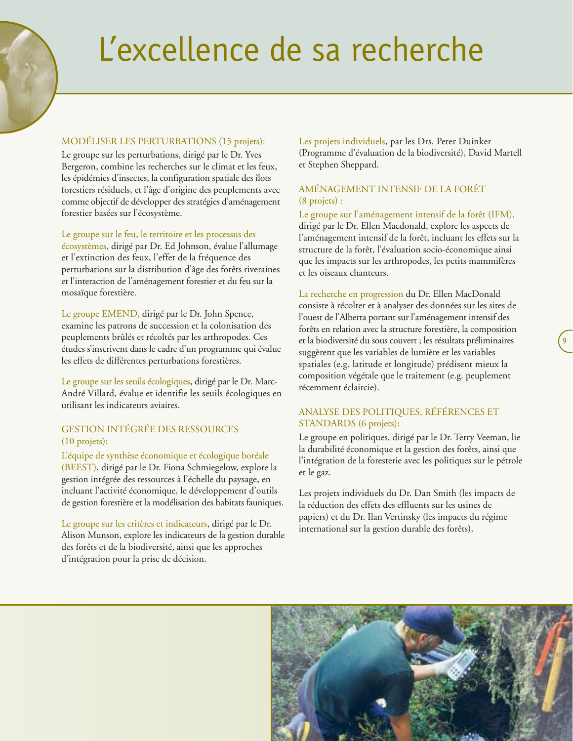# L'excellence de sa recherche

## MODÉLISER LES PERTURBATIONS (15 projets):

Le groupe sur les perturbations, dirigé par le Dr. Yves Bergeron, combine les recherches sur le climat et les feux, les épidémies d'insectes, la configuration spatiale des îlots forestiers résiduels, et l'âge d'origine des peuplements avec comme objectif de développer des stratégies d'aménagement forestier basées sur l'écosystème.

Le groupe sur le feu, le territoire et les processus des écosystèmes, dirigé par Dr. Ed Johnson, évalue l'allumage et l'extinction des feux, l'effet de la fréquence des perturbations sur la distribution d'âge des forêts riveraines et l'interaction de l'aménagement forestier et du feu sur la mosaïque forestière.

Le groupe EMEND, dirigé par le Dr. John Spence, examine les patrons de succession et la colonisation des peuplements brûlés et récoltés par les arthropodes. Ces études s'inscrivent dans le cadre d'un programme qui évalue les effets de différentes perturbations forestières.

Le groupe sur les seuils écologiques, dirigé par le Dr. Marc-André Villard, évalue et identifie les seuils écologiques en utilisant les indicateurs aviaires.

## GESTION INTÉGRÉE DES RESSOURCES (10 projets):

L'équipe de synthèse économique et écologique boréale (BEEST), dirigé par le Dr. Fiona Schmiegelow, explore la gestion intégrée des ressources à l'échelle du paysage, en incluant l'activité économique, le développement d'outils de gestion forestière et la modélisation des habitats fauniques.

Le groupe sur les critères et indicateurs, dirigé par le Dr. Alison Munson, explore les indicateurs de la gestion durable des forêts et de la biodiversité, ainsi que les approches d'intégration pour la prise de décision.

Les projets individuels, par les Drs. Peter Duinker (Programme d'évaluation de la biodiversité), David Martell et Stephen Sheppard.

## AMÉNAGEMENT INTENSIF DE LA FORÊT (8 projets) :

Le groupe sur l'aménagement intensif de la forêt (IFM), dirigé par le Dr. Ellen Macdonald, explore les aspects de l'aménagement intensif de la forêt, incluant les effets sur la structure de la forêt, l'évaluation socio-économique ainsi que les impacts sur les arthropodes, les petits mammifères et les oiseaux chanteurs.

La recherche en progression du Dr. Ellen MacDonald consiste à récolter et à analyser des données sur les sites de l'ouest de l'Alberta portant sur l'aménagement intensif des forêts en relation avec la structure forestière, la composition et la biodiversité du sous couvert ; les résultats préliminaires suggèrent que les variables de lumière et les variables spatiales (e.g. latitude et longitude) prédisent mieux la composition végétale que le traitement (e.g. peuplement récemment éclaircie).

## ANALYSE DES POLITIQUES, RÉFÉRENCES ET STANDARDS (6 projets):

Le groupe en politiques, dirigé par le Dr. Terry Veeman, lie la durabilité économique et la gestion des forêts, ainsi que l'intégration de la foresterie avec les politiques sur le pétrole et le gaz.

Les projets individuels du Dr. Dan Smith (les impacts de la réduction des effets des effluents sur les usines de papiers) et du Dr. Ilan Vertinsky (les impacts du régime international sur la gestion durable des forêts).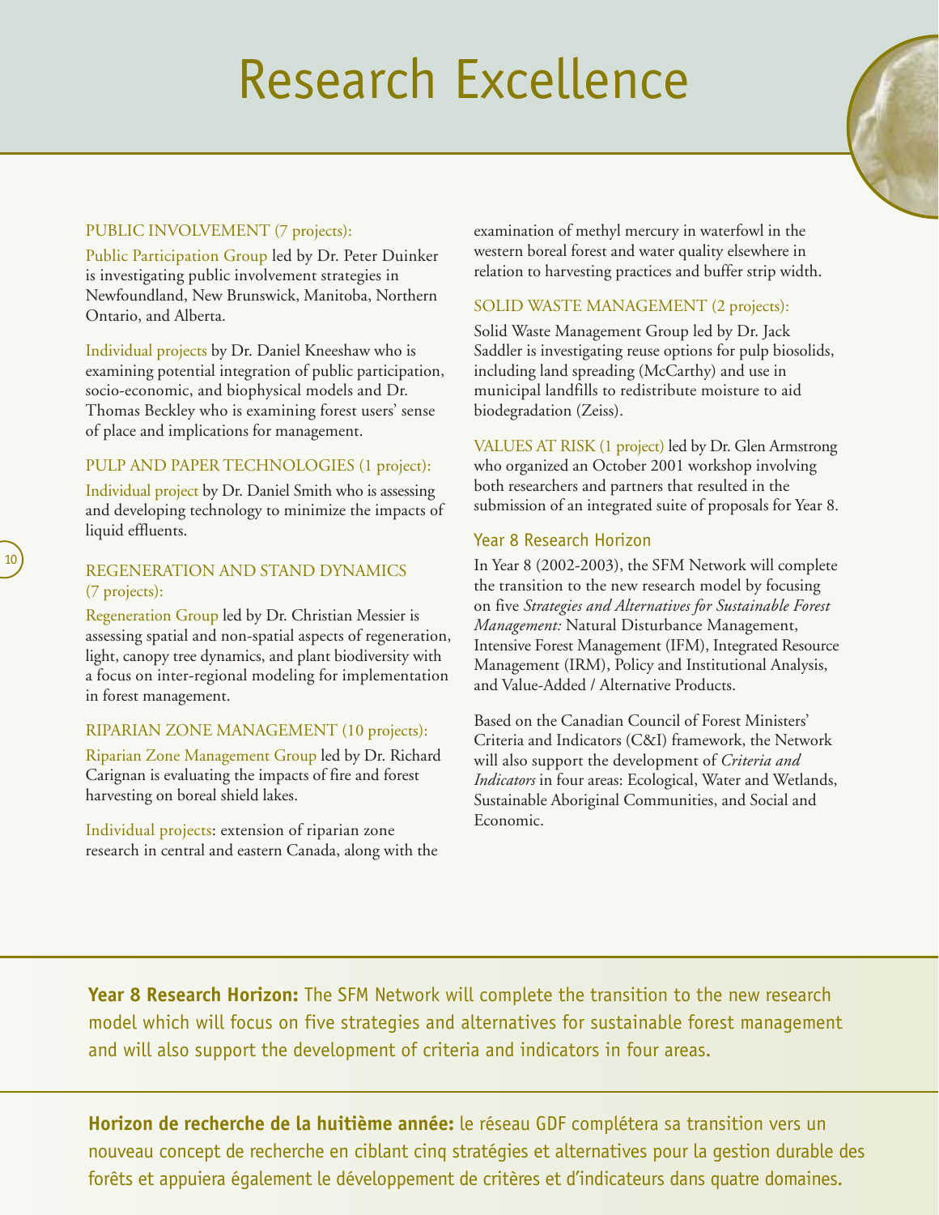# Research Excellence

PUBLIC INVOLVEMENT (7 projects):

Public Participation Group led by Dr. Peter Duinker is investigating public involvement strategies in Newfoundland, New Brunswick, Manitoba, Northern Ontario, and Alberta.

Individual projects by Dr. Daniel Kneeshaw who is examining potential integration of public participation, socio-economic, and biophysical models and Dr. Thomas Beckley who is examining forest users' sense of place and implications for management.

PULP AND PAPER TECHNOLOGIES (1 project):

Individual project by Dr. Daniel Smith who is assessing and developing technology to minimize the impacts of liquid effluents.

REGENERATION AND STAND DYNAMICS (7 projects):

Regeneration Group led by Dr. Christian Messier is assessing spatial and non-spatial aspects of regeneration, light, canopy tree dynamics, and plant biodiversity with a focus on inter-regional modeling for implementation in forest management.

RIPARIAN ZONE MANAGEMENT (10 projects):

Riparian Zone Management Group led by Dr. Richard Carignan is evaluating the impacts of fire and forest harvesting on boreal shield lakes.

Individual projects: extension of riparian zone research in central and eastern Canada, along with the examination of methyl mercury in waterfowl in the western boreal forest and water quality elsewhere in relation to harvesting practices and buffer strip width.

SOLID WASTE MANAGEMENT (2 projects):

Solid Waste Management Group led by Dr. Jack Saddler is investigating reuse options for pulp biosolids, including land spreading (McCarthy) and use in municipal landfills to redistribute moisture to aid biodegradation (Zeiss).

VALUES AT RISK (1 project) led by Dr. Glen Armstrong who organized an October 2001 workshop involving both researchers and partners that resulted in the submission of an integrated suite of proposals for Year 8.

## Year 8 Research Horizon

In Year 8 (2002-2003), the SFM Network will complete the transition to the new research model by focusing on five *Strategies and Alternatives for Sustainable Forest Management:* Natural Disturbance Management, Intensive Forest Management (IFM), Integrated Resource Management (IRM), Policy and Institutional Analysis, and Value-Added / Alternative Products.

Based on the Canadian Council of Forest Ministers' Criteria and Indicators (C&I) framework, the Network will also support the development of *Criteria and Indicators* in four areas: Ecological, Water and Wetlands, Sustainable Aboriginal Communities, and Social and Economic.

**Year 8 Research Horizon:** The SFM Network will complete the transition to the new research model which will focus on five strategies and alternatives for sustainable forest management and will also support the development of criteria and indicators in four areas.

**Horizon de recherche de la huitième année:** le réseau GDF complétera sa transition vers un nouveau concept de recherche en ciblant cinq stratégies et alternatives pour la gestion durable des forêts et appuiera également le développement de critères et d'indicateurs dans quatre domaines.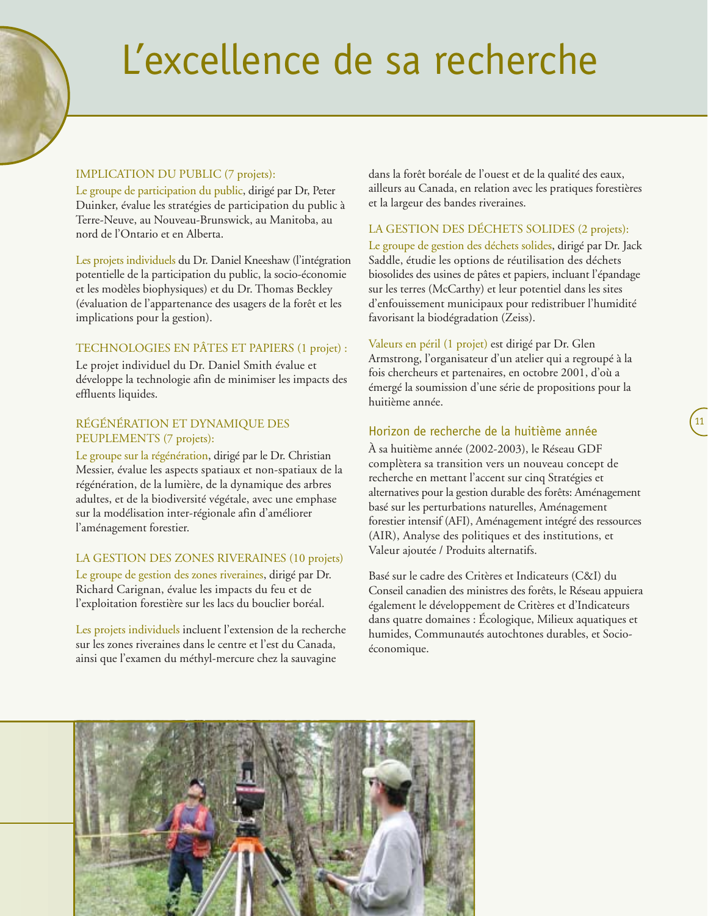# L'excellence de sa recherche

IMPLICATION DU PUBLIC (7 projets):

Le groupe de participation du public, dirigé par Dr, Peter Duinker, évalue les stratégies de participation du public à Terre-Neuve, au Nouveau-Brunswick, au Manitoba, au nord de l'Ontario et en Alberta.

Les projets individuels du Dr. Daniel Kneeshaw (l'intégration potentielle de la participation du public, la socio-économie et les modèles biophysiques) et du Dr. Thomas Beckley (évaluation de l'appartenance des usagers de la forêt et les implications pour la gestion).

TECHNOLOGIES EN PÂTES ET PAPIERS (1 projet) :

Le projet individuel du Dr. Daniel Smith évalue et développe la technologie afin de minimiser les impacts des effluents liquides.

RÉGÉNÉRATION ET DYNAMIQUE DES PEUPLEMENTS (7 projets):

Le groupe sur la régénération, dirigé par le Dr. Christian Messier, évalue les aspects spatiaux et non-spatiaux de la régénération, de la lumière, de la dynamique des arbres adultes, et de la biodiversité végétale, avec une emphase sur la modélisation inter-régionale afin d'améliorer l'aménagement forestier.

LA GESTION DES ZONES RIVERAINES (10 projets)

Le groupe de gestion des zones riveraines, dirigé par Dr. Richard Carignan, évalue les impacts du feu et de l'exploitation forestière sur les lacs du bouclier boréal.

Les projets individuels incluent l'extension de la recherche sur les zones riveraines dans le centre et l'est du Canada, ainsi que l'examen du méthyl-mercure chez la sauvagine dans la forêt boréale de l'ouest et de la qualité des eaux, ailleurs au Canada, en relation avec les pratiques forestières et la largeur des bandes riveraines.

LA GESTION DES DÉCHETS SOLIDES (2 projets):

Le groupe de gestion des déchets solides, dirigé par Dr. Jack Saddle, étudie les options de réutilisation des déchets biosolides des usines de pâtes et papiers, incluant l'épandage sur les terres (McCarthy) et leur potentiel dans les sites d'enfouissement municipaux pour redistribuer l'humidité favorisant la biodégradation (Zeiss).

Valeurs en péril (1 projet) est dirigé par Dr. Glen Armstrong, l'organisateur d'un atelier qui a regroupé à la fois chercheurs et partenaires, en octobre 2001, d'où a émergé la soumission d'une série de propositions pour la huitième année.

## Horizon de recherche de la huitième année

À sa huitième année (2002-2003), le Réseau GDF complètera sa transition vers un nouveau concept de recherche en mettant l'accent sur cinq Stratégies et alternatives pour la gestion durable des forêts: Aménagement basé sur les perturbations naturelles, Aménagement forestier intensif (AFI), Aménagement intégré des ressources (AIR), Analyse des politiques et des institutions, et Valeur ajoutée / Produits alternatifs.

Basé sur le cadre des Critères et Indicateurs (C&I) du Conseil canadien des ministres des forêts, le Réseau appuiera également le développement de Critères et d'Indicateurs dans quatre domaines : Écologique, Milieux aquatiques et humides, Communautés autochtones durables, et Socio-économique.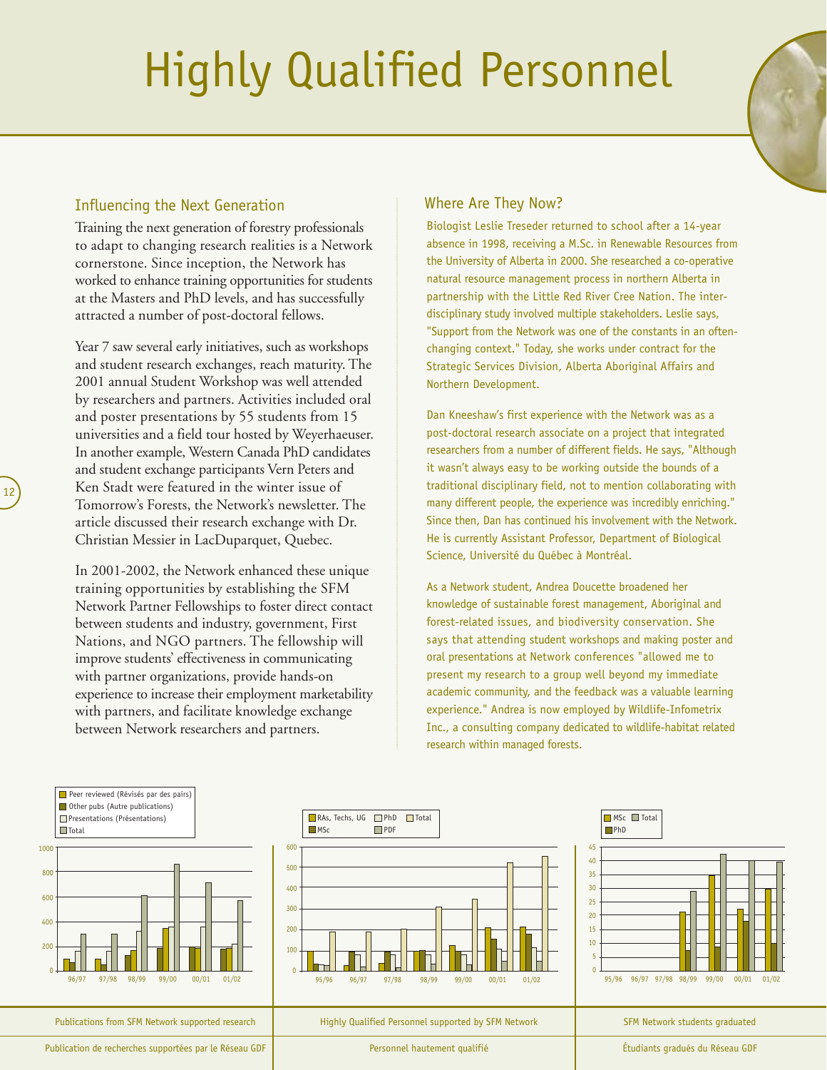# Highly Qualified Personnel

## Influencing the Next Generation

Training the next generation of forestry professionals to adapt to changing research realities is a Network cornerstone. Since inception, the Network has worked to enhance training opportunities for students at the Masters and PhD levels, and has successfully attracted a number of post-doctoral fellows.

Year 7 saw several early initiatives, such as workshops and student research exchanges, reach maturity. The 2001 annual Student Workshop was well attended by researchers and partners. Activities included oral and poster presentations by 55 students from 15 universities and a field tour hosted by Weyerhaeuser. In another example, Western Canada PhD candidates and student exchange participants Vern Peters and Ken Stadt were featured in the winter issue of Tomorrow's Forests, the Network's newsletter. The article discussed their research exchange with Dr. Christian Messier in LacDuparquet, Quebec.

In 2001-2002, the Network enhanced these unique training opportunities by establishing the SFM Network Partner Fellowships to foster direct contact between students and industry, government, First Nations, and NGO partners. The fellowship will improve students' effectiveness in communicating with partner organizations, provide hands-on experience to increase their employment marketability with partners, and facilitate knowledge exchange between Network researchers and partners.

## Where Are They Now?

Biologist Leslie Treseder returned to school after a 14-year absence in 1998, receiving a M.Sc. in Renewable Resources from the University of Alberta in 2000. She researched a co-operative natural resource management process in northern Alberta in partnership with the Little Red River Cree Nation. The interdisciplinary study involved multiple stakeholders. Leslie says, "Support from the Network was one of the constants in an often-changing context." Today, she works under contract for the Strategic Services Division, Alberta Aboriginal Affairs and Northern Development.

Dan Kneeshaw's first experience with the Network was as a post-doctoral research associate on a project that integrated researchers from a number of different fields. He says, "Although it wasn't always easy to be working outside the bounds of a traditional disciplinary field, not to mention collaborating with many different people, the experience was incredibly enriching." Since then, Dan has continued his involvement with the Network. He is currently Assistant Professor, Department of Biological Science, Université du Québec à Montréal.

As a Network student, Andrea Doucette broadened her knowledge of sustainable forest management, Aboriginal and forest-related issues, and biodiversity conservation. She says that attending student workshops and making poster and oral presentations at Network conferences "allowed me to present my research to a group well beyond my immediate academic community, and the feedback was a valuable learning experience." Andrea is now employed by Wildlife-Infometrix Inc., a consulting company dedicated to wildlife-habitat related research within managed forests.

Publications from SFM Network supported research
Publication de recherches supportées par le Réseau GDF

Highly Qualified Personnel supported by SFM Network
Personnel hautement qualifié

SFM Network students graduated
Étudiants gradués du Réseau GDF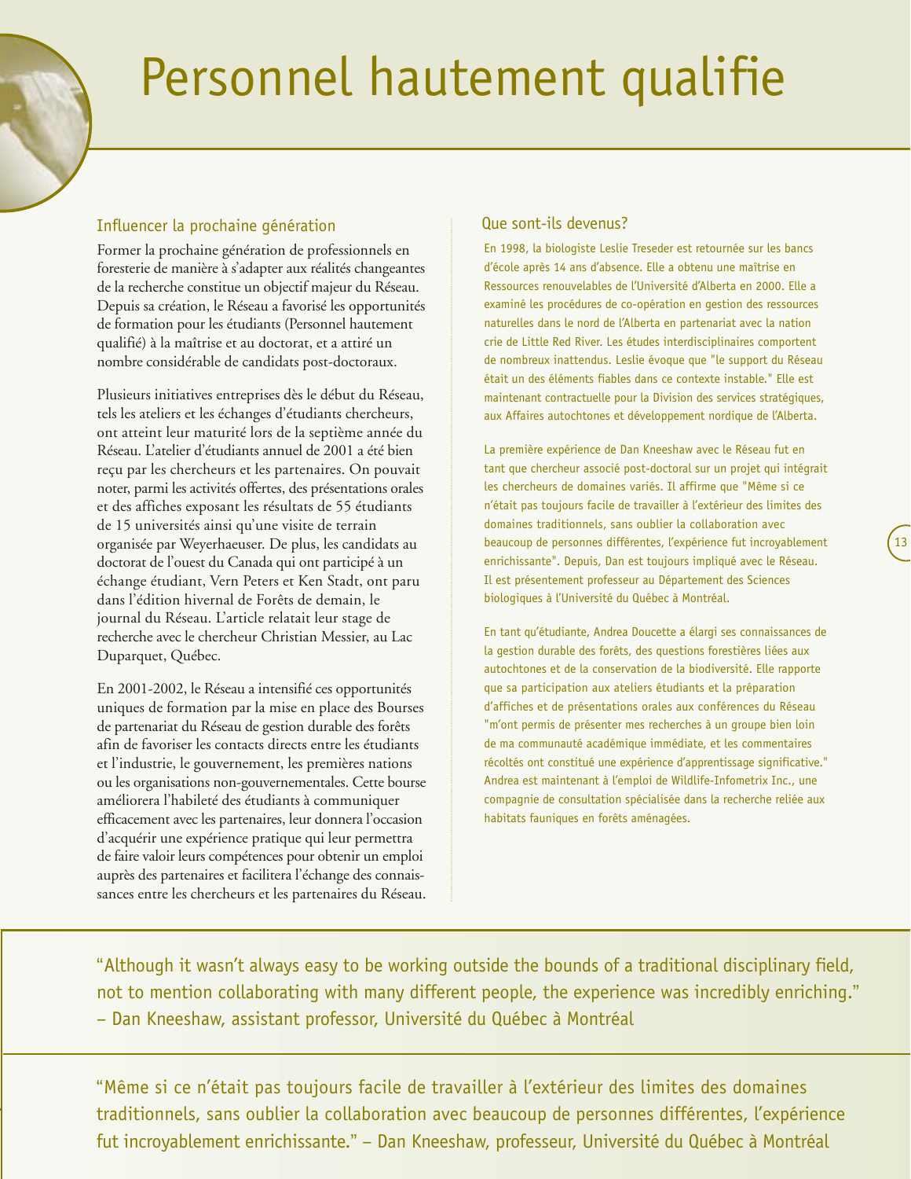# Personnel hautement qualifie

## Influencer la prochaine génération

Former la prochaine génération de professionnels en foresterie de manière à s'adapter aux réalités changeantes de la recherche constitue un objectif majeur du Réseau. Depuis sa création, le Réseau a favorisé les opportunités de formation pour les étudiants (Personnel hautement qualifié) à la maîtrise et au doctorat, et a attiré un nombre considérable de candidats post-doctoraux.

Plusieurs initiatives entreprises dès le début du Réseau, tels les ateliers et les échanges d'étudiants chercheurs, ont atteint leur maturité lors de la septième année du Réseau. L'atelier d'étudiants annuel de 2001 a été bien reçu par les chercheurs et les partenaires. On pouvait noter, parmi les activités offertes, des présentations orales et des affiches exposant les résultats de 55 étudiants de 15 universités ainsi qu'une visite de terrain organisée par Weyerhaeuser. De plus, les candidats au doctorat de l'ouest du Canada qui ont participé à un échange étudiant, Vern Peters et Ken Stadt, ont paru dans l'édition hivernale de Forêts de demain, le journal du Réseau. L'article relatait leur stage de recherche avec le chercheur Christian Messier, au Lac Duparquet, Québec.

En 2001-2002, le Réseau a intensifié ces opportunités uniques de formation par la mise en place des Bourses de partenariat du Réseau de gestion durable des forêts afin de favoriser les contacts directs entre les étudiants et l'industrie, le gouvernement, les premières nations ou les organisations non-gouvernementales. Cette bourse améliorera l'habileté des étudiants à communiquer efficacement avec les partenaires, leur donnera l'occasion d'acquérir une expérience pratique qui leur permettra de faire valoir leurs compétences pour obtenir un emploi auprès des partenaires et facilitera l'échange des connaissances entre les chercheurs et les partenaires du Réseau.

## Que sont-ils devenus?

En 1998, la biologiste Leslie Treseder est retournée sur les bancs d'école après 14 ans d'absence. Elle a obtenu une maîtrise en Ressources renouvelables de l'Université d'Alberta en 2000. Elle a examiné les procédures de co-opération en gestion des ressources naturelles dans le nord de l'Alberta en partenariat avec la nation crie de Little Red River. Les études interdisciplinaires comportent de nombreux inattendus. Leslie évoque que "le support du Réseau était un des éléments fiables dans ce contexte instable." Elle est maintenant contractuelle pour la Division des services stratégiques, aux Affaires autochtones et développement nordique de l'Alberta.

La première expérience de Dan Kneeshaw avec le Réseau fut en tant que chercheur associé post-doctoral sur un projet qui intégrait les chercheurs de domaines variés. Il affirme que "Même si ce n'était pas toujours facile de travailler à l'extérieur des limites des domaines traditionnels, sans oublier la collaboration avec beaucoup de personnes différentes, l'expérience fut incroyablement enrichissante". Depuis, Dan est toujours impliqué avec le Réseau. Il est présentement professeur au Département des Sciences biologiques à l'Université du Québec à Montréal.

En tant qu'étudiante, Andrea Doucette a élargi ses connaissances de la gestion durable des forêts, des questions forestières liées aux autochtones et de la conservation de la biodiversité. Elle rapporte que sa participation aux ateliers étudiants et la préparation d'affiches et de présentations orales aux conférences du Réseau "m'ont permis de présenter mes recherches à un groupe bien loin de ma communauté académique immédiate, et les commentaires récoltés ont constitué une expérience d'apprentissage significative." Andrea est maintenant à l'emploi de Wildlife-Infometrix Inc., une compagnie de consultation spécialisée dans la recherche reliée aux habitats fauniques en forêts aménagées.

"Although it wasn't always easy to be working outside the bounds of a traditional disciplinary field, not to mention collaborating with many different people, the experience was incredibly enriching." – Dan Kneeshaw, assistant professor, Université du Québec à Montréal

"Même si ce n'était pas toujours facile de travailler à l'extérieur des limites des domaines traditionnels, sans oublier la collaboration avec beaucoup de personnes différentes, l'expérience fut incroyablement enrichissante." – Dan Kneeshaw, professeur, Université du Québec à Montréal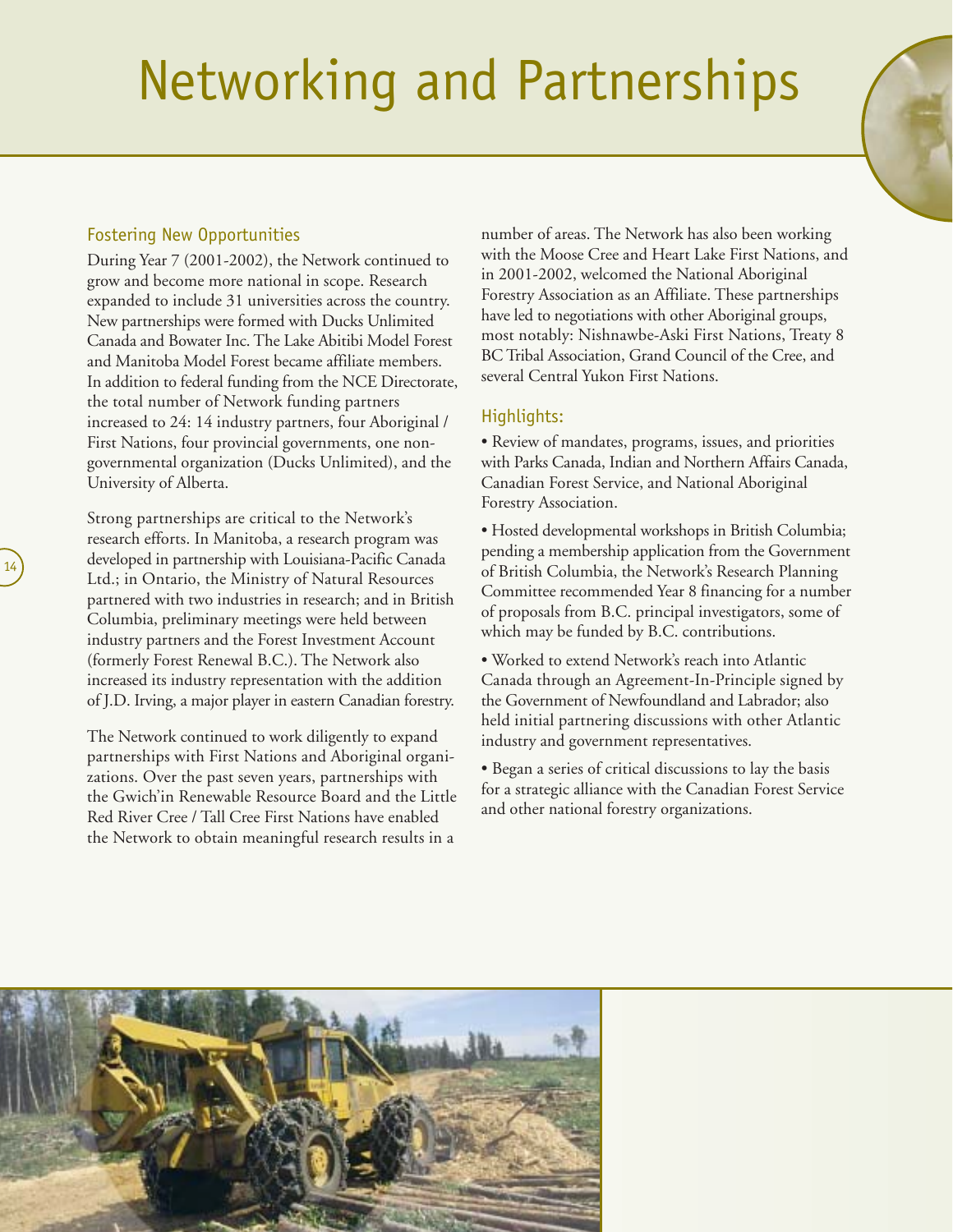# Networking and Partnerships

## Fostering New Opportunities

During Year 7 (2001-2002), the Network continued to grow and become more national in scope. Research expanded to include 31 universities across the country. New partnerships were formed with Ducks Unlimited Canada and Bowater Inc. The Lake Abitibi Model Forest and Manitoba Model Forest became affiliate members. In addition to federal funding from the NCE Directorate, the total number of Network funding partners increased to 24: 14 industry partners, four Aboriginal / First Nations, four provincial governments, one non-governmental organization (Ducks Unlimited), and the University of Alberta.

Strong partnerships are critical to the Network's research efforts. In Manitoba, a research program was developed in partnership with Louisiana-Pacific Canada Ltd.; in Ontario, the Ministry of Natural Resources partnered with two industries in research; and in British Columbia, preliminary meetings were held between industry partners and the Forest Investment Account (formerly Forest Renewal B.C.). The Network also increased its industry representation with the addition of J.D. Irving, a major player in eastern Canadian forestry.

The Network continued to work diligently to expand partnerships with First Nations and Aboriginal organizations. Over the past seven years, partnerships with the Gwich'in Renewable Resource Board and the Little Red River Cree / Tall Cree First Nations have enabled the Network to obtain meaningful research results in a number of areas. The Network has also been working with the Moose Cree and Heart Lake First Nations, and in 2001-2002, welcomed the National Aboriginal Forestry Association as an Affiliate. These partnerships have led to negotiations with other Aboriginal groups, most notably: Nishnawbe-Aski First Nations, Treaty 8 BC Tribal Association, Grand Council of the Cree, and several Central Yukon First Nations.

## Highlights:

- Review of mandates, programs, issues, and priorities with Parks Canada, Indian and Northern Affairs Canada, Canadian Forest Service, and National Aboriginal Forestry Association.
- Hosted developmental workshops in British Columbia; pending a membership application from the Government of British Columbia, the Network's Research Planning Committee recommended Year 8 financing for a number of proposals from B.C. principal investigators, some of which may be funded by B.C. contributions.
- Worked to extend Network's reach into Atlantic Canada through an Agreement-In-Principle signed by the Government of Newfoundland and Labrador; also held initial partnering discussions with other Atlantic industry and government representatives.
- Began a series of critical discussions to lay the basis for a strategic alliance with the Canadian Forest Service and other national forestry organizations.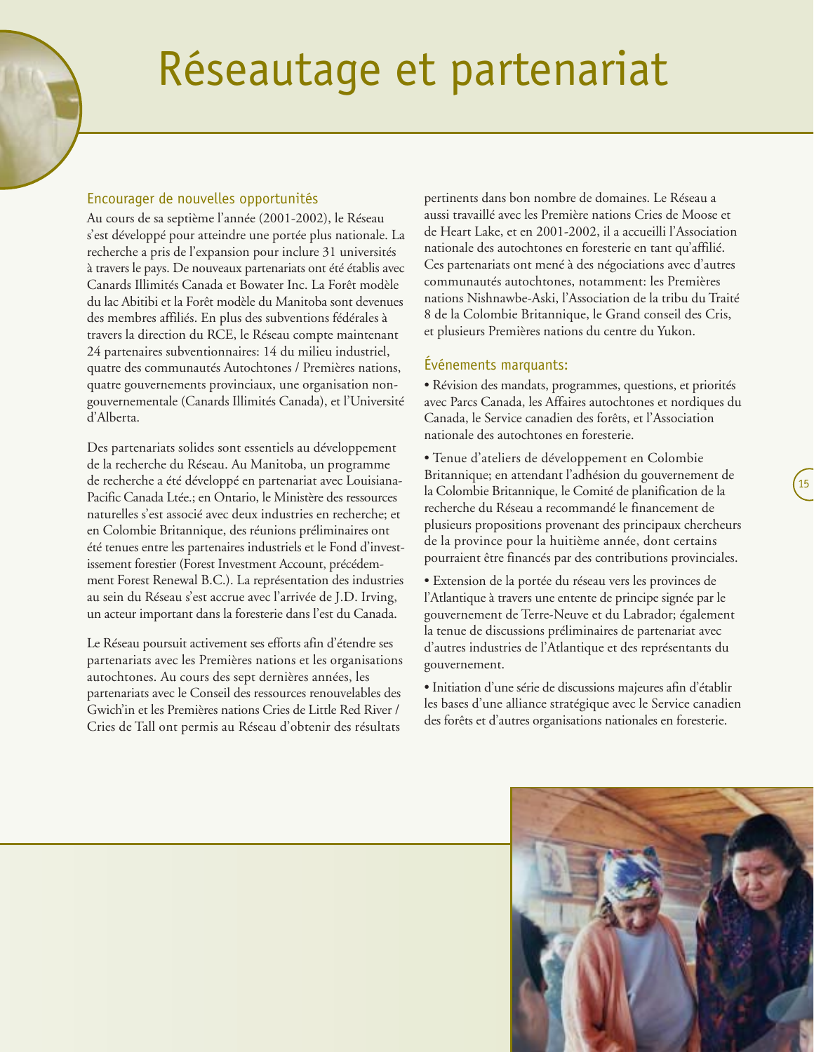# Réseautage et partenariat

## Encourager de nouvelles opportunités

Au cours de sa septième l'année (2001-2002), le Réseau s'est développé pour atteindre une portée plus nationale. La recherche a pris de l'expansion pour inclure 31 universités à travers le pays. De nouveaux partenariats ont été établis avec Canards Illimités Canada et Bowater Inc. La Forêt modèle du lac Abitibi et la Forêt modèle du Manitoba sont devenues des membres affiliés. En plus des subventions fédérales à travers la direction du RCE, le Réseau compte maintenant 24 partenaires subventionnaires: 14 du milieu industriel, quatre des communautés Autochtones / Premières nations, quatre gouvernements provinciaux, une organisation non-gouvernementale (Canards Illimités Canada), et l'Université d'Alberta.

Des partenariats solides sont essentiels au développement de la recherche du Réseau. Au Manitoba, un programme de recherche a été développé en partenariat avec Louisiana-Pacific Canada Ltée.; en Ontario, le Ministère des ressources naturelles s'est associé avec deux industries en recherche; et en Colombie Britannique, des réunions préliminaires ont été tenues entre les partenaires industriels et le Fond d'investissement forestier (Forest Investment Account, précédemment Forest Renewal B.C.). La représentation des industries au sein du Réseau s'est accrue avec l'arrivée de J.D. Irving, un acteur important dans la foresterie dans l'est du Canada.

Le Réseau poursuit activement ses efforts afin d'étendre ses partenariats avec les Premières nations et les organisations autochtones. Au cours des sept dernières années, les partenariats avec le Conseil des ressources renouvelables des Gwich'in et les Premières nations Cries de Little Red River / Cries de Tall ont permis au Réseau d'obtenir des résultats pertinents dans bon nombre de domaines. Le Réseau a aussi travaillé avec les Première nations Cries de Moose et de Heart Lake, et en 2001-2002, il a accueilli l'Association nationale des autochtones en foresterie en tant qu'affilié. Ces partenariats ont mené à des négociations avec d'autres communautés autochtones, notamment: les Premières nations Nishnawbe-Aski, l'Association de la tribu du Traité 8 de la Colombie Britannique, le Grand conseil des Cris, et plusieurs Premières nations du centre du Yukon.

## Événements marquants:

- Révision des mandats, programmes, questions, et priorités avec Parcs Canada, les Affaires autochtones et nordiques du Canada, le Service canadien des forêts, et l'Association nationale des autochtones en foresterie.
- Tenue d'ateliers de développement en Colombie Britannique; en attendant l'adhésion du gouvernement de la Colombie Britannique, le Comité de planification de la recherche du Réseau a recommandé le financement de plusieurs propositions provenant des principaux chercheurs de la province pour la huitième année, dont certains pourraient être financés par des contributions provinciales.
- Extension de la portée du réseau vers les provinces de l'Atlantique à travers une entente de principe signée par le gouvernement de Terre-Neuve et du Labrador; également la tenue de discussions préliminaires de partenariat avec d'autres industries de l'Atlantique et des représentants du gouvernement.
- Initiation d'une série de discussions majeures afin d'établir les bases d'une alliance stratégique avec le Service canadien des forêts et d'autres organisations nationales en foresterie.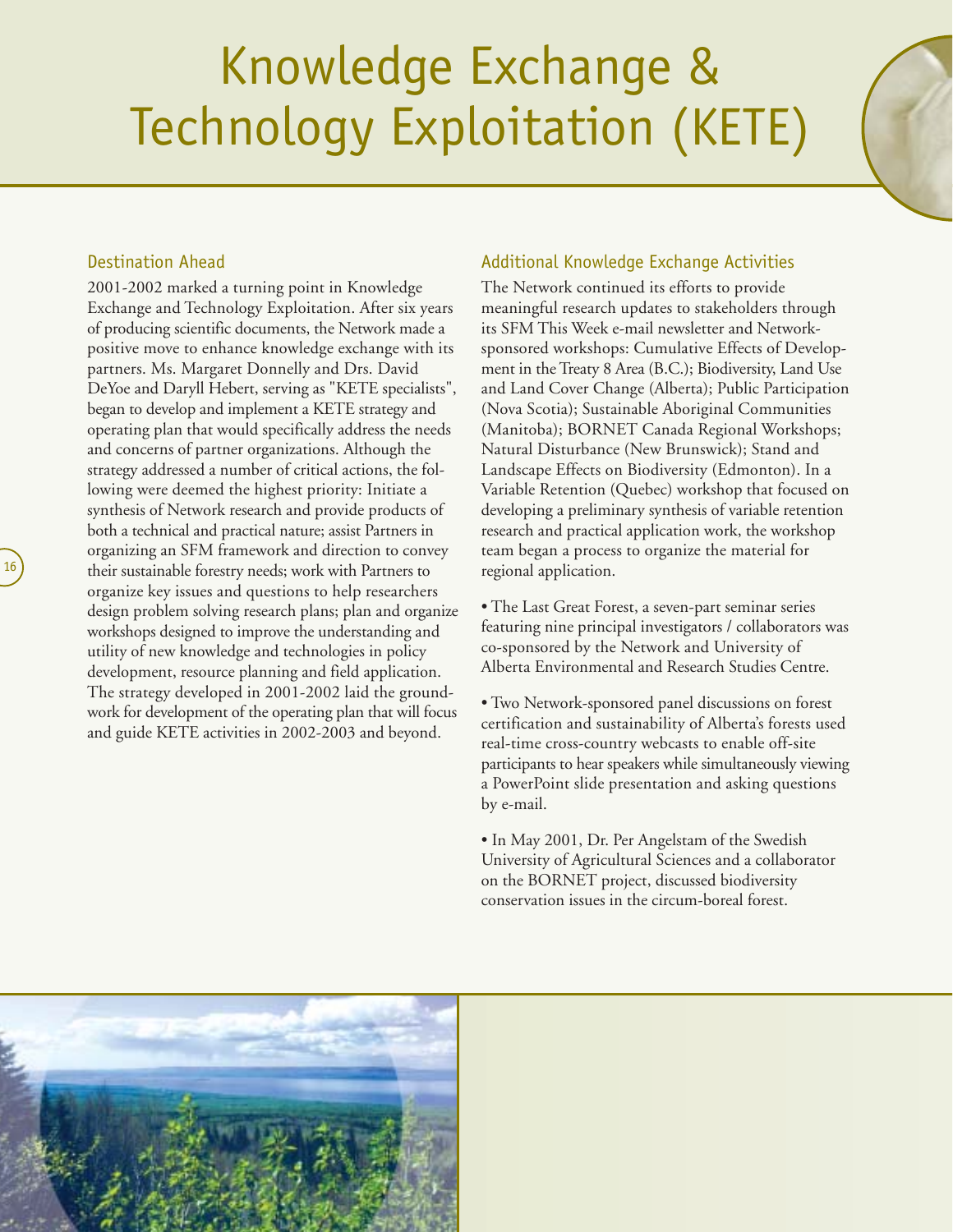# Knowledge Exchange & Technology Exploitation (KETE)

## Destination Ahead

2001-2002 marked a turning point in Knowledge Exchange and Technology Exploitation. After six years of producing scientific documents, the Network made a positive move to enhance knowledge exchange with its partners. Ms. Margaret Donnelly and Drs. David DeYoe and Daryll Hebert, serving as "KETE specialists", began to develop and implement a KETE strategy and operating plan that would specifically address the needs and concerns of partner organizations. Although the strategy addressed a number of critical actions, the following were deemed the highest priority: Initiate a synthesis of Network research and provide products of both a technical and practical nature; assist Partners in organizing an SFM framework and direction to convey their sustainable forestry needs; work with Partners to organize key issues and questions to help researchers design problem solving research plans; plan and organize workshops designed to improve the understanding and utility of new knowledge and technologies in policy development, resource planning and field application. The strategy developed in 2001-2002 laid the groundwork for development of the operating plan that will focus and guide KETE activities in 2002-2003 and beyond.

## Additional Knowledge Exchange Activities

The Network continued its efforts to provide meaningful research updates to stakeholders through its SFM This Week e-mail newsletter and Network-sponsored workshops: Cumulative Effects of Development in the Treaty 8 Area (B.C.); Biodiversity, Land Use and Land Cover Change (Alberta); Public Participation (Nova Scotia); Sustainable Aboriginal Communities (Manitoba); BORNET Canada Regional Workshops; Natural Disturbance (New Brunswick); Stand and Landscape Effects on Biodiversity (Edmonton). In a Variable Retention (Quebec) workshop that focused on developing a preliminary synthesis of variable retention research and practical application work, the workshop team began a process to organize the material for regional application.

- The Last Great Forest, a seven-part seminar series featuring nine principal investigators / collaborators was co-sponsored by the Network and University of Alberta Environmental and Research Studies Centre.

- Two Network-sponsored panel discussions on forest certification and sustainability of Alberta's forests used real-time cross-country webcasts to enable off-site participants to hear speakers while simultaneously viewing a PowerPoint slide presentation and asking questions by e-mail.

- In May 2001, Dr. Per Angelstam of the Swedish University of Agricultural Sciences and a collaborator on the BORNET project, discussed biodiversity conservation issues in the circum-boreal forest.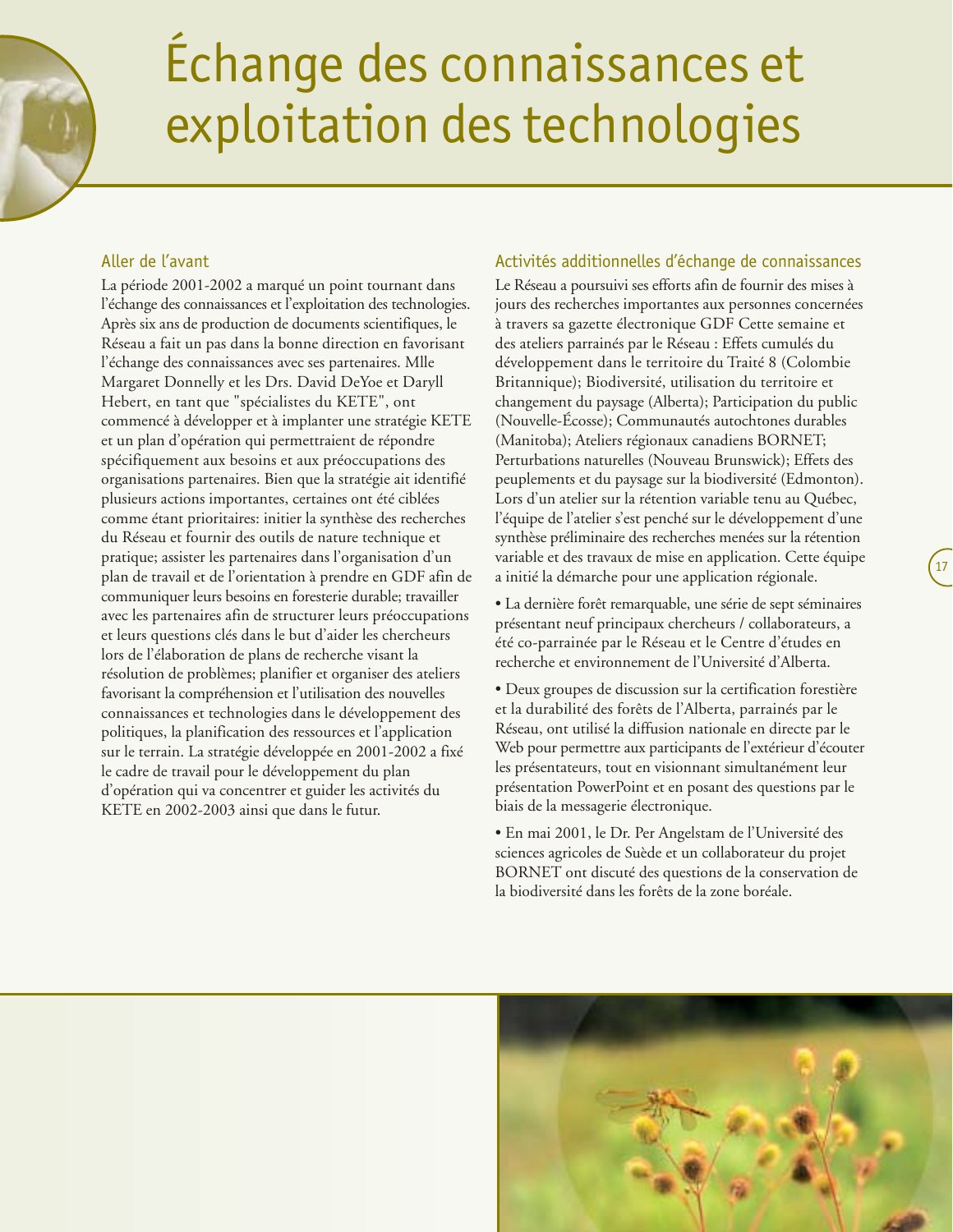# Échange des connaissances et exploitation des technologies

## Aller de l'avant

La période 2001-2002 a marqué un point tournant dans l'échange des connaissances et l'exploitation des technologies. Après six ans de production de documents scientifiques, le Réseau a fait un pas dans la bonne direction en favorisant l'échange des connaissances avec ses partenaires. Mlle Margaret Donnelly et les Drs. David DeYoe et Daryll Hebert, en tant que "spécialistes du KETE", ont commencé à développer et à implanter une stratégie KETE et un plan d'opération qui permettraient de répondre spécifiquement aux besoins et aux préoccupations des organisations partenaires. Bien que la stratégie ait identifié plusieurs actions importantes, certaines ont été ciblées comme étant prioritaires: initier la synthèse des recherches du Réseau et fournir des outils de nature technique et pratique; assister les partenaires dans l'organisation d'un plan de travail et de l'orientation à prendre en GDF afin de communiquer leurs besoins en foresterie durable; travailler avec les partenaires afin de structurer leurs préoccupations et leurs questions clés dans le but d'aider les chercheurs lors de l'élaboration de plans de recherche visant la résolution de problèmes; planifier et organiser des ateliers favorisant la compréhension et l'utilisation des nouvelles connaissances et technologies dans le développement des politiques, la planification des ressources et l'application sur le terrain. La stratégie développée en 2001-2002 a fixé le cadre de travail pour le développement du plan d'opération qui va concentrer et guider les activités du KETE en 2002-2003 ainsi que dans le futur.

## Activités additionnelles d'échange de connaissances

Le Réseau a poursuivi ses efforts afin de fournir des mises à jours des recherches importantes aux personnes concernées à travers sa gazette électronique GDF Cette semaine et des ateliers parrainés par le Réseau : Effets cumulés du développement dans le territoire du Traité 8 (Colombie Britannique); Biodiversité, utilisation du territoire et changement du paysage (Alberta); Participation du public (Nouvelle-Écosse); Communautés autochtones durables (Manitoba); Ateliers régionaux canadiens BORNET; Perturbations naturelles (Nouveau Brunswick); Effets des peuplements et du paysage sur la biodiversité (Edmonton). Lors d'un atelier sur la rétention variable tenu au Québec, l'équipe de l'atelier s'est penché sur le développement d'une synthèse préliminaire des recherches menées sur la rétention variable et des travaux de mise en application. Cette équipe a initié la démarche pour une application régionale.

- La dernière forêt remarquable, une série de sept séminaires présentant neuf principaux chercheurs / collaborateurs, a été co-parrainée par le Réseau et le Centre d'études en recherche et environnement de l'Université d'Alberta.

- Deux groupes de discussion sur la certification forestière et la durabilité des forêts de l'Alberta, parrainés par le Réseau, ont utilisé la diffusion nationale en directe par le Web pour permettre aux participants de l'extérieur d'écouter les présentateurs, tout en visionnant simultanément leur présentation PowerPoint et en posant des questions par le biais de la messagerie électronique.

- En mai 2001, le Dr. Per Angelstam de l'Université des sciences agricoles de Suède et un collaborateur du projet BORNET ont discuté des questions de la conservation de la biodiversité dans les forêts de la zone boréale.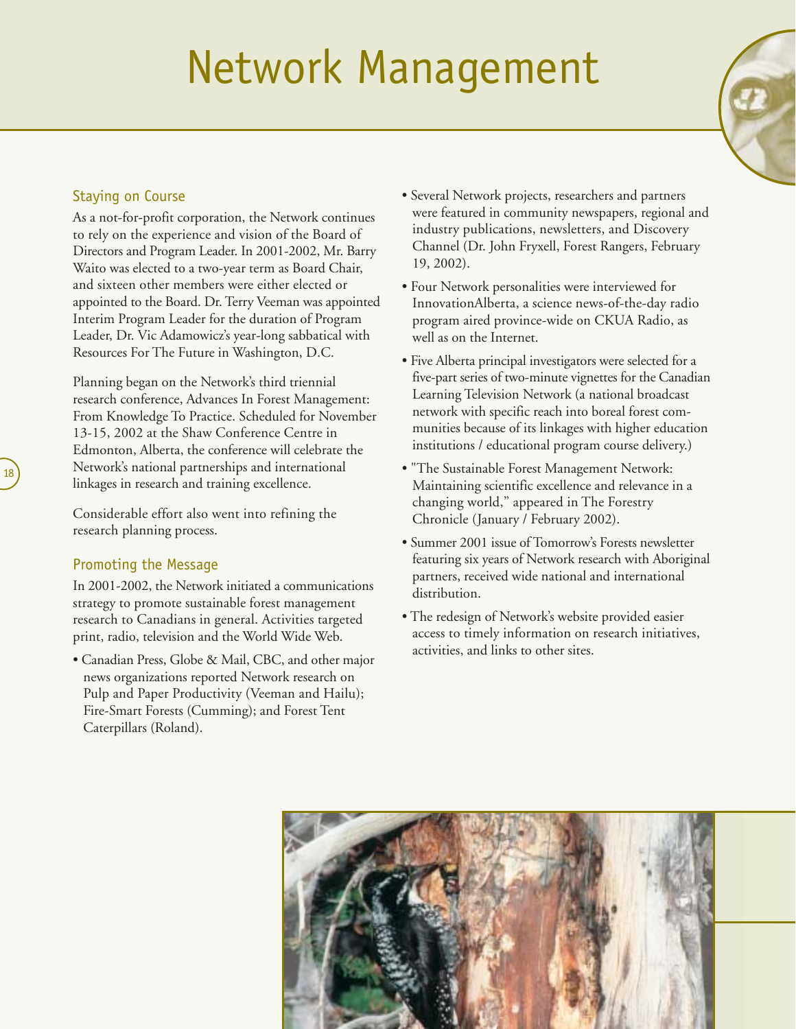# Network Management

## Staying on Course

As a not-for-profit corporation, the Network continues to rely on the experience and vision of the Board of Directors and Program Leader. In 2001-2002, Mr. Barry Waito was elected to a two-year term as Board Chair, and sixteen other members were either elected or appointed to the Board. Dr. Terry Veeman was appointed Interim Program Leader for the duration of Program Leader, Dr. Vic Adamowicz's year-long sabbatical with Resources For The Future in Washington, D.C.

Planning began on the Network's third triennial research conference, Advances In Forest Management: From Knowledge To Practice. Scheduled for November 13-15, 2002 at the Shaw Conference Centre in Edmonton, Alberta, the conference will celebrate the Network's national partnerships and international linkages in research and training excellence.

Considerable effort also went into refining the research planning process.

## Promoting the Message

In 2001-2002, the Network initiated a communications strategy to promote sustainable forest management research to Canadians in general. Activities targeted print, radio, television and the World Wide Web.

- Canadian Press, Globe & Mail, CBC, and other major news organizations reported Network research on Pulp and Paper Productivity (Veeman and Hailu); Fire-Smart Forests (Cumming); and Forest Tent Caterpillars (Roland).
- Several Network projects, researchers and partners were featured in community newspapers, regional and industry publications, newsletters, and Discovery Channel (Dr. John Fryxell, Forest Rangers, February 19, 2002).
- Four Network personalities were interviewed for InnovationAlberta, a science news-of-the-day radio program aired province-wide on CKUA Radio, as well as on the Internet.
- Five Alberta principal investigators were selected for a five-part series of two-minute vignettes for the Canadian Learning Television Network (a national broadcast network with specific reach into boreal forest communities because of its linkages with higher education institutions / educational program course delivery.)
- "The Sustainable Forest Management Network: Maintaining scientific excellence and relevance in a changing world," appeared in The Forestry Chronicle (January / February 2002).
- Summer 2001 issue of Tomorrow's Forests newsletter featuring six years of Network research with Aboriginal partners, received wide national and international distribution.
- The redesign of Network's website provided easier access to timely information on research initiatives, activities, and links to other sites.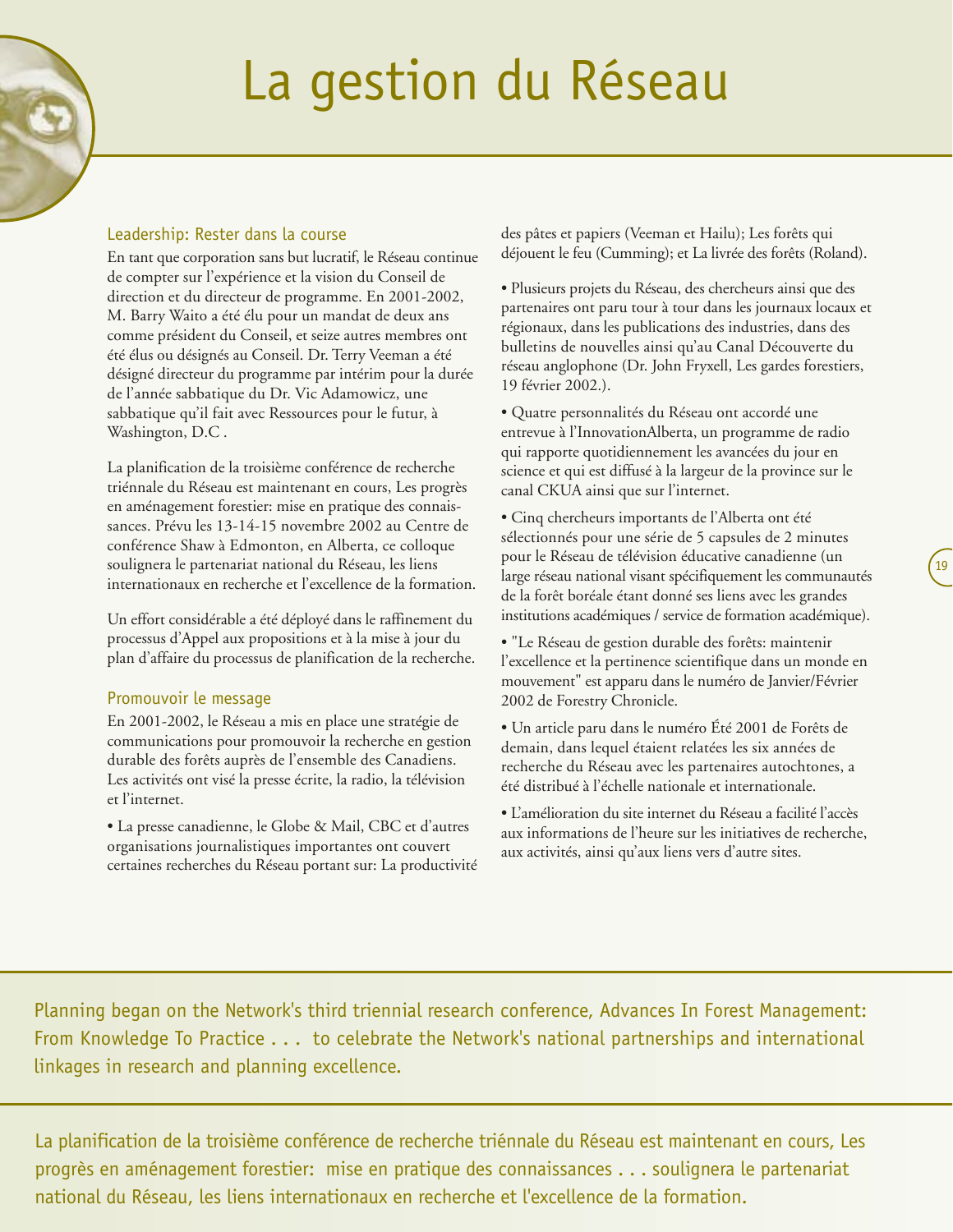# La gestion du Réseau

## Leadership: Rester dans la course

En tant que corporation sans but lucratif, le Réseau continue de compter sur l'expérience et la vision du Conseil de direction et du directeur de programme. En 2001-2002, M. Barry Waito a été élu pour un mandat de deux ans comme président du Conseil, et seize autres membres ont été élus ou désignés au Conseil. Dr. Terry Veeman a été désigné directeur du programme par intérim pour la durée de l'année sabbatique du Dr. Vic Adamowicz, une sabbatique qu'il fait avec Ressources pour le futur, à Washington, D.C .

La planification de la troisième conférence de recherche triénnale du Réseau est maintenant en cours, Les progrès en aménagement forestier: mise en pratique des connaissances. Prévu les 13-14-15 novembre 2002 au Centre de conférence Shaw à Edmonton, en Alberta, ce colloque soulignera le partenariat national du Réseau, les liens internationaux en recherche et l'excellence de la formation.

Un effort considérable a été déployé dans le raffinement du processus d'Appel aux propositions et à la mise à jour du plan d'affaire du processus de planification de la recherche.

## Promouvoir le message

En 2001-2002, le Réseau a mis en place une stratégie de communications pour promouvoir la recherche en gestion durable des forêts auprès de l'ensemble des Canadiens. Les activités ont visé la presse écrite, la radio, la télévision et l'internet.

- La presse canadienne, le Globe & Mail, CBC et d'autres organisations journalistiques importantes ont couvert certaines recherches du Réseau portant sur: La productivité des pâtes et papiers (Veeman et Hailu); Les forêts qui déjouent le feu (Cumming); et La livrée des forêts (Roland).
- Plusieurs projets du Réseau, des chercheurs ainsi que des partenaires ont paru tour à tour dans les journaux locaux et régionaux, dans les publications des industries, dans des bulletins de nouvelles ainsi qu'au Canal Découverte du réseau anglophone (Dr. John Fryxell, Les gardes forestiers, 19 février 2002.).
- Quatre personnalités du Réseau ont accordé une entrevue à l'InnovationAlberta, un programme de radio qui rapporte quotidiennement les avancées du jour en science et qui est diffusé à la largeur de la province sur le canal CKUA ainsi que sur l'internet.
- Cinq chercheurs importants de l'Alberta ont été sélectionnés pour une série de 5 capsules de 2 minutes pour le Réseau de télévision éducative canadienne (un large réseau national visant spécifiquement les communautés de la forêt boréale étant donné ses liens avec les grandes institutions académiques / service de formation académique).
- "Le Réseau de gestion durable des forêts: maintenir l'excellence et la pertinence scientifique dans un monde en mouvement" est apparu dans le numéro de Janvier/Février 2002 de Forestry Chronicle.
- Un article paru dans le numéro Été 2001 de Forêts de demain, dans lequel étaient relatées les six années de recherche du Réseau avec les partenaires autochtones, a été distribué à l'échelle nationale et internationale.
- L'amélioration du site internet du Réseau a facilité l'accès aux informations de l'heure sur les initiatives de recherche, aux activités, ainsi qu'aux liens vers d'autre sites.

---

Planning began on the Network's third triennial research conference, Advances In Forest Management: From Knowledge To Practice . . . to celebrate the Network's national partnerships and international linkages in research and planning excellence.

---

La planification de la troisième conférence de recherche triénnale du Réseau est maintenant en cours, Les progrès en aménagement forestier: mise en pratique des connaissances . . . soulignera le partenariat national du Réseau, les liens internationaux en recherche et l'excellence de la formation.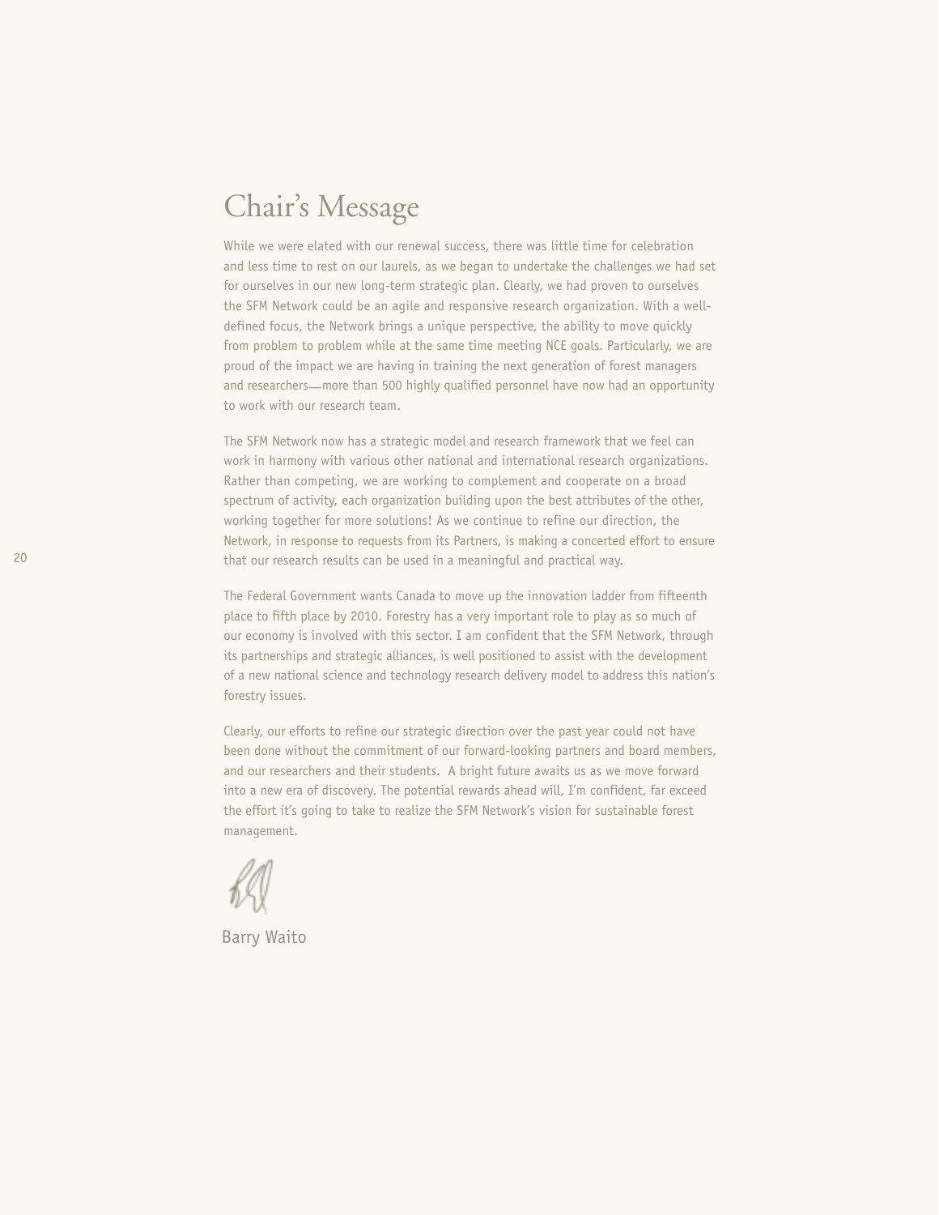# Chair's Message

While we were elated with our renewal success, there was little time for celebration and less time to rest on our laurels, as we began to undertake the challenges we had set for ourselves in our new long-term strategic plan. Clearly, we had proven to ourselves the SFM Network could be an agile and responsive research organization. With a well-defined focus, the Network brings a unique perspective, the ability to move quickly from problem to problem while at the same time meeting NCE goals. Particularly, we are proud of the impact we are having in training the next generation of forest managers and researchers—more than 500 highly qualified personnel have now had an opportunity to work with our research team.

The SFM Network now has a strategic model and research framework that we feel can work in harmony with various other national and international research organizations. Rather than competing, we are working to complement and cooperate on a broad spectrum of activity, each organization building upon the best attributes of the other, working together for more solutions! As we continue to refine our direction, the Network, in response to requests from its Partners, is making a concerted effort to ensure that our research results can be used in a meaningful and practical way.

The Federal Government wants Canada to move up the innovation ladder from fifteenth place to fifth place by 2010. Forestry has a very important role to play as so much of our economy is involved with this sector. I am confident that the SFM Network, through its partnerships and strategic alliances, is well positioned to assist with the development of a new national science and technology research delivery model to address this nation's forestry issues.

Clearly, our efforts to refine our strategic direction over the past year could not have been done without the commitment of our forward-looking partners and board members, and our researchers and their students. A bright future awaits us as we move forward into a new era of discovery. The potential rewards ahead will, I'm confident, far exceed the effort it's going to take to realize the SFM Network's vision for sustainable forest management.

Barry Waito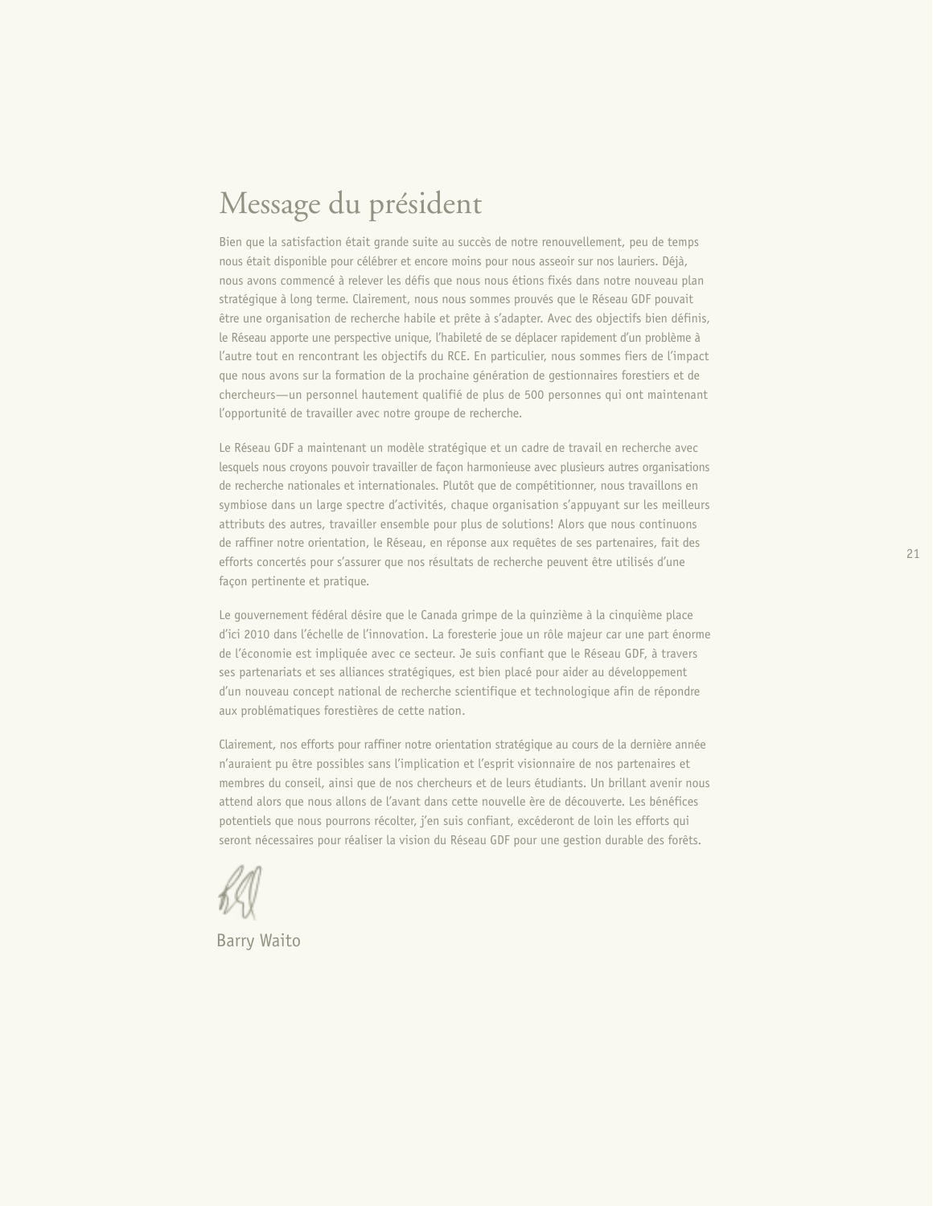# Message du président

Bien que la satisfaction était grande suite au succès de notre renouvellement, peu de temps nous était disponible pour célébrer et encore moins pour nous asseoir sur nos lauriers. Déjà, nous avons commencé à relever les défis que nous nous étions fixés dans notre nouveau plan stratégique à long terme. Clairement, nous nous sommes prouvés que le Réseau GDF pouvait être une organisation de recherche habile et prête à s'adapter. Avec des objectifs bien définis, le Réseau apporte une perspective unique, l'habileté de se déplacer rapidement d'un problème à l'autre tout en rencontrant les objectifs du RCE. En particulier, nous sommes fiers de l'impact que nous avons sur la formation de la prochaine génération de gestionnaires forestiers et de chercheurs—un personnel hautement qualifié de plus de 500 personnes qui ont maintenant l'opportunité de travailler avec notre groupe de recherche.

Le Réseau GDF a maintenant un modèle stratégique et un cadre de travail en recherche avec lesquels nous croyons pouvoir travailler de façon harmonieuse avec plusieurs autres organisations de recherche nationales et internationales. Plutôt que de compétitionner, nous travaillons en symbiose dans un large spectre d'activités, chaque organisation s'appuyant sur les meilleurs attributs des autres, travailler ensemble pour plus de solutions! Alors que nous continuons de raffiner notre orientation, le Réseau, en réponse aux requêtes de ses partenaires, fait des efforts concertés pour s'assurer que nos résultats de recherche peuvent être utilisés d'une façon pertinente et pratique.

Le gouvernement fédéral désire que le Canada grimpe de la quinzième à la cinquième place d'ici 2010 dans l'échelle de l'innovation. La foresterie joue un rôle majeur car une part énorme de l'économie est impliquée avec ce secteur. Je suis confiant que le Réseau GDF, à travers ses partenariats et ses alliances stratégiques, est bien placé pour aider au développement d'un nouveau concept national de recherche scientifique et technologique afin de répondre aux problématiques forestières de cette nation.

Clairement, nos efforts pour raffiner notre orientation stratégique au cours de la dernière année n'auraient pu être possibles sans l'implication et l'esprit visionnaire de nos partenaires et membres du conseil, ainsi que de nos chercheurs et de leurs étudiants. Un brillant avenir nous attend alors que nous allons de l'avant dans cette nouvelle ère de découverte. Les bénéfices potentiels que nous pourrons récolter, j'en suis confiant, excéderont de loin les efforts qui seront nécessaires pour réaliser la vision du Réseau GDF pour une gestion durable des forêts.

Barry Waito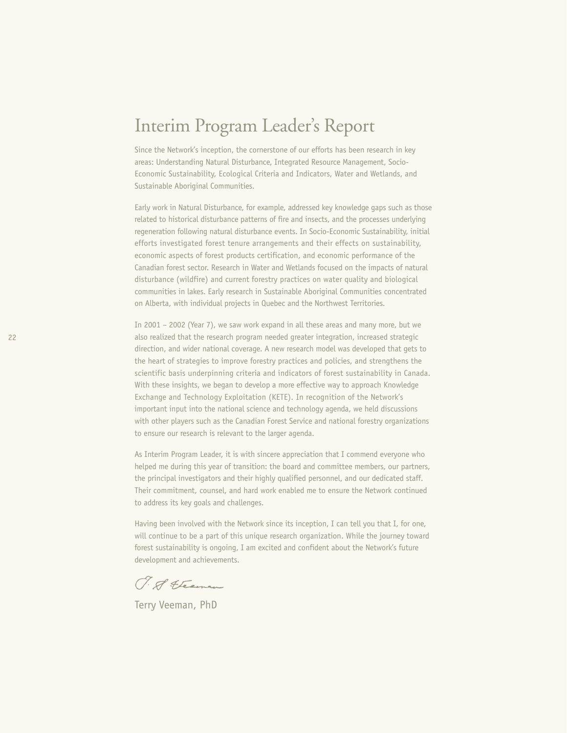# Interim Program Leader's Report

Since the Network's inception, the cornerstone of our efforts has been research in key areas: Understanding Natural Disturbance, Integrated Resource Management, Socio-Economic Sustainability, Ecological Criteria and Indicators, Water and Wetlands, and Sustainable Aboriginal Communities.

Early work in Natural Disturbance, for example, addressed key knowledge gaps such as those related to historical disturbance patterns of fire and insects, and the processes underlying regeneration following natural disturbance events. In Socio-Economic Sustainability, initial efforts investigated forest tenure arrangements and their effects on sustainability, economic aspects of forest products certification, and economic performance of the Canadian forest sector. Research in Water and Wetlands focused on the impacts of natural disturbance (wildfire) and current forestry practices on water quality and biological communities in lakes. Early research in Sustainable Aboriginal Communities concentrated on Alberta, with individual projects in Quebec and the Northwest Territories.

In 2001 – 2002 (Year 7), we saw work expand in all these areas and many more, but we also realized that the research program needed greater integration, increased strategic direction, and wider national coverage. A new research model was developed that gets to the heart of strategies to improve forestry practices and policies, and strengthens the scientific basis underpinning criteria and indicators of forest sustainability in Canada. With these insights, we began to develop a more effective way to approach Knowledge Exchange and Technology Exploitation (KETE). In recognition of the Network's important input into the national science and technology agenda, we held discussions with other players such as the Canadian Forest Service and national forestry organizations to ensure our research is relevant to the larger agenda.

As Interim Program Leader, it is with sincere appreciation that I commend everyone who helped me during this year of transition: the board and committee members, our partners, the principal investigators and their highly qualified personnel, and our dedicated staff. Their commitment, counsel, and hard work enabled me to ensure the Network continued to address its key goals and challenges.

Having been involved with the Network since its inception, I can tell you that I, for one, will continue to be a part of this unique research organization. While the journey toward forest sustainability is ongoing, I am excited and confident about the Network's future development and achievements.

Terry Veeman, PhD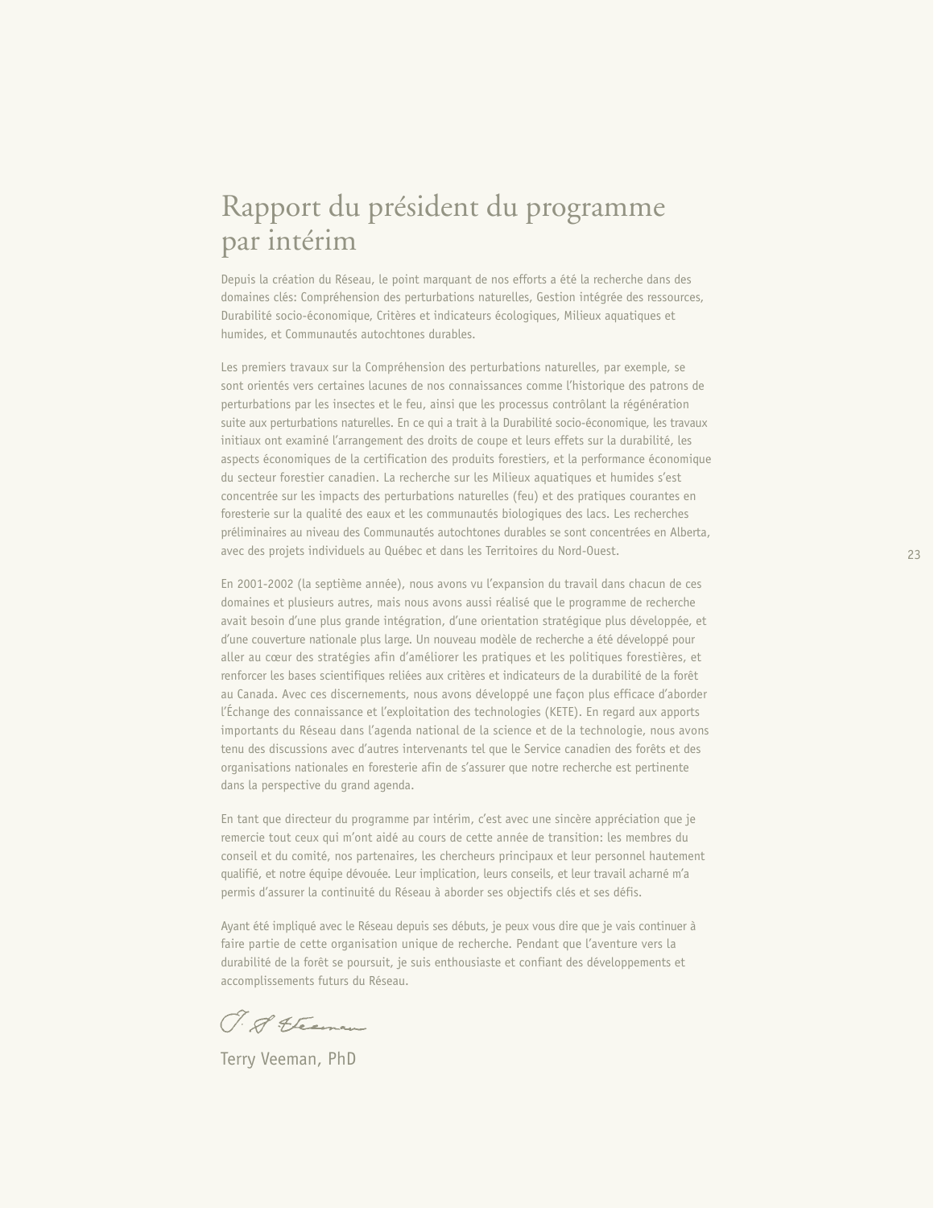# Rapport du président du programme par intérim

Depuis la création du Réseau, le point marquant de nos efforts a été la recherche dans des domaines clés: Compréhension des perturbations naturelles, Gestion intégrée des ressources, Durabilité socio-économique, Critères et indicateurs écologiques, Milieux aquatiques et humides, et Communautés autochtones durables.

Les premiers travaux sur la Compréhension des perturbations naturelles, par exemple, se sont orientés vers certaines lacunes de nos connaissances comme l'historique des patrons de perturbations par les insectes et le feu, ainsi que les processus contrôlant la régénération suite aux perturbations naturelles. En ce qui a trait à la Durabilité socio-économique, les travaux initiaux ont examiné l'arrangement des droits de coupe et leurs effets sur la durabilité, les aspects économiques de la certification des produits forestiers, et la performance économique du secteur forestier canadien. La recherche sur les Milieux aquatiques et humides s'est concentrée sur les impacts des perturbations naturelles (feu) et des pratiques courantes en foresterie sur la qualité des eaux et les communautés biologiques des lacs. Les recherches préliminaires au niveau des Communautés autochtones durables se sont concentrées en Alberta, avec des projets individuels au Québec et dans les Territoires du Nord-Ouest.

En 2001-2002 (la septième année), nous avons vu l'expansion du travail dans chacun de ces domaines et plusieurs autres, mais nous avons aussi réalisé que le programme de recherche avait besoin d'une plus grande intégration, d'une orientation stratégique plus développée, et d'une couverture nationale plus large. Un nouveau modèle de recherche a été développé pour aller au cœur des stratégies afin d'améliorer les pratiques et les politiques forestières, et renforcer les bases scientifiques reliées aux critères et indicateurs de la durabilité de la forêt au Canada. Avec ces discernements, nous avons développé une façon plus efficace d'aborder l'Échange des connaissance et l'exploitation des technologies (KETE). En regard aux apports importants du Réseau dans l'agenda national de la science et de la technologie, nous avons tenu des discussions avec d'autres intervenants tel que le Service canadien des forêts et des organisations nationales en foresterie afin de s'assurer que notre recherche est pertinente dans la perspective du grand agenda.

En tant que directeur du programme par intérim, c'est avec une sincère appréciation que je remercie tout ceux qui m'ont aidé au cours de cette année de transition: les membres du conseil et du comité, nos partenaires, les chercheurs principaux et leur personnel hautement qualifié, et notre équipe dévouée. Leur implication, leurs conseils, et leur travail acharné m'a permis d'assurer la continuité du Réseau à aborder ses objectifs clés et ses défis.

Ayant été impliqué avec le Réseau depuis ses débuts, je peux vous dire que je vais continuer à faire partie de cette organisation unique de recherche. Pendant que l'aventure vers la durabilité de la forêt se poursuit, je suis enthousiaste et confiant des développements et accomplissements futurs du Réseau.

Terry Veeman, PhD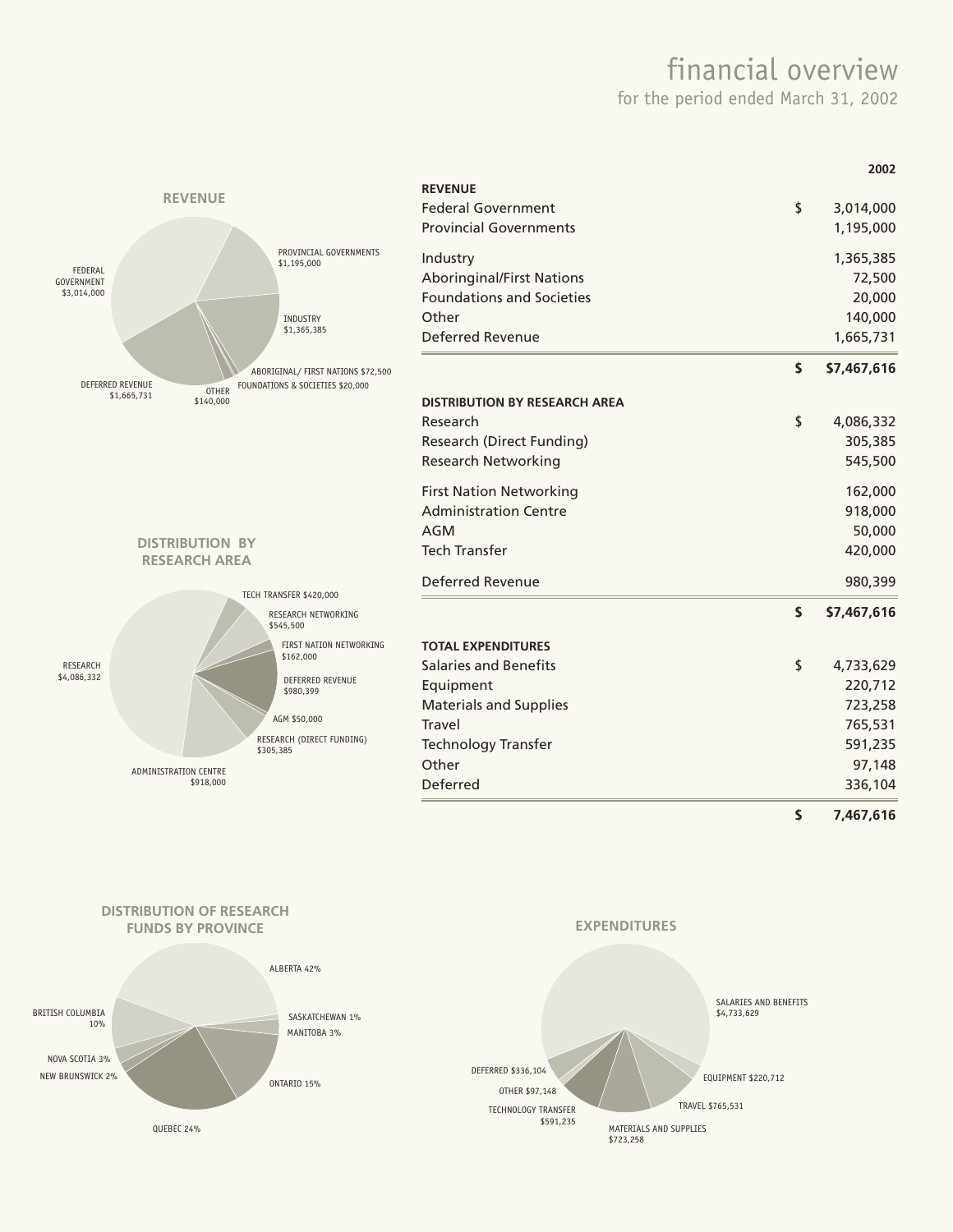# financial overview

for the period ended March 31, 2002

| | | 2002 |
|---|---|---|
| **REVENUE** | | |
| Federal Government | $ | 3,014,000 |
| Provincial Governments | | 1,195,000 |
| Industry | | 1,365,385 |
| Aboringinal/First Nations | | 72,500 |
| Foundations and Societies | | 20,000 |
| Other | | 140,000 |
| Deferred Revenue | | 1,665,731 |
| | **$** | **$7,467,616** |
| **DISTRIBUTION BY RESEARCH AREA** | | |
| Research | $ | 4,086,332 |
| Research (Direct Funding) | | 305,385 |
| Research Networking | | 545,500 |
| First Nation Networking | | 162,000 |
| Administration Centre | | 918,000 |
| AGM | | 50,000 |
| Tech Transfer | | 420,000 |
| Deferred Revenue | | 980,399 |
| | **$** | **$7,467,616** |
| **TOTAL EXPENDITURES** | | |
| Salaries and Benefits | $ | 4,733,629 |
| Equipment | | 220,712 |
| Materials and Supplies | | 723,258 |
| Travel | | 765,531 |
| Technology Transfer | | 591,235 |
| Other | | 97,148 |
| Deferred | | 336,104 |
| | **$** | **7,467,616** |

**REVENUE**

FEDERAL GOVERNMENT $3,014,000
PROVINCIAL GOVERNMENTS $1,195,000
INDUSTRY $1,365,385
ABORIGINAL/ FIRST NATIONS $72,500
FOUNDATIONS & SOCIETIES $20,000
OTHER $140,000
DEFERRED REVENUE $1,665,731

**DISTRIBUTION BY RESEARCH AREA**

TECH TRANSFER $420,000
RESEARCH NETWORKING $545,500
FIRST NATION NETWORKING $162,000
DEFERRED REVENUE $980,399
AGM $50,000
RESEARCH (DIRECT FUNDING) $305,385
ADMINISTRATION CENTRE $918,000
RESEARCH $4,086,332

**DISTRIBUTION OF RESEARCH FUNDS BY PROVINCE**

ALBERTA 42%
SASKATCHEWAN 1%
MANITOBA 3%
ONTARIO 15%
QUEBEC 24%
NEW BRUNSWICK 2%
NOVA SCOTIA 3%
BRITISH COLUMBIA 10%

**EXPENDITURES**

SALARIES AND BENEFITS $4,733,629
EQUIPMENT $220,712
TRAVEL $765,531
MATERIALS AND SUPPLIES $723,258
TECHNOLOGY TRANSFER $591,235
OTHER $97,148
DEFERRED $336,104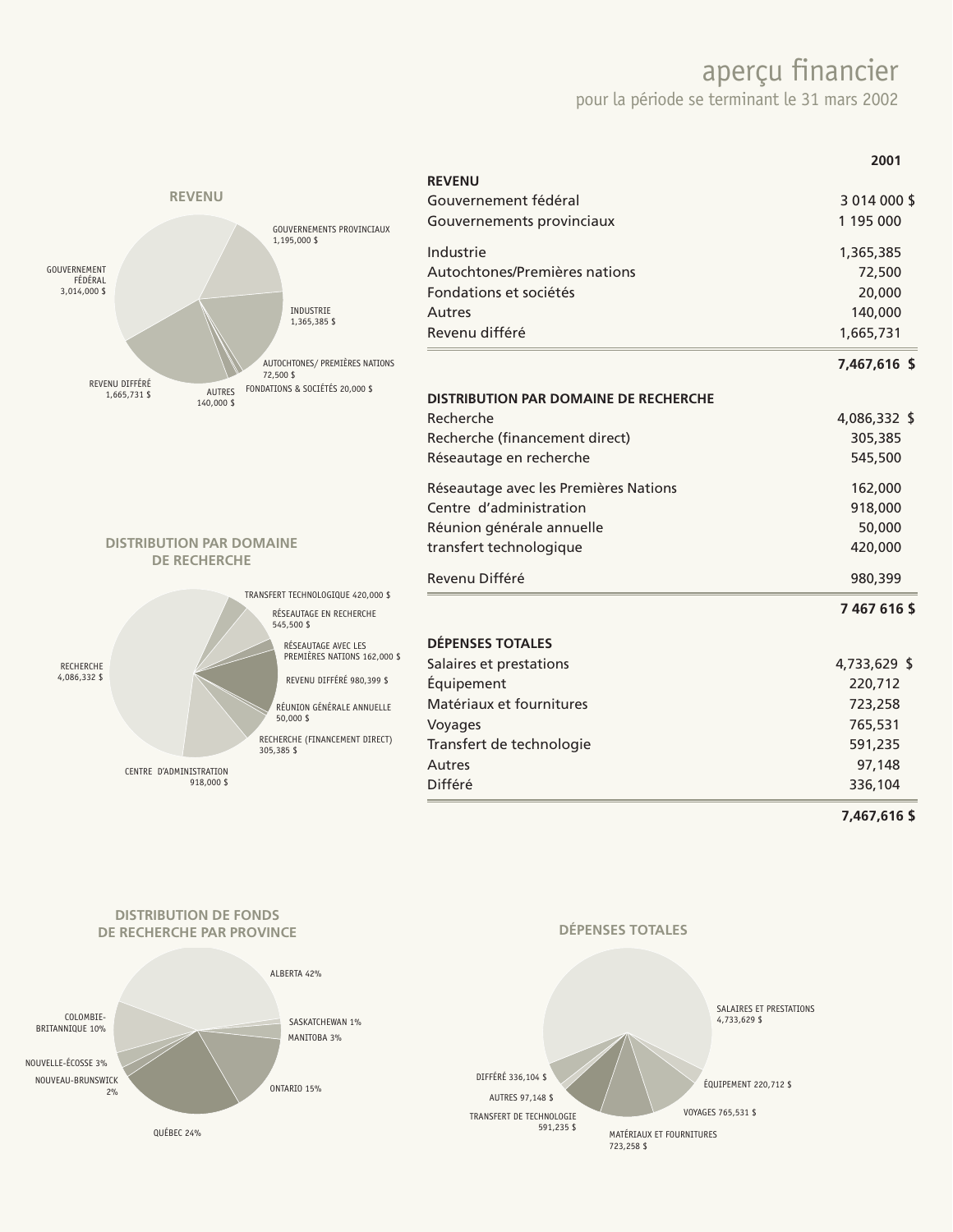# aperçu financier

pour la période se terminant le 31 mars 2002

| | 2001 |
|---|---|
| **REVENU** | |
| Gouvernement fédéral | 3 014 000 $ |
| Gouvernements provinciaux | 1 195 000 |
| Industrie | 1,365,385 |
| Autochtones/Premières nations | 72,500 |
| Fondations et sociétés | 20,000 |
| Autres | 140,000 |
| Revenu différé | 1,665,731 |
| | **7,467,616 $** |
| **DISTRIBUTION PAR DOMAINE DE RECHERCHE** | |
| Recherche | 4,086,332 $ |
| Recherche (financement direct) | 305,385 |
| Réseautage en recherche | 545,500 |
| Réseautage avec les Premières Nations | 162,000 |
| Centre d'administration | 918,000 |
| Réunion générale annuelle | 50,000 |
| transfert technologique | 420,000 |
| Revenu Différé | 980,399 |
| | **7 467 616 $** |
| **DÉPENSES TOTALES** | |
| Salaires et prestations | 4,733,629 $ |
| Équipement | 220,712 |
| Matériaux et fournitures | 723,258 |
| Voyages | 765,531 |
| Transfert de technologie | 591,235 |
| Autres | 97,148 |
| Différé | 336,104 |
| | **7,467,616 $** |

**REVENU**

GOUVERNEMENT FÉDÉRAL 3,014,000 $; GOUVERNEMENTS PROVINCIAUX 1,195,000 $; INDUSTRIE 1,365,385 $; AUTOCHTONES/ PREMIÈRES NATIONS 72,500 $; FONDATIONS & SOCIÉTÉS 20,000 $; AUTRES 140,000 $; REVENU DIFFÉRÉ 1,665,731 $

**DISTRIBUTION PAR DOMAINE DE RECHERCHE**

TRANSFERT TECHNOLOGIQUE 420,000 $; RÉSEAUTAGE EN RECHERCHE 545,500 $; RÉSEAUTAGE AVEC LES PREMIÈRES NATIONS 162,000 $; REVENU DIFFÉRÉ 980,399 $; RÉUNION GÉNÉRALE ANNUELLE 50,000 $; RECHERCHE (FINANCEMENT DIRECT) 305,385 $; CENTRE D'ADMINISTRATION 918,000 $; RECHERCHE 4,086,332 $

**DISTRIBUTION DE FONDS DE RECHERCHE PAR PROVINCE**

ALBERTA 42%; SASKATCHEWAN 1%; MANITOBA 3%; ONTARIO 15%; QUÉBEC 24%; NOUVEAU-BRUNSWICK 2%; NOUVELLE-ÉCOSSE 3%; COLOMBIE-BRITANNIQUE 10%

**DÉPENSES TOTALES**

SALAIRES ET PRESTATIONS 4,733,629 $; ÉQUIPEMENT 220,712 $; VOYAGES 765,531 $; MATÉRIAUX ET FOURNITURES 723,258 $; TRANSFERT DE TECHNOLOGIE 591,235 $; AUTRES 97,148 $; DIFFÉRÉ 336,104 $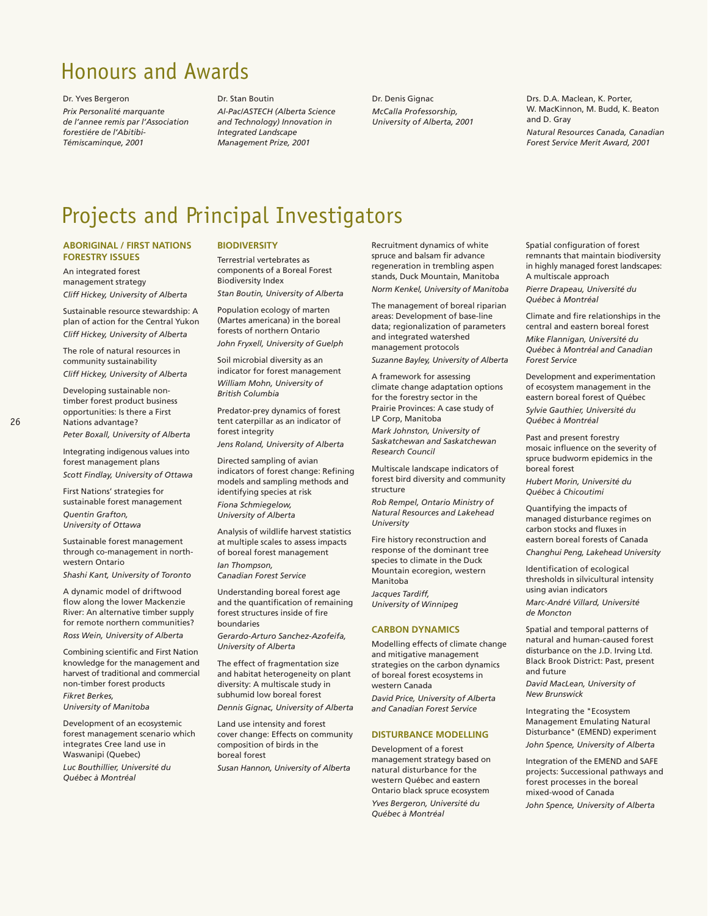# Honours and Awards

Dr. Yves Bergeron
*Prix Personalité marquante de l'annee remis par l'Association forestiére de l'Abitibi-Témiscaminque, 2001*

Dr. Stan Boutin
*Al-Pac/ASTECH (Alberta Science and Technology) Innovation in Integrated Landscape Management Prize, 2001*

Dr. Denis Gignac
*McCalla Professorship, University of Alberta, 2001*

Drs. D.A. Maclean, K. Porter, W. MacKinnon, M. Budd, K. Beaton and D. Gray
*Natural Resources Canada, Canadian Forest Service Merit Award, 2001*

# Projects and Principal Investigators

## ABORIGINAL / FIRST NATIONS FORESTRY ISSUES

An integrated forest management strategy
*Cliff Hickey, University of Alberta*

Sustainable resource stewardship: A plan of action for the Central Yukon
*Cliff Hickey, University of Alberta*

The role of natural resources in community sustainability
*Cliff Hickey, University of Alberta*

Developing sustainable non-timber forest product business opportunities: Is there a First Nations advantage?
*Peter Boxall, University of Alberta*

Integrating indigenous values into forest management plans
*Scott Findlay, University of Ottawa*

First Nations' strategies for sustainable forest management
*Quentin Grafton, University of Ottawa*

Sustainable forest management through co-management in north-western Ontario
*Shashi Kant, University of Toronto*

A dynamic model of driftwood flow along the lower Mackenzie River: An alternative timber supply for remote northern communities?
*Ross Wein, University of Alberta*

Combining scientific and First Nation knowledge for the management and harvest of traditional and commercial non-timber forest products
*Fikret Berkes, University of Manitoba*

Development of an ecosystemic forest management scenario which integrates Cree land use in Waswanipi (Quebec)
*Luc Bouthillier, Université du Québec à Montréal*

## BIODIVERSITY

Terrestrial vertebrates as components of a Boreal Forest Biodiversity Index
*Stan Boutin, University of Alberta*

Population ecology of marten (Martes americana) in the boreal forests of northern Ontario
*John Fryxell, University of Guelph*

Soil microbial diversity as an indicator for forest management
*William Mohn, University of British Columbia*

Predator-prey dynamics of forest tent caterpillar as an indicator of forest integrity
*Jens Roland, University of Alberta*

Directed sampling of avian indicators of forest change: Refining models and sampling methods and identifying species at risk
*Fiona Schmiegelow, University of Alberta*

Analysis of wildlife harvest statistics at multiple scales to assess impacts of boreal forest management
*Ian Thompson, Canadian Forest Service*

Understanding boreal forest age and the quantification of remaining forest structures inside of fire boundaries
*Gerardo-Arturo Sanchez-Azofeifa, University of Alberta*

The effect of fragmentation size and habitat heterogeneity on plant diversity: A multiscale study in subhumid low boreal forest
*Dennis Gignac, University of Alberta*

Land use intensity and forest cover change: Effects on community composition of birds in the boreal forest
*Susan Hannon, University of Alberta*

Recruitment dynamics of white spruce and balsam fir advance regeneration in trembling aspen stands, Duck Mountain, Manitoba
*Norm Kenkel, University of Manitoba*

The management of boreal riparian areas: Development of base-line data; regionalization of parameters and integrated watershed management protocols
*Suzanne Bayley, University of Alberta*

A framework for assessing climate change adaptation options for the forestry sector in the Prairie Provinces: A case study of LP Corp, Manitoba
*Mark Johnston, University of Saskatchewan and Saskatchewan Research Council*

Multiscale landscape indicators of forest bird diversity and community structure
*Rob Rempel, Ontario Ministry of Natural Resources and Lakehead University*

Fire history reconstruction and response of the dominant tree species to climate in the Duck Mountain ecoregion, western Manitoba
*Jacques Tardiff, University of Winnipeg*

## CARBON DYNAMICS

Modelling effects of climate change and mitigative management strategies on the carbon dynamics of boreal forest ecosystems in western Canada
*David Price, University of Alberta and Canadian Forest Service*

## DISTURBANCE MODELLING

Development of a forest management strategy based on natural disturbance for the western Québec and eastern Ontario black spruce ecosystem
*Yves Bergeron, Université du Québec à Montréal*

Spatial configuration of forest remnants that maintain biodiversity in highly managed forest landscapes: A multiscale approach
*Pierre Drapeau, Université du Québec à Montréal*

Climate and fire relationships in the central and eastern boreal forest
*Mike Flannigan, Université du Québec à Montréal and Canadian Forest Service*

Development and experimentation of ecosystem management in the eastern boreal forest of Québec
*Sylvie Gauthier, Université du Québec à Montréal*

Past and present forestry mosaic influence on the severity of spruce budworm epidemics in the boreal forest
*Hubert Morin, Université du Québec à Chicoutimi*

Quantifying the impacts of managed disturbance regimes on carbon stocks and fluxes in eastern boreal forests of Canada
*Changhui Peng, Lakehead University*

Identification of ecological thresholds in silvicultural intensity using avian indicators
*Marc-André Villard, Université de Moncton*

Spatial and temporal patterns of natural and human-caused forest disturbance on the J.D. Irving Ltd. Black Brook District: Past, present and future
*David MacLean, University of New Brunswick*

Integrating the "Ecosystem Management Emulating Natural Disturbance" (EMEND) experiment
*John Spence, University of Alberta*

Integration of the EMEND and SAFE projects: Successional pathways and forest processes in the boreal mixed-wood of Canada
*John Spence, University of Alberta*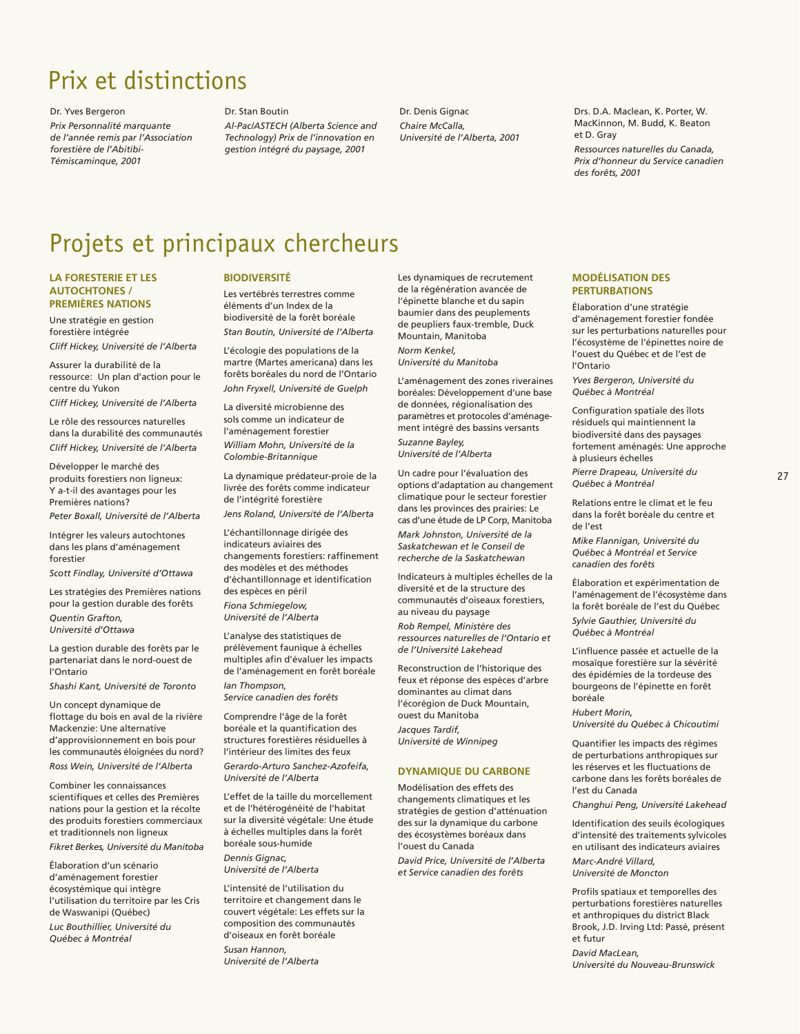# Prix et distinctions

Dr. Yves Bergeron
*Prix Personnalité marquante de l'année remis par l'Association forestière de l'Abitibi-Témiscaminque, 2001*

Dr. Stan Boutin
*Al-Pac/ASTECH (Alberta Science and Technology) Prix de l'innovation en gestion intégré du paysage, 2001*

Dr. Denis Gignac
*Chaire McCalla, Université de l'Alberta, 2001*

Drs. D.A. Maclean, K. Porter, W. MacKinnon, M. Budd, K. Beaton et D. Gray
*Ressources naturelles du Canada, Prix d'honneur du Service canadien des forêts, 2001*

# Projets et principaux chercheurs

### LA FORESTERIE ET LES AUTOCHTONES / PREMIÈRES NATIONS

Une stratégie en gestion forestière intégrée
*Cliff Hickey, Université de l'Alberta*

Assurer la durabilité de la ressource: Un plan d'action pour le centre du Yukon
*Cliff Hickey, Université de l'Alberta*

Le rôle des ressources naturelles dans la durabilité des communautés
*Cliff Hickey, Université de l'Alberta*

Développer le marché des produits forestiers non ligneux: Y a-t-il des avantages pour les Premières nations?
*Peter Boxall, Université de l'Alberta*

Intégrer les valeurs autochtones dans les plans d'aménagement forestier
*Scott Findlay, Université d'Ottawa*

Les stratégies des Premières nations pour la gestion durable des forêts
*Quentin Grafton, Université d'Ottawa*

La gestion durable des forêts par le partenariat dans le nord-ouest de l'Ontario
*Shashi Kant, Université de Toronto*

Un concept dynamique de flottage du bois en aval de la rivière Mackenzie: Une alternative d'approvisionnement en bois pour les communautés éloignées du nord?
*Ross Wein, Université de l'Alberta*

Combiner les connaissances scientifiques et celles des Premières nations pour la gestion et la récolte des produits forestiers commerciaux et traditionnels non ligneux
*Fikret Berkes, Université du Manitoba*

Élaboration d'un scénario d'aménagement forestier écosystémique qui intègre l'utilisation du territoire par les Cris de Waswanipi (Québec)
*Luc Bouthillier, Université du Québec à Montréal*

### BIODIVERSITÉ

Les vertébrés terrestres comme éléments d'un Index de la biodiversité de la forêt boréale
*Stan Boutin, Université de l'Alberta*

L'écologie des populations de la martre (Martes americana) dans les forêts boréales du nord de l'Ontario
*John Fryxell, Université de Guelph*

La diversité microbienne des sols comme un indicateur de l'aménagement forestier
*William Mohn, Université de la Colombie-Britannique*

La dynamique prédateur-proie de la livrée des forêts comme indicateur de l'intégrité forestière
*Jens Roland, Université de l'Alberta*

L'échantillonnage dirigée des indicateurs aviaires des changements forestiers: raffinement des modèles et des méthodes d'échantillonnage et identification des espèces en péril
*Fiona Schmiegelow, Université de l'Alberta*

L'analyse des statistiques de prélèvement faunique à échelles multiples afin d'évaluer les impacts de l'aménagement en forêt boréale
*Ian Thompson, Service canadien des forêts*

Comprendre l'âge de la forêt boréale et la quantification des structures forestières résiduelles à l'intérieur des limites des feux
*Gerardo-Arturo Sanchez-Azofeifa, Université de l'Alberta*

L'effet de la taille du morcellement et de l'hétérogénéité de l'habitat sur la diversité végétale: Une étude à échelles multiples dans la forêt boréale sous-humide
*Dennis Gignac, Université de l'Alberta*

L'intensité de l'utilisation du territoire et changement dans le couvert végétale: Les effets sur la composition des communautés d'oiseaux en forêt boréale
*Susan Hannon, Université de l'Alberta*

Les dynamiques de recrutement de la régénération avancée de l'épinette blanche et du sapin baumier dans des peuplements de peupliers faux-tremble, Duck Mountain, Manitoba
*Norm Kenkel, Université du Manitoba*

L'aménagement des zones riveraines boréales: Développement d'une base de données, régionalisation des paramètres et protocoles d'aménagement intégré des bassins versants
*Suzanne Bayley, Université de l'Alberta*

Un cadre pour l'évaluation des options d'adaptation au changement climatique pour le secteur forestier dans les provinces des prairies: Le cas d'une étude de LP Corp, Manitoba
*Mark Johnston, Université de la Saskatchewan et le Conseil de recherche de la Saskatchewan*

Indicateurs à multiples échelles de la diversité et de la structure des communautés d'oiseaux forestiers, au niveau du paysage
*Rob Rempel, Ministère des ressources naturelles de l'Ontario et de l'Université Lakehead*

Reconstruction de l'historique des feux et réponse des espèces d'arbre dominantes au climat dans l'écorégion de Duck Mountain, ouest du Manitoba
*Jacques Tardif, Université de Winnipeg*

### DYNAMIQUE DU CARBONE

Modélisation des effets des changements climatiques et les stratégies de gestion d'atténuation des sur la dynamique du carbone des écosystèmes boréaux dans l'ouest du Canada
*David Price, Université de l'Alberta et Service canadien des forêts*

### MODÉLISATION DES PERTURBATIONS

Élaboration d'une stratégie d'aménagement forestier fondée sur les perturbations naturelles pour l'écosystème de l'épinettes noire de l'ouest du Québec et de l'est de l'Ontario
*Yves Bergeron, Université du Québec à Montréal*

Configuration spatiale des îlots résiduels qui maintiennent la biodiversité dans des paysages fortement aménagés: Une approche à plusieurs échelles
*Pierre Drapeau, Université du Québec à Montréal*

Relations entre le climat et le feu dans la forêt boréale du centre et de l'est
*Mike Flannigan, Université du Québec à Montréal et Service canadien des forêts*

Élaboration et expérimentation de l'aménagement de l'écosystème dans la forêt boréale de l'est du Québec
*Sylvie Gauthier, Université du Québec à Montréal*

L'influence passée et actuelle de la mosaïque forestière sur la sévérité des épidémies de la tordeuse des bourgeons de l'épinette en forêt boréale
*Hubert Morin, Université du Québec à Chicoutimi*

Quantifier les impacts des régimes de perturbations anthropiques sur les réserves et les fluctuations de carbone dans les forêts boréales de l'est du Canada
*Changhui Peng, Université Lakehead*

Identification des seuils écologiques d'intensité des traitements sylvicoles en utilisant des indicateurs aviaires
*Marc-André Villard, Université de Moncton*

Profils spatiaux et temporelles des perturbations forestières naturelles et anthropiques du district Black Brook, J.D. Irving Ltd: Passé, présent et futur
*David MacLean, Université du Nouveau-Brunswick*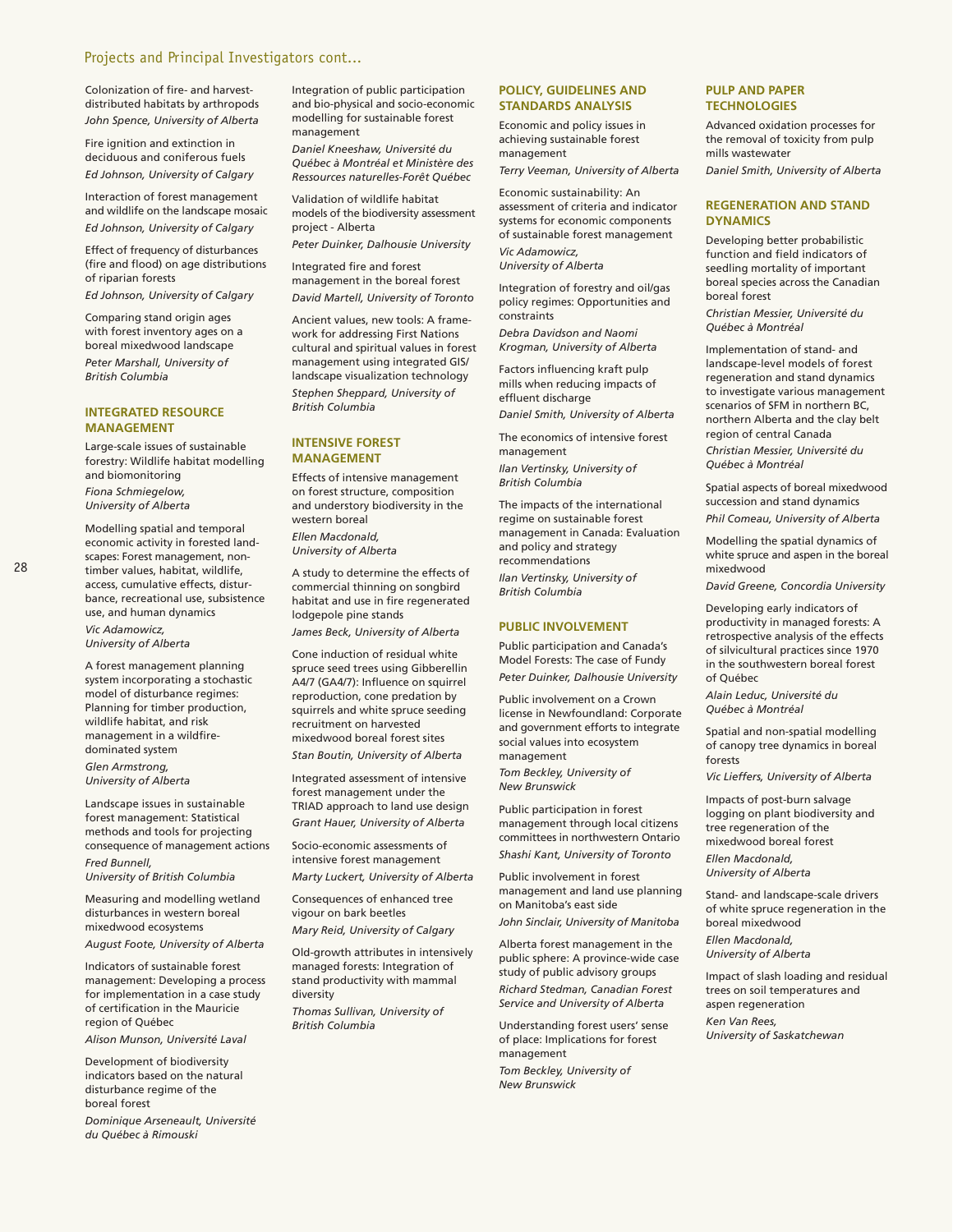## Projects and Principal Investigators cont...

Colonization of fire- and harvest-distributed habitats by arthropods
*John Spence, University of Alberta*

Fire ignition and extinction in deciduous and coniferous fuels
*Ed Johnson, University of Calgary*

Interaction of forest management and wildlife on the landscape mosaic
*Ed Johnson, University of Calgary*

Effect of frequency of disturbances (fire and flood) on age distributions of riparian forests
*Ed Johnson, University of Calgary*

Comparing stand origin ages with forest inventory ages on a boreal mixedwood landscape
*Peter Marshall, University of British Columbia*

### INTEGRATED RESOURCE MANAGEMENT

Large-scale issues of sustainable forestry: Wildlife habitat modelling and biomonitoring
*Fiona Schmiegelow, University of Alberta*

Modelling spatial and temporal economic activity in forested landscapes: Forest management, non-timber values, habitat, wildlife, access, cumulative effects, disturbance, recreational use, subsistence use, and human dynamics
*Vic Adamowicz, University of Alberta*

A forest management planning system incorporating a stochastic model of disturbance regimes: Planning for timber production, wildlife habitat, and risk management in a wildfire-dominated system
*Glen Armstrong, University of Alberta*

Landscape issues in sustainable forest management: Statistical methods and tools for projecting consequence of management actions
*Fred Bunnell, University of British Columbia*

Measuring and modelling wetland disturbances in western boreal mixedwood ecosystems
*August Foote, University of Alberta*

Indicators of sustainable forest management: Developing a process for implementation in a case study of certification in the Mauricie region of Québec
*Alison Munson, Université Laval*

Development of biodiversity indicators based on the natural disturbance regime of the boreal forest
*Dominique Arseneault, Université du Québec à Rimouski*

Integration of public participation and bio-physical and socio-economic modelling for sustainable forest management
*Daniel Kneeshaw, Université du Québec à Montréal et Ministère des Ressources naturelles-Forêt Québec*

Validation of wildlife habitat models of the biodiversity assessment project - Alberta
*Peter Duinker, Dalhousie University*

Integrated fire and forest management in the boreal forest
*David Martell, University of Toronto*

Ancient values, new tools: A framework for addressing First Nations cultural and spiritual values in forest management using integrated GIS/landscape visualization technology
*Stephen Sheppard, University of British Columbia*

### INTENSIVE FOREST MANAGEMENT

Effects of intensive management on forest structure, composition and understory biodiversity in the western boreal
*Ellen Macdonald, University of Alberta*

A study to determine the effects of commercial thinning on songbird habitat and use in fire regenerated lodgepole pine stands
*James Beck, University of Alberta*

Cone induction of residual white spruce seed trees using Gibberellin A4/7 (GA4/7): Influence on squirrel reproduction, cone predation by squirrels and white spruce seeding recruitment on harvested mixedwood boreal forest sites
*Stan Boutin, University of Alberta*

Integrated assessment of intensive forest management under the TRIAD approach to land use design
*Grant Hauer, University of Alberta*

Socio-economic assessments of intensive forest management
*Marty Luckert, University of Alberta*

Consequences of enhanced tree vigour on bark beetles
*Mary Reid, University of Calgary*

Old-growth attributes in intensively managed forests: Integration of stand productivity with mammal diversity
*Thomas Sullivan, University of British Columbia*

### POLICY, GUIDELINES AND STANDARDS ANALYSIS

Economic and policy issues in achieving sustainable forest management
*Terry Veeman, University of Alberta*

Economic sustainability: An assessment of criteria and indicator systems for economic components of sustainable forest management
*Vic Adamowicz, University of Alberta*

Integration of forestry and oil/gas policy regimes: Opportunities and constraints
*Debra Davidson and Naomi Krogman, University of Alberta*

Factors influencing kraft pulp mills when reducing impacts of effluent discharge
*Daniel Smith, University of Alberta*

The economics of intensive forest management
*Ilan Vertinsky, University of British Columbia*

The impacts of the international regime on sustainable forest management in Canada: Evaluation and policy and strategy recommendations
*Ilan Vertinsky, University of British Columbia*

### PUBLIC INVOLVEMENT

Public participation and Canada's Model Forests: The case of Fundy
*Peter Duinker, Dalhousie University*

Public involvement on a Crown license in Newfoundland: Corporate and government efforts to integrate social values into ecosystem management
*Tom Beckley, University of New Brunswick*

Public participation in forest management through local citizens committees in northwestern Ontario
*Shashi Kant, University of Toronto*

Public involvement in forest management and land use planning on Manitoba's east side
*John Sinclair, University of Manitoba*

Alberta forest management in the public sphere: A province-wide case study of public advisory groups
*Richard Stedman, Canadian Forest Service and University of Alberta*

Understanding forest users' sense of place: Implications for forest management
*Tom Beckley, University of New Brunswick*

### PULP AND PAPER TECHNOLOGIES

Advanced oxidation processes for the removal of toxicity from pulp mills wastewater
*Daniel Smith, University of Alberta*

### REGENERATION AND STAND DYNAMICS

Developing better probabilistic function and field indicators of seedling mortality of important boreal species across the Canadian boreal forest
*Christian Messier, Université du Québec à Montréal*

Implementation of stand- and landscape-level models of forest regeneration and stand dynamics to investigate various management scenarios of SFM in northern BC, northern Alberta and the clay belt region of central Canada
*Christian Messier, Université du Québec à Montréal*

Spatial aspects of boreal mixedwood succession and stand dynamics
*Phil Comeau, University of Alberta*

Modelling the spatial dynamics of white spruce and aspen in the boreal mixedwood
*David Greene, Concordia University*

Developing early indicators of productivity in managed forests: A retrospective analysis of the effects of silvicultural practices since 1970 in the southwestern boreal forest of Québec
*Alain Leduc, Université du Québec à Montréal*

Spatial and non-spatial modelling of canopy tree dynamics in boreal forests
*Vic Lieffers, University of Alberta*

Impacts of post-burn salvage logging on plant biodiversity and tree regeneration of the mixedwood boreal forest
*Ellen Macdonald, University of Alberta*

Stand- and landscape-scale drivers of white spruce regeneration in the boreal mixedwood
*Ellen Macdonald, University of Alberta*

Impact of slash loading and residual trees on soil temperatures and aspen regeneration
*Ken Van Rees, University of Saskatchewan*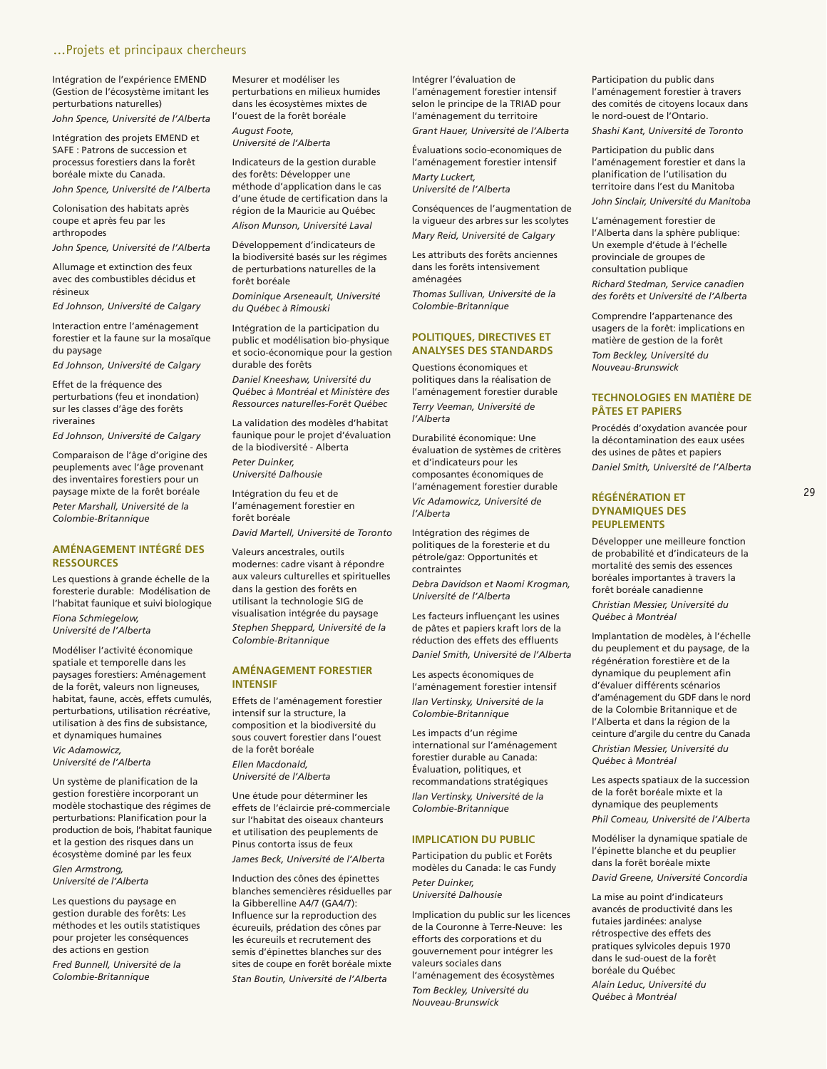## …Projets et principaux chercheurs

Intégration de l'expérience EMEND (Gestion de l'écosystème imitant les perturbations naturelles)
*John Spence, Université de l'Alberta*

Intégration des projets EMEND et SAFE : Patrons de succession et processus forestiers dans la forêt boréale mixte du Canada.
*John Spence, Université de l'Alberta*

Colonisation des habitats après coupe et après feu par les arthropodes
*John Spence, Université de l'Alberta*

Allumage et extinction des feux avec des combustibles décidus et résineux
*Ed Johnson, Université de Calgary*

Interaction entre l'aménagement forestier et la faune sur la mosaïque du paysage
*Ed Johnson, Université de Calgary*

Effet de la fréquence des perturbations (feu et inondation) sur les classes d'âge des forêts riveraines
*Ed Johnson, Université de Calgary*

Comparaison de l'âge d'origine des peuplements avec l'âge provenant des inventaires forestiers pour un paysage mixte de la forêt boréale
*Peter Marshall, Université de la Colombie-Britannique*

### AMÉNAGEMENT INTÉGRÉ DES RESSOURCES

Les questions à grande échelle de la foresterie durable: Modélisation de l'habitat faunique et suivi biologique
*Fiona Schmiegelow, Université de l'Alberta*

Modéliser l'activité économique spatiale et temporelle dans les paysages forestiers: Aménagement de la forêt, valeurs non ligneuses, habitat, faune, accès, effets cumulés, perturbations, utilisation récréative, utilisation à des fins de subsistance, et dynamiques humaines
*Vic Adamowicz, Université de l'Alberta*

Un système de planification de la gestion forestière incorporant un modèle stochastique des régimes de perturbations: Planification pour la production de bois, l'habitat faunique et la gestion des risques dans un écosystème dominé par les feux
*Glen Armstrong, Université de l'Alberta*

Les questions du paysage en gestion durable des forêts: Les méthodes et les outils statistiques pour projeter les conséquences des actions en gestion
*Fred Bunnell, Université de la Colombie-Britannique*

Mesurer et modéliser les perturbations en milieux humides dans les écosystèmes mixtes de l'ouest de la forêt boréale
*August Foote, Université de l'Alberta*

Indicateurs de la gestion durable des forêts: Développer une méthode d'application dans le cas d'une étude de certification dans la région de la Mauricie au Québec
*Alison Munson, Université Laval*

Développement d'indicateurs de la biodiversité basés sur les régimes de perturbations naturelles de la forêt boréale
*Dominique Arseneault, Université du Québec à Rimouski*

Intégration de la participation du public et modélisation bio-physique et socio-économique pour la gestion durable des forêts
*Daniel Kneeshaw, Université du Québec à Montréal et Ministère des Ressources naturelles-Forêt Québec*

La validation des modèles d'habitat faunique pour le projet d'évaluation de la biodiversité - Alberta
*Peter Duinker, Université Dalhousie*

Intégration du feu et de l'aménagement forestier en forêt boréale
*David Martell, Université de Toronto*

Valeurs ancestrales, outils modernes: cadre visant à répondre aux valeurs culturelles et spirituelles dans la gestion des forêts en utilisant la technologie SIG de visualisation intégrée du paysage
*Stephen Sheppard, Université de la Colombie-Britannique*

### AMÉNAGEMENT FORESTIER INTENSIF

Effets de l'aménagement forestier intensif sur la structure, la composition et la biodiversité du sous couvert forestier dans l'ouest de la forêt boréale
*Ellen Macdonald, Université de l'Alberta*

Une étude pour déterminer les effets de l'éclaircie pré-commerciale sur l'habitat des oiseaux chanteurs et utilisation des peuplements de Pinus contorta issus de feux
*James Beck, Université de l'Alberta*

Induction des cônes des épinettes blanches semencières résiduelles par la Gibberelline A4/7 (GA4/7): Influence sur la reproduction des écureuils, prédation des cônes par les écureuils et recrutement des semis d'épinettes blanches sur des sites de coupe en forêt boréale mixte
*Stan Boutin, Université de l'Alberta*

Intégrer l'évaluation de l'aménagement forestier intensif selon le principe de la TRIAD pour l'aménagement du territoire
*Grant Hauer, Université de l'Alberta*

Évaluations socio-economiques de l'aménagement forestier intensif
*Marty Luckert, Université de l'Alberta*

Conséquences de l'augmentation de la vigueur des arbres sur les scolytes
*Mary Reid, Université de Calgary*

Les attributs des forêts anciennes dans les forêts intensivement aménagées
*Thomas Sullivan, Université de la Colombie-Britannique*

### POLITIQUES, DIRECTIVES ET ANALYSES DES STANDARDS

Questions économiques et politiques dans la réalisation de l'aménagement forestier durable
*Terry Veeman, Université de l'Alberta*

Durabilité économique: Une évaluation de systèmes de critères et d'indicateurs pour les composantes économiques de l'aménagement forestier durable
*Vic Adamowicz, Université de l'Alberta*

Intégration des régimes de politiques de la foresterie et du pétrole/gaz: Opportunités et contraintes
*Debra Davidson et Naomi Krogman, Université de l'Alberta*

Les facteurs influençant les usines de pâtes et papiers kraft lors de la réduction des effets des effluents
*Daniel Smith, Université de l'Alberta*

Les aspects économiques de l'aménagement forestier intensif
*Ilan Vertinsky, Université de la Colombie-Britannique*

Les impacts d'un régime international sur l'aménagement forestier durable au Canada: Évaluation, politiques, et recommandations stratégiques
*Ilan Vertinsky, Université de la Colombie-Britannique*

### IMPLICATION DU PUBLIC

Participation du public et Forêts modèles du Canada: le cas Fundy
*Peter Duinker, Université Dalhousie*

Implication du public sur les licences de la Couronne à Terre-Neuve: les efforts des corporations et du gouvernement pour intégrer les valeurs sociales dans l'aménagement des écosystèmes
*Tom Beckley, Université du Nouveau-Brunswick*

Participation du public dans l'aménagement forestier à travers des comités de citoyens locaux dans le nord-ouest de l'Ontario.
*Shashi Kant, Université de Toronto*

Participation du public dans l'aménagement forestier et dans la planification de l'utilisation du territoire dans l'est du Manitoba
*John Sinclair, Université du Manitoba*

L'aménagement forestier de l'Alberta dans la sphère publique: Un exemple d'étude à l'échelle provinciale de groupes de consultation publique
*Richard Stedman, Service canadien des forêts et Université de l'Alberta*

Comprendre l'appartenance des usagers de la forêt: implications en matière de gestion de la forêt
*Tom Beckley, Université du Nouveau-Brunswick*

### TECHNOLOGIES EN MATIÈRE DE PÂTES ET PAPIERS

Procédés d'oxydation avancée pour la décontamination des eaux usées des usines de pâtes et papiers
*Daniel Smith, Université de l'Alberta*

### RÉGÉNÉRATION ET DYNAMIQUES DES PEUPLEMENTS

Développer une meilleure fonction de probabilité et d'indicateurs de la mortalité des semis des essences boréales importantes à travers la forêt boréale canadienne
*Christian Messier, Université du Québec à Montréal*

Implantation de modèles, à l'échelle du peuplement et du paysage, de la régénération forestière et de la dynamique du peuplement afin d'évaluer différents scénarios d'aménagement du GDF dans le nord de la Colombie Britannique et de l'Alberta et dans la région de la ceinture d'argile du centre du Canada
*Christian Messier, Université du Québec à Montréal*

Les aspects spatiaux de la succession de la forêt boréale mixte et la dynamique des peuplements
*Phil Comeau, Université de l'Alberta*

Modéliser la dynamique spatiale de l'épinette blanche et du peuplier dans la forêt boréale mixte
*David Greene, Université Concordia*

La mise au point d'indicateurs avancés de productivité dans les futaies jardinées: analyse rétrospective des effets des pratiques sylvicoles depuis 1970 dans le sud-ouest de la forêt boréale du Québec
*Alain Leduc, Université du Québec à Montréal*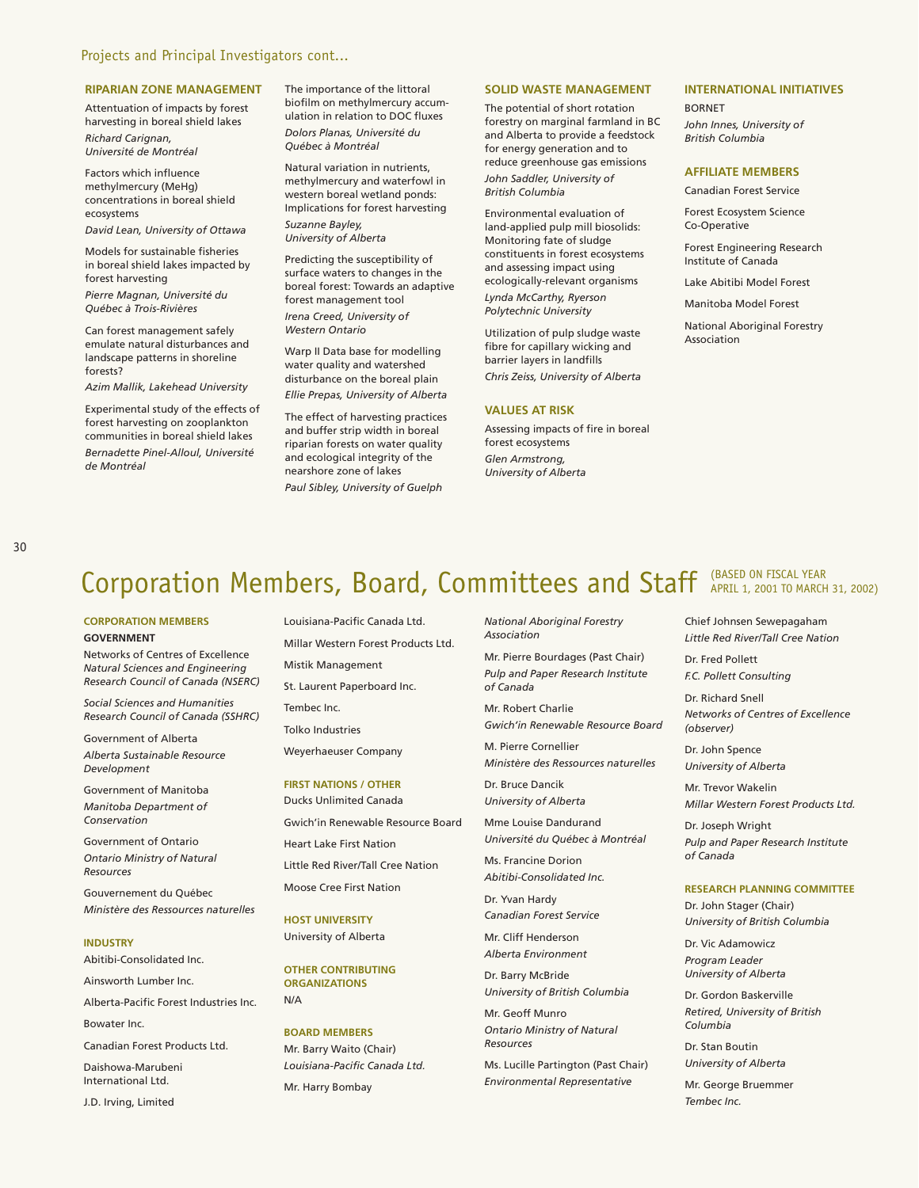Projects and Principal Investigators cont...

### RIPARIAN ZONE MANAGEMENT

Attentuation of impacts by forest harvesting in boreal shield lakes
*Richard Carignan, Université de Montréal*

Factors which influence methylmercury (MeHg) concentrations in boreal shield ecosystems
*David Lean, University of Ottawa*

Models for sustainable fisheries in boreal shield lakes impacted by forest harvesting
*Pierre Magnan, Université du Québec à Trois-Rivières*

Can forest management safely emulate natural disturbances and landscape patterns in shoreline forests?
*Azim Mallik, Lakehead University*

Experimental study of the effects of forest harvesting on zooplankton communities in boreal shield lakes
*Bernadette Pinel-Alloul, Université de Montréal*

The importance of the littoral biofilm on methylmercury accumulation in relation to DOC fluxes
*Dolors Planas, Université du Québec à Montréal*

Natural variation in nutrients, methylmercury and waterfowl in western boreal wetland ponds: Implications for forest harvesting
*Suzanne Bayley, University of Alberta*

Predicting the susceptibility of surface waters to changes in the boreal forest: Towards an adaptive forest management tool
*Irena Creed, University of Western Ontario*

Warp II Data base for modelling water quality and watershed disturbance on the boreal plain
*Ellie Prepas, University of Alberta*

The effect of harvesting practices and buffer strip width in boreal riparian forests on water quality and ecological integrity of the nearshore zone of lakes
*Paul Sibley, University of Guelph*

### SOLID WASTE MANAGEMENT

The potential of short rotation forestry on marginal farmland in BC and Alberta to provide a feedstock for energy generation and to reduce greenhouse gas emissions
*John Saddler, University of British Columbia*

Environmental evaluation of land-applied pulp mill biosolids: Monitoring fate of sludge constituents in forest ecosystems and assessing impact using ecologically-relevant organisms
*Lynda McCarthy, Ryerson Polytechnic University*

Utilization of pulp sludge waste fibre for capillary wicking and barrier layers in landfills
*Chris Zeiss, University of Alberta*

### VALUES AT RISK

Assessing impacts of fire in boreal forest ecosystems
*Glen Armstrong, University of Alberta*

### INTERNATIONAL INITIATIVES

BORNET
*John Innes, University of British Columbia*

### AFFILIATE MEMBERS

Canadian Forest Service

Forest Ecosystem Science Co-Operative

Forest Engineering Research Institute of Canada

Lake Abitibi Model Forest

Manitoba Model Forest

National Aboriginal Forestry Association

# Corporation Members, Board, Committees and Staff (BASED ON FISCAL YEAR APRIL 1, 2001 TO MARCH 31, 2002)

### CORPORATION MEMBERS

**GOVERNMENT**

Networks of Centres of Excellence
*Natural Sciences and Engineering Research Council of Canada (NSERC)*

*Social Sciences and Humanities Research Council of Canada (SSHRC)*

Government of Alberta
*Alberta Sustainable Resource Development*

Government of Manitoba
*Manitoba Department of Conservation*

Government of Ontario
*Ontario Ministry of Natural Resources*

Gouvernement du Québec
*Ministère des Ressources naturelles*

### INDUSTRY

Abitibi-Consolidated Inc.

Ainsworth Lumber Inc.

Alberta-Pacific Forest Industries Inc.

Bowater Inc.

Canadian Forest Products Ltd.

Daishowa-Marubeni International Ltd.

J.D. Irving, Limited

Louisiana-Pacific Canada Ltd.

Millar Western Forest Products Ltd.

Mistik Management

St. Laurent Paperboard Inc.

Tembec Inc.

Tolko Industries

Weyerhaeuser Company

### FIRST NATIONS / OTHER

Ducks Unlimited Canada

Gwich'in Renewable Resource Board

Heart Lake First Nation

Little Red River/Tall Cree Nation

Moose Cree First Nation

### HOST UNIVERSITY

University of Alberta

### OTHER CONTRIBUTING ORGANIZATIONS

N/A

### BOARD MEMBERS

Mr. Barry Waito (Chair)
*Louisiana-Pacific Canada Ltd.*

Mr. Harry Bombay
*National Aboriginal Forestry Association*

Mr. Pierre Bourdages (Past Chair)
*Pulp and Paper Research Institute of Canada*

Mr. Robert Charlie
*Gwich'in Renewable Resource Board*

M. Pierre Cornellier
*Ministère des Ressources naturelles*

Dr. Bruce Dancik
*University of Alberta*

Mme Louise Dandurand
*Université du Québec à Montréal*

Ms. Francine Dorion
*Abitibi-Consolidated Inc.*

Dr. Yvan Hardy
*Canadian Forest Service*

Mr. Cliff Henderson
*Alberta Environment*

Dr. Barry McBride
*University of British Columbia*

Mr. Geoff Munro
*Ontario Ministry of Natural Resources*

Ms. Lucille Partington (Past Chair)
*Environmental Representative*

Chief Johnsen Sewepagaham
*Little Red River/Tall Cree Nation*

Dr. Fred Pollett
*F.C. Pollett Consulting*

Dr. Richard Snell
*Networks of Centres of Excellence (observer)*

Dr. John Spence
*University of Alberta*

Mr. Trevor Wakelin
*Millar Western Forest Products Ltd.*

Dr. Joseph Wright
*Pulp and Paper Research Institute of Canada*

### RESEARCH PLANNING COMMITTEE

Dr. John Stager (Chair)
*University of British Columbia*

Dr. Vic Adamowicz
*Program Leader University of Alberta*

Dr. Gordon Baskerville
*Retired, University of British Columbia*

Dr. Stan Boutin
*University of Alberta*

Mr. George Bruemmer
*Tembec Inc.*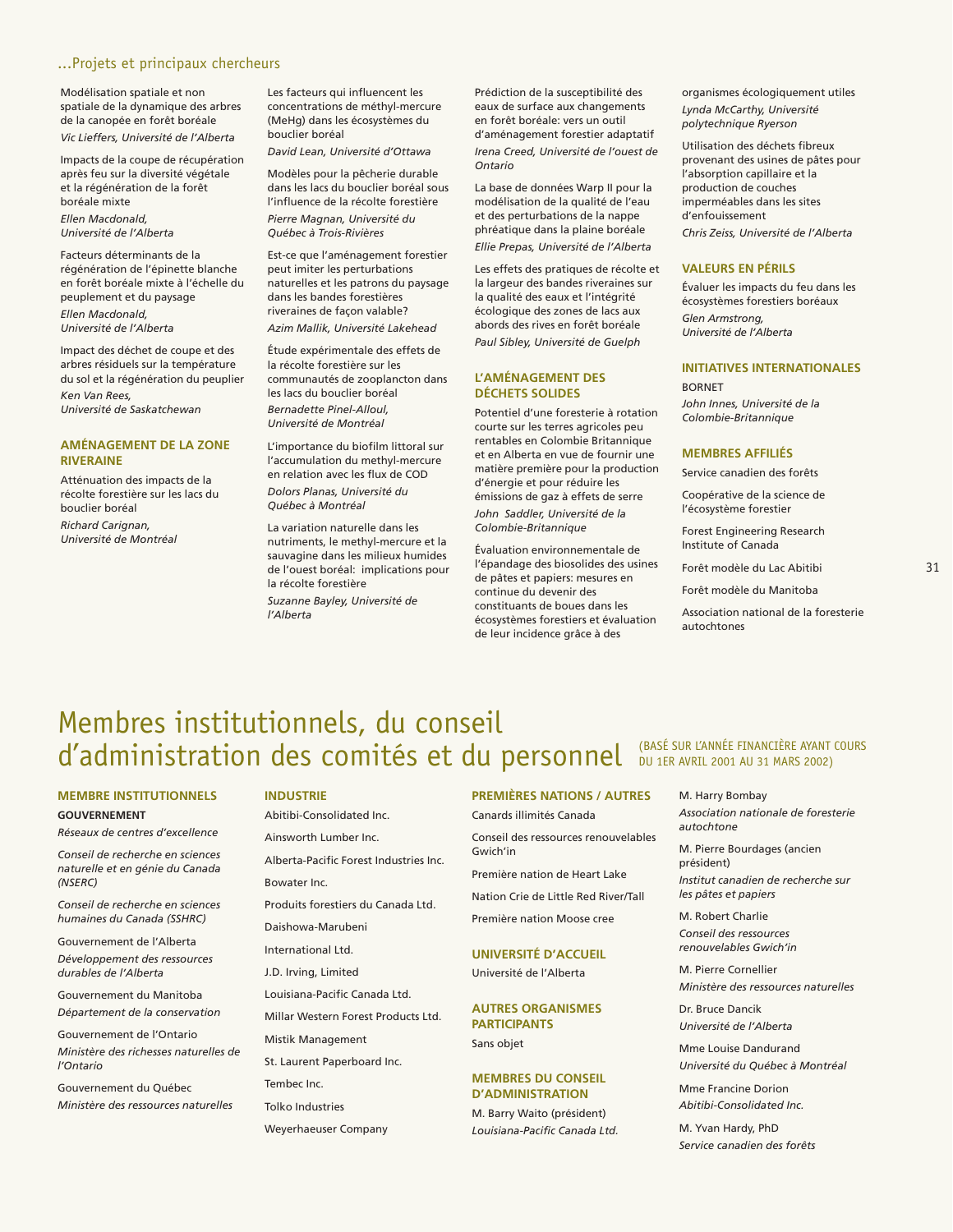## …Projets et principaux chercheurs

Modélisation spatiale et non spatiale de la dynamique des arbres de la canopée en forêt boréale
*Vic Lieffers, Université de l'Alberta*

Impacts de la coupe de récupération après feu sur la diversité végétale et la régénération de la forêt boréale mixte
*Ellen Macdonald, Université de l'Alberta*

Facteurs déterminants de la régénération de l'épinette blanche en forêt boréale mixte à l'échelle du peuplement et du paysage
*Ellen Macdonald, Université de l'Alberta*

Impact des déchet de coupe et des arbres résiduels sur la température du sol et la régénération du peuplier
*Ken Van Rees, Université de Saskatchewan*

### AMÉNAGEMENT DE LA ZONE RIVERAINE

Atténuation des impacts de la récolte forestière sur les lacs du bouclier boréal
*Richard Carignan, Université de Montréal*

Les facteurs qui influencent les concentrations de méthyl-mercure (MeHg) dans les écosystèmes du bouclier boréal
*David Lean, Université d'Ottawa*

Modèles pour la pêcherie durable dans les lacs du bouclier boréal sous l'influence de la récolte forestière
*Pierre Magnan, Université du Québec à Trois-Rivières*

Est-ce que l'aménagement forestier peut imiter les perturbations naturelles et les patrons du paysage dans les bandes forestières riveraines de façon valable?
*Azim Mallik, Université Lakehead*

Étude expérimentale des effets de la récolte forestière sur les communautés de zooplancton dans les lacs du bouclier boréal
*Bernadette Pinel-Alloul, Université de Montréal*

L'importance du biofilm littoral sur l'accumulation du methyl-mercure en relation avec les flux de COD
*Dolors Planas, Université du Québec à Montréal*

La variation naturelle dans les nutriments, le methyl-mercure et la sauvagine dans les milieux humides de l'ouest boréal: implications pour la récolte forestière
*Suzanne Bayley, Université de l'Alberta*

Prédiction de la susceptibilité des eaux de surface aux changements en forêt boréale: vers un outil d'aménagement forestier adaptatif
*Irena Creed, Université de l'ouest de Ontario*

La base de données Warp II pour la modélisation de la qualité de l'eau et des perturbations de la nappe phréatique dans la plaine boréale
*Ellie Prepas, Université de l'Alberta*

Les effets des pratiques de récolte et la largeur des bandes riveraines sur la qualité des eaux et l'intégrité écologique des zones de lacs aux abords des rives en forêt boréale
*Paul Sibley, Université de Guelph*

### L'AMÉNAGEMENT DES DÉCHETS SOLIDES

Potentiel d'une foresterie à rotation courte sur les terres agricoles peu rentables en Colombie Britannique et en Alberta en vue de fournir une matière première pour la production d'énergie et pour réduire les émissions de gaz à effets de serre
*John Saddler, Université de la Colombie-Britannique*

Évaluation environnementale de l'épandage des biosolides des usines de pâtes et papiers: mesures en continue du devenir des constituants de boues dans les écosystèmes forestiers et évaluation de leur incidence grâce à des organismes écologiquement utiles
*Lynda McCarthy, Université polytechnique Ryerson*

Utilisation des déchets fibreux provenant des usines de pâtes pour l'absorption capillaire et la production de couches imperméables dans les sites d'enfouissement
*Chris Zeiss, Université de l'Alberta*

### VALEURS EN PÉRILS

Évaluer les impacts du feu dans les écosystèmes forestiers boréaux
*Glen Armstrong, Université de l'Alberta*

### INITIATIVES INTERNATIONALES

BORNET
*John Innes, Université de la Colombie-Britannique*

### MEMBRES AFFILIÉS

Service canadien des forêts

Coopérative de la science de l'écosystème forestier

Forest Engineering Research Institute of Canada

Forêt modèle du Lac Abitibi

Forêt modèle du Manitoba

Association national de la foresterie autochtones

# Membres institutionnels, du conseil d'administration des comités et du personnel

(BASÉ SUR L'ANNÉE FINANCIÈRE AYANT COURS DU 1ER AVRIL 2001 AU 31 MARS 2002)

### MEMBRE INSTITUTIONNELS

**GOUVERNEMENT**

*Réseaux de centres d'excellence*

*Conseil de recherche en sciences naturelle et en génie du Canada (NSERC)*

*Conseil de recherche en sciences humaines du Canada (SSHRC)*

Gouvernement de l'Alberta
*Développement des ressources durables de l'Alberta*

Gouvernement du Manitoba
*Département de la conservation*

Gouvernement de l'Ontario
*Ministère des richesses naturelles de l'Ontario*

Gouvernement du Québec
*Ministère des ressources naturelles*

### INDUSTRIE

Abitibi-Consolidated Inc.

Ainsworth Lumber Inc.

Alberta-Pacific Forest Industries Inc.

Bowater Inc.

Produits forestiers du Canada Ltd.

Daishowa-Marubeni

International Ltd.

J.D. Irving, Limited

Louisiana-Pacific Canada Ltd.

Millar Western Forest Products Ltd.

Mistik Management

St. Laurent Paperboard Inc.

Tembec Inc.

Tolko Industries

Weyerhaeuser Company

### PREMIÈRES NATIONS / AUTRES

Canards illimités Canada

Conseil des ressources renouvelables Gwich'in

Première nation de Heart Lake

Nation Crie de Little Red River/Tall

Première nation Moose cree

### UNIVERSITÉ D'ACCUEIL

Université de l'Alberta

### AUTRES ORGANISMES PARTICIPANTS

Sans objet

### MEMBRES DU CONSEIL D'ADMINISTRATION

M. Barry Waito (président)
*Louisiana-Pacific Canada Ltd.*

M. Harry Bombay
*Association nationale de foresterie autochtone*

M. Pierre Bourdages (ancien président)
*Institut canadien de recherche sur les pâtes et papiers*

M. Robert Charlie
*Conseil des ressources renouvelables Gwich'in*

M. Pierre Cornellier
*Ministère des ressources naturelles*

Dr. Bruce Dancik
*Université de l'Alberta*

Mme Louise Dandurand
*Université du Québec à Montréal*

Mme Francine Dorion
*Abitibi-Consolidated Inc.*

M. Yvan Hardy, PhD
*Service canadien des forêts*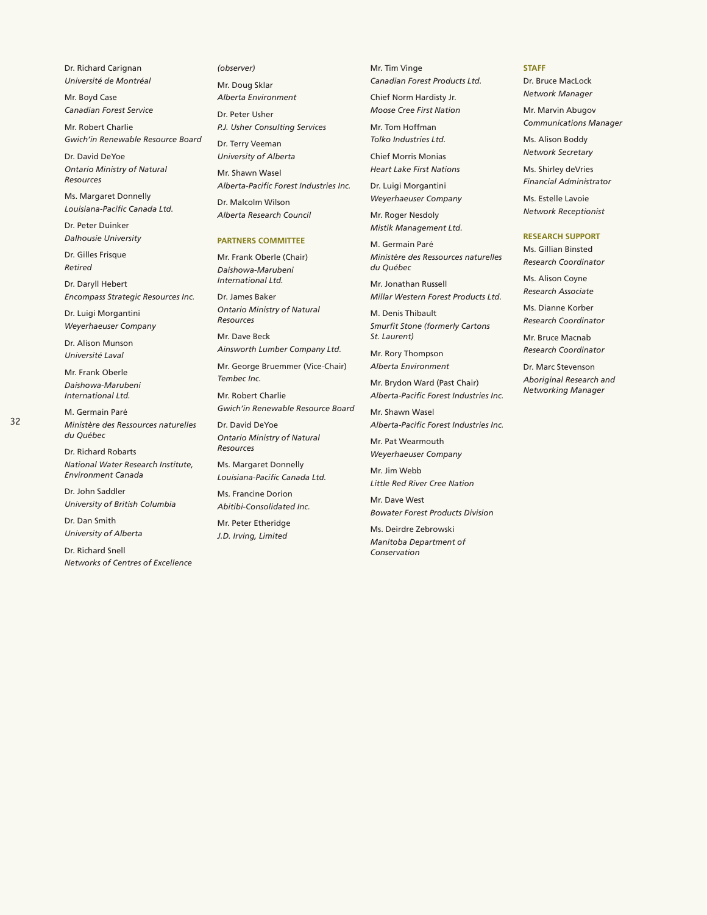Dr. Richard Carignan
*Université de Montréal*

Mr. Boyd Case
*Canadian Forest Service*

Mr. Robert Charlie
*Gwich'in Renewable Resource Board*

Dr. David DeYoe
*Ontario Ministry of Natural Resources*

Ms. Margaret Donnelly
*Louisiana-Pacific Canada Ltd.*

Dr. Peter Duinker
*Dalhousie University*

Dr. Gilles Frisque
*Retired*

Dr. Daryll Hebert
*Encompass Strategic Resources Inc.*

Dr. Luigi Morgantini
*Weyerhaeuser Company*

Dr. Alison Munson
*Université Laval*

Mr. Frank Oberle
*Daishowa-Marubeni International Ltd.*

M. Germain Paré
*Ministère des Ressources naturelles du Québec*

Dr. Richard Robarts
*National Water Research Institute, Environment Canada*

Dr. John Saddler
*University of British Columbia*

Dr. Dan Smith
*University of Alberta*

Dr. Richard Snell
*Networks of Centres of Excellence (observer)*

Mr. Doug Sklar
*Alberta Environment*

Dr. Peter Usher
*P.J. Usher Consulting Services*

Dr. Terry Veeman
*University of Alberta*

Mr. Shawn Wasel
*Alberta-Pacific Forest Industries Inc.*

Dr. Malcolm Wilson
*Alberta Research Council*

## PARTNERS COMMITTEE

Mr. Frank Oberle (Chair)
*Daishowa-Marubeni International Ltd.*

Dr. James Baker
*Ontario Ministry of Natural Resources*

Mr. Dave Beck
*Ainsworth Lumber Company Ltd.*

Mr. George Bruemmer (Vice-Chair)
*Tembec Inc.*

Mr. Robert Charlie
*Gwich'in Renewable Resource Board*

Dr. David DeYoe
*Ontario Ministry of Natural Resources*

Ms. Margaret Donnelly
*Louisiana-Pacific Canada Ltd.*

Ms. Francine Dorion
*Abitibi-Consolidated Inc.*

Mr. Peter Etheridge
*J.D. Irving, Limited*

Mr. Tim Vinge
*Canadian Forest Products Ltd.*

Chief Norm Hardisty Jr.
*Moose Cree First Nation*

Mr. Tom Hoffman
*Tolko Industries Ltd.*

Chief Morris Monias
*Heart Lake First Nations*

Dr. Luigi Morgantini
*Weyerhaeuser Company*

Mr. Roger Nesdoly
*Mistik Management Ltd.*

M. Germain Paré
*Ministère des Ressources naturelles du Québec*

Mr. Jonathan Russell
*Millar Western Forest Products Ltd.*

M. Denis Thibault
*Smurfit Stone (formerly Cartons St. Laurent)*

Mr. Rory Thompson
*Alberta Environment*

Mr. Brydon Ward (Past Chair)
*Alberta-Pacific Forest Industries Inc.*

Mr. Shawn Wasel
*Alberta-Pacific Forest Industries Inc.*

Mr. Pat Wearmouth
*Weyerhaeuser Company*

Mr. Jim Webb
*Little Red River Cree Nation*

Mr. Dave West
*Bowater Forest Products Division*

Ms. Deirdre Zebrowski
*Manitoba Department of Conservation*

## STAFF

Dr. Bruce MacLock
*Network Manager*

Mr. Marvin Abugov
*Communications Manager*

Ms. Alison Boddy
*Network Secretary*

Ms. Shirley deVries
*Financial Administrator*

Ms. Estelle Lavoie
*Network Receptionist*

## RESEARCH SUPPORT

Ms. Gillian Binsted
*Research Coordinator*

Ms. Alison Coyne
*Research Associate*

Ms. Dianne Korber
*Research Coordinator*

Mr. Bruce Macnab
*Research Coordinator*

Dr. Marc Stevenson
*Aboriginal Research and Networking Manager*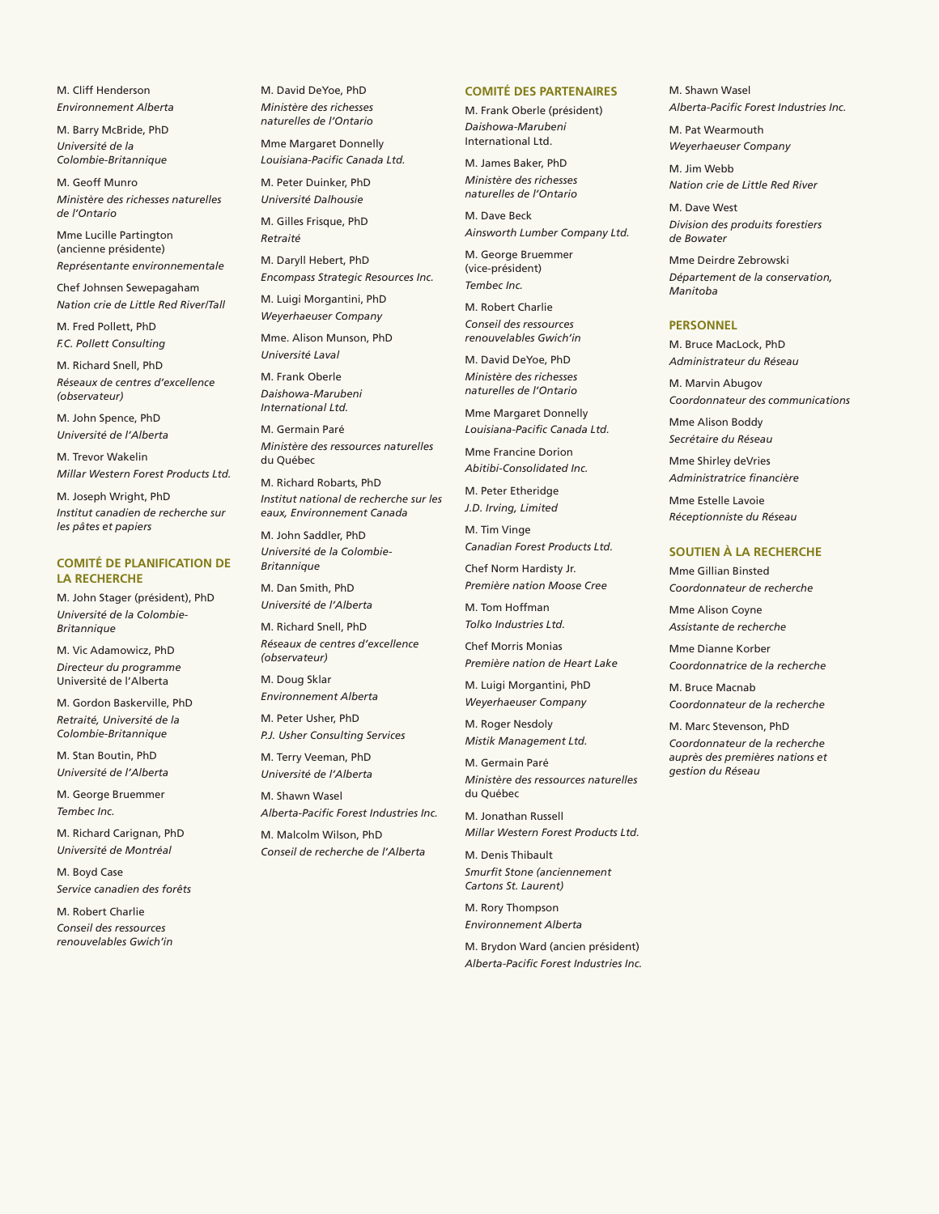M. Cliff Henderson
*Environnement Alberta*

M. Barry McBride, PhD
*Université de la Colombie-Britannique*

M. Geoff Munro
*Ministère des richesses naturelles de l'Ontario*

Mme Lucille Partington (ancienne présidente)
*Représentante environnementale*

Chef Johnsen Sewepagaham
*Nation crie de Little Red River/Tall*

M. Fred Pollett, PhD
*F.C. Pollett Consulting*

M. Richard Snell, PhD
*Réseaux de centres d'excellence (observateur)*

M. John Spence, PhD
*Université de l'Alberta*

M. Trevor Wakelin
*Millar Western Forest Products Ltd.*

M. Joseph Wright, PhD
*Institut canadien de recherche sur les pâtes et papiers*

## COMITÉ DE PLANIFICATION DE LA RECHERCHE

M. John Stager (président), PhD
*Université de la Colombie-Britannique*

M. Vic Adamowicz, PhD
*Directeur du programme*
Université de l'Alberta

M. Gordon Baskerville, PhD
*Retraité, Université de la Colombie-Britannique*

M. Stan Boutin, PhD
*Université de l'Alberta*

M. George Bruemmer
*Tembec Inc.*

M. Richard Carignan, PhD
*Université de Montréal*

M. Boyd Case
*Service canadien des forêts*

M. Robert Charlie
*Conseil des ressources renouvelables Gwich'in*

M. David DeYoe, PhD
*Ministère des richesses naturelles de l'Ontario*

Mme Margaret Donnelly
*Louisiana-Pacific Canada Ltd.*

M. Peter Duinker, PhD
*Université Dalhousie*

M. Gilles Frisque, PhD
*Retraité*

M. Daryll Hebert, PhD
*Encompass Strategic Resources Inc.*

M. Luigi Morgantini, PhD
*Weyerhaeuser Company*

Mme. Alison Munson, PhD
*Université Laval*

M. Frank Oberle
*Daishowa-Marubeni International Ltd.*

M. Germain Paré
*Ministère des ressources naturelles* du Québec

M. Richard Robarts, PhD
*Institut national de recherche sur les eaux, Environnement Canada*

M. John Saddler, PhD
*Université de la Colombie-Britannique*

M. Dan Smith, PhD
*Université de l'Alberta*

M. Richard Snell, PhD
*Réseaux de centres d'excellence (observateur)*

M. Doug Sklar
*Environnement Alberta*

M. Peter Usher, PhD
*P.J. Usher Consulting Services*

M. Terry Veeman, PhD
*Université de l'Alberta*

M. Shawn Wasel
*Alberta-Pacific Forest Industries Inc.*

M. Malcolm Wilson, PhD
*Conseil de recherche de l'Alberta*

## COMITÉ DES PARTENAIRES

M. Frank Oberle (président)
*Daishowa-Marubeni* International Ltd.

M. James Baker, PhD
*Ministère des richesses naturelles de l'Ontario*

M. Dave Beck
*Ainsworth Lumber Company Ltd.*

M. George Bruemmer (vice-président)
*Tembec Inc.*

M. Robert Charlie
*Conseil des ressources renouvelables Gwich'in*

M. David DeYoe, PhD
*Ministère des richesses naturelles de l'Ontario*

Mme Margaret Donnelly
*Louisiana-Pacific Canada Ltd.*

Mme Francine Dorion
*Abitibi-Consolidated Inc.*

M. Peter Etheridge
*J.D. Irving, Limited*

M. Tim Vinge
*Canadian Forest Products Ltd.*

Chef Norm Hardisty Jr.
*Première nation Moose Cree*

M. Tom Hoffman
*Tolko Industries Ltd.*

Chef Morris Monias
*Première nation de Heart Lake*

M. Luigi Morgantini, PhD
*Weyerhaeuser Company*

M. Roger Nesdoly
*Mistik Management Ltd.*

M. Germain Paré
*Ministère des ressources naturelles* du Québec

M. Jonathan Russell
*Millar Western Forest Products Ltd.*

M. Denis Thibault
*Smurfit Stone (anciennement Cartons St. Laurent)*

M. Rory Thompson
*Environnement Alberta*

M. Brydon Ward (ancien président)
*Alberta-Pacific Forest Industries Inc.*

M. Shawn Wasel
*Alberta-Pacific Forest Industries Inc.*

M. Pat Wearmouth
*Weyerhaeuser Company*

M. Jim Webb
*Nation crie de Little Red River*

M. Dave West
*Division des produits forestiers de Bowater*

Mme Deirdre Zebrowski
*Département de la conservation, Manitoba*

## PERSONNEL

M. Bruce MacLock, PhD
*Administrateur du Réseau*

M. Marvin Abugov
*Coordonnateur des communications*

Mme Alison Boddy
*Secrétaire du Réseau*

Mme Shirley deVries
*Administratrice financière*

Mme Estelle Lavoie
*Réceptionniste du Réseau*

## SOUTIEN À LA RECHERCHE

Mme Gillian Binsted
*Coordonnateur de recherche*

Mme Alison Coyne
*Assistante de recherche*

Mme Dianne Korber
*Coordonnatrice de la recherche*

M. Bruce Macnab
*Coordonnateur de la recherche*

M. Marc Stevenson, PhD
*Coordonnateur de la recherche auprès des premières nations et gestion du Réseau*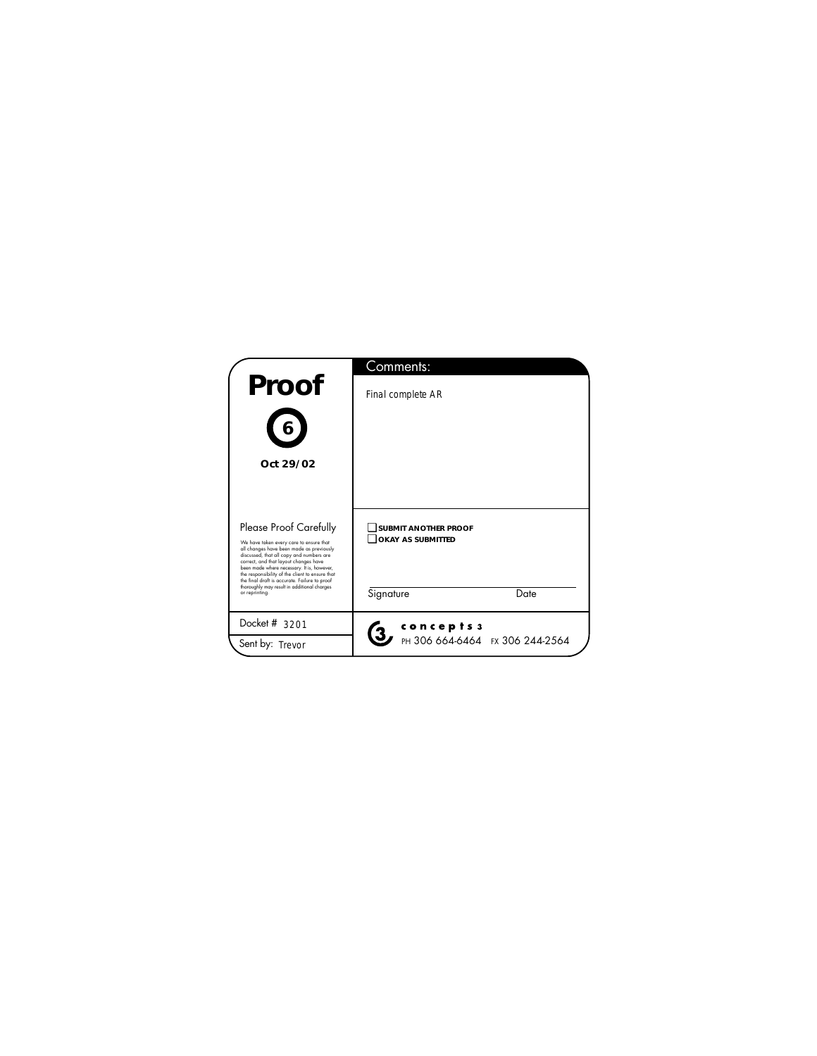# Proof

**6**

**Oct 29/02**

Comments:

*Final complete AR*

Please Proof Carefully

We have taken every care to ensure that all changes have been made as previously discussed, that all copy and numbers are correct, and that layout changes have been made where necessary. It is, however, the responsibility of the client to ensure that the final draft is accurate. Failure to proof thoroughly may result in additional charges or reprinting.

- ☐ **SUBMIT ANOTHER PROOF**
- ☐ **OKAY AS SUBMITTED**

Signature Date

Docket # 3201

Sent by: Trevor

**concepts 3**

PH 306 664-6464 FX 306 244-2564